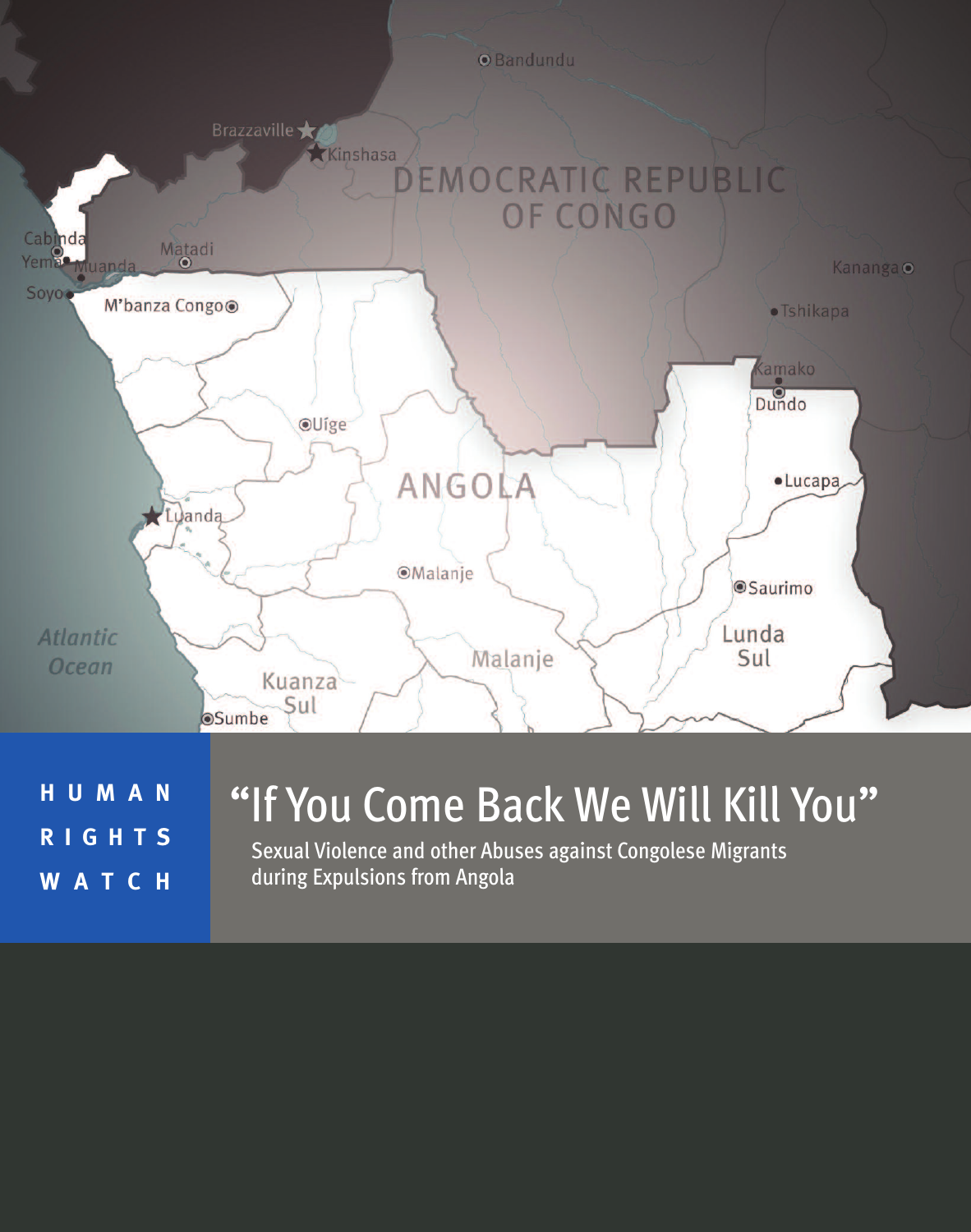HUMAN RIGHTS WATCH

# "If You Come Back We Will Kill You"

## Sexual Violence and other Abuses against Congolese Migrants during Expulsions from Angola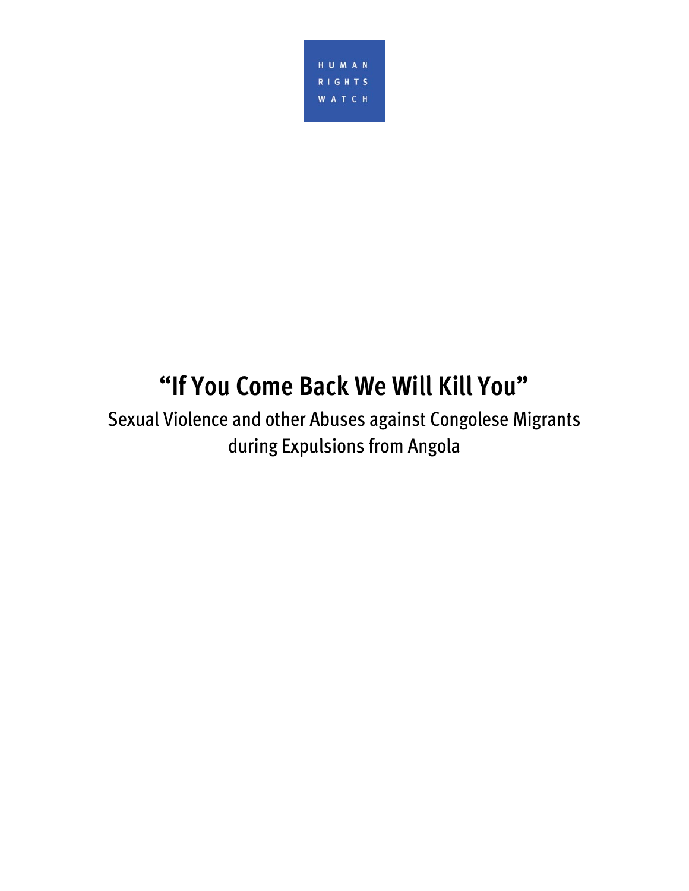HUMAN
RIGHTS
WATCH

# "If You Come Back We Will Kill You"

## Sexual Violence and other Abuses against Congolese Migrants during Expulsions from Angola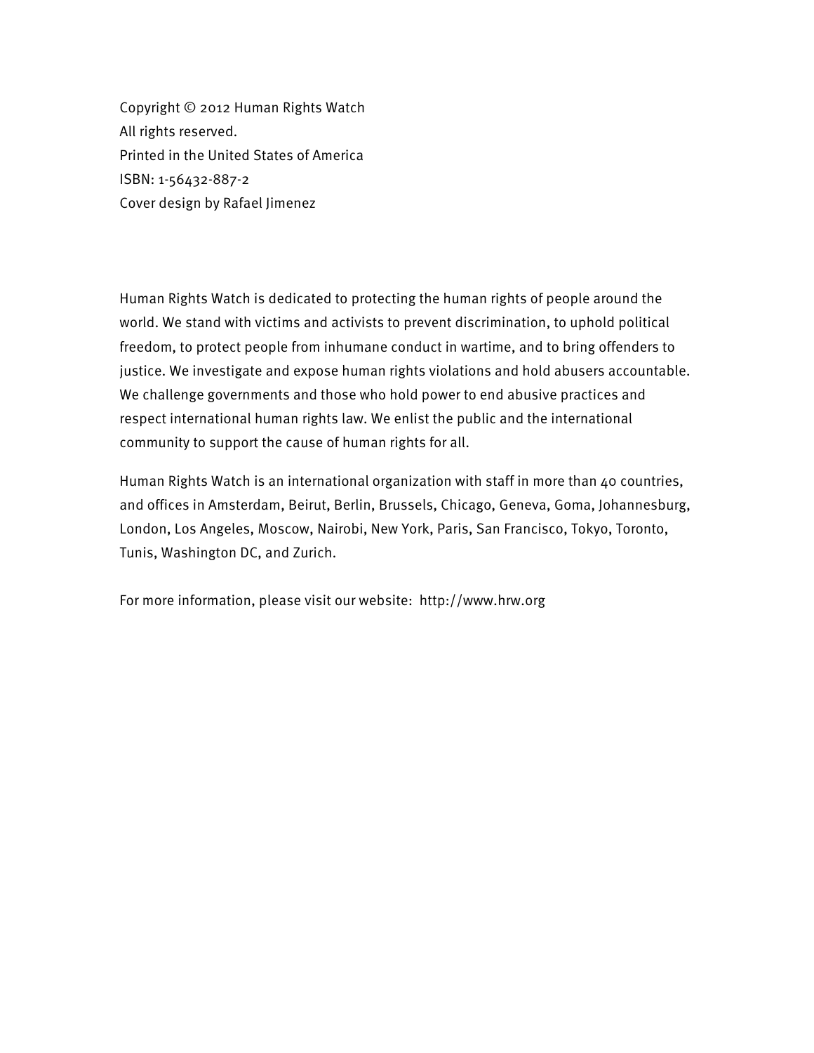Copyright © 2012 Human Rights Watch
All rights reserved.
Printed in the United States of America
ISBN: 1-56432-887-2
Cover design by Rafael Jimenez

Human Rights Watch is dedicated to protecting the human rights of people around the world. We stand with victims and activists to prevent discrimination, to uphold political freedom, to protect people from inhumane conduct in wartime, and to bring offenders to justice. We investigate and expose human rights violations and hold abusers accountable. We challenge governments and those who hold power to end abusive practices and respect international human rights law. We enlist the public and the international community to support the cause of human rights for all.

Human Rights Watch is an international organization with staff in more than 40 countries, and offices in Amsterdam, Beirut, Berlin, Brussels, Chicago, Geneva, Goma, Johannesburg, London, Los Angeles, Moscow, Nairobi, New York, Paris, San Francisco, Tokyo, Toronto, Tunis, Washington DC, and Zurich.

For more information, please visit our website: http://www.hrw.org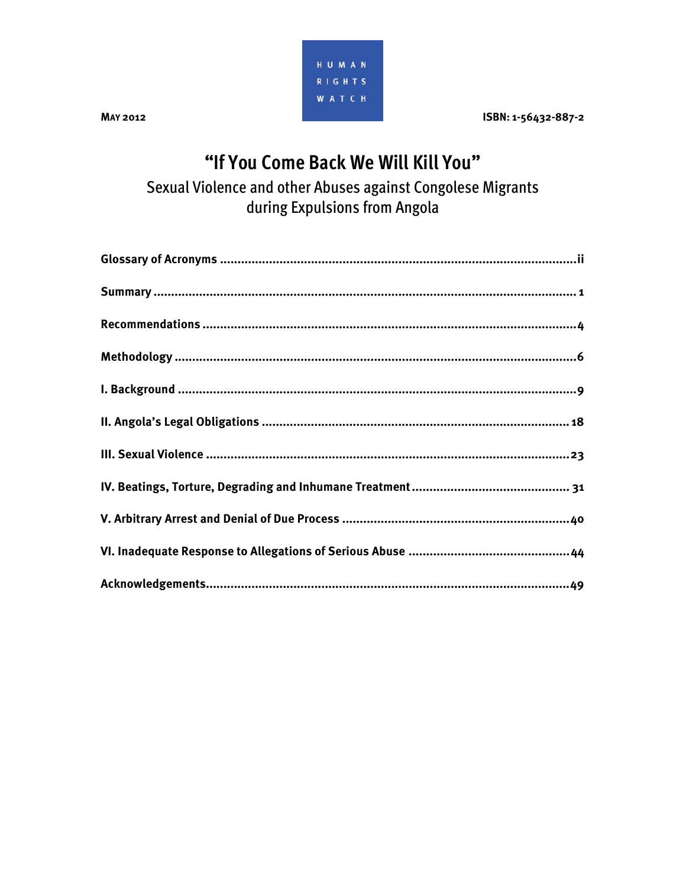MAY 2012

HUMAN RIGHTS WATCH

ISBN: 1-56432-887-2

# "If You Come Back We Will Kill You"

## Sexual Violence and other Abuses against Congolese Migrants during Expulsions from Angola

**Glossary of Acronyms** .......... ii

**Summary** .......... 1

**Recommendations** .......... 4

**Methodology** .......... 6

**I. Background** .......... 9

**II. Angola's Legal Obligations** .......... 18

**III. Sexual Violence** .......... 23

**IV. Beatings, Torture, Degrading and Inhumane Treatment** .......... 31

**V. Arbitrary Arrest and Denial of Due Process** .......... 40

**VI. Inadequate Response to Allegations of Serious Abuse** .......... 44

**Acknowledgements** .......... 49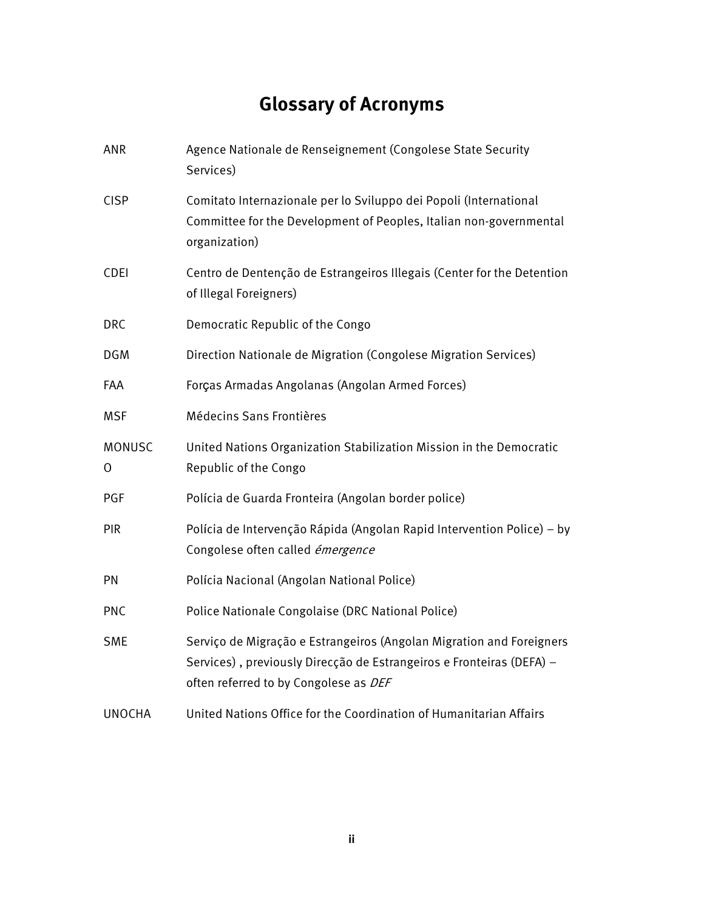# Glossary of Acronyms

| | |
|---|---|
| ANR | Agence Nationale de Renseignement (Congolese State Security Services) |
| CISP | Comitato Internazionale per lo Sviluppo dei Popoli (International Committee for the Development of Peoples, Italian non-governmental organization) |
| CDEI | Centro de Dentenção de Estrangeiros Illegais (Center for the Detention of Illegal Foreigners) |
| DRC | Democratic Republic of the Congo |
| DGM | Direction Nationale de Migration (Congolese Migration Services) |
| FAA | Forças Armadas Angolanas (Angolan Armed Forces) |
| MSF | Médecins Sans Frontières |
| MONUSCO | United Nations Organization Stabilization Mission in the Democratic Republic of the Congo |
| PGF | Polícia de Guarda Fronteira (Angolan border police) |
| PIR | Polícia de Intervenção Rápida (Angolan Rapid Intervention Police) – by Congolese often called *émergence* |
| PN | Polícia Nacional (Angolan National Police) |
| PNC | Police Nationale Congolaise (DRC National Police) |
| SME | Serviço de Migração e Estrangeiros (Angolan Migration and Foreigners Services) , previously Direcção de Estrangeiros e Fronteiras (DEFA) – often referred to by Congolese as *DEF* |
| UNOCHA | United Nations Office for the Coordination of Humanitarian Affairs |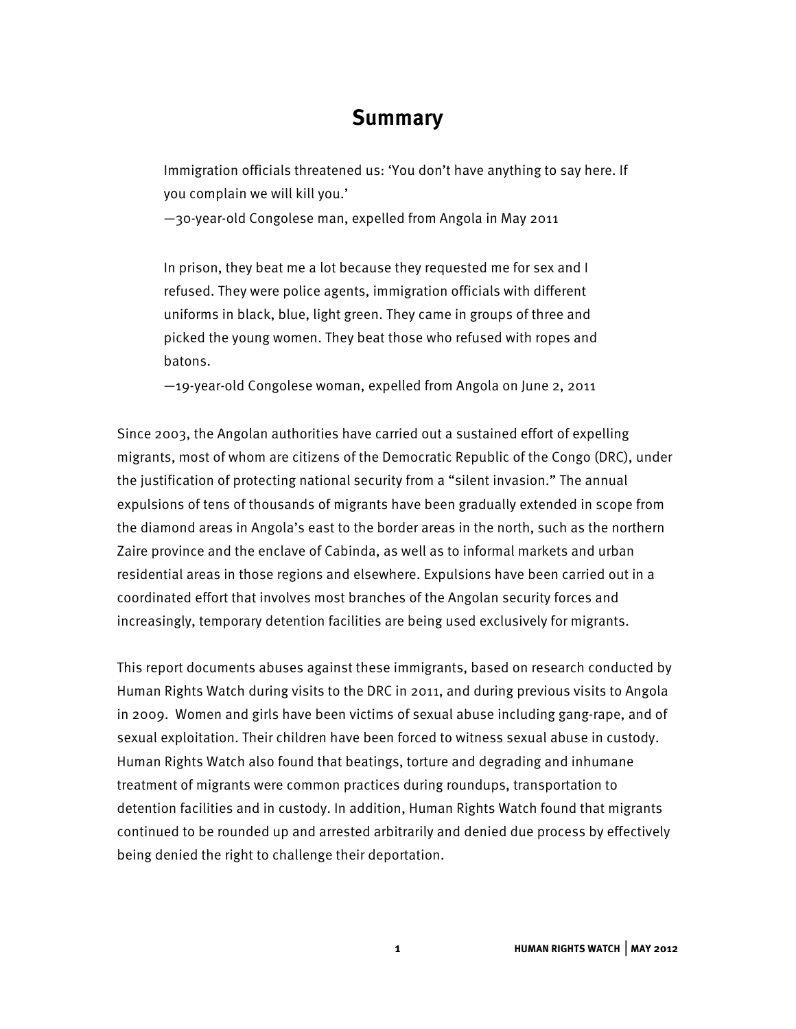# Summary

> Immigration officials threatened us: 'You don't have anything to say here. If you complain we will kill you.'
>
> —30-year-old Congolese man, expelled from Angola in May 2011

> In prison, they beat me a lot because they requested me for sex and I refused. They were police agents, immigration officials with different uniforms in black, blue, light green. They came in groups of three and picked the young women. They beat those who refused with ropes and batons.
>
> —19-year-old Congolese woman, expelled from Angola on June 2, 2011

Since 2003, the Angolan authorities have carried out a sustained effort of expelling migrants, most of whom are citizens of the Democratic Republic of the Congo (DRC), under the justification of protecting national security from a "silent invasion." The annual expulsions of tens of thousands of migrants have been gradually extended in scope from the diamond areas in Angola's east to the border areas in the north, such as the northern Zaire province and the enclave of Cabinda, as well as to informal markets and urban residential areas in those regions and elsewhere. Expulsions have been carried out in a coordinated effort that involves most branches of the Angolan security forces and increasingly, temporary detention facilities are being used exclusively for migrants.

This report documents abuses against these immigrants, based on research conducted by Human Rights Watch during visits to the DRC in 2011, and during previous visits to Angola in 2009. Women and girls have been victims of sexual abuse including gang-rape, and of sexual exploitation. Their children have been forced to witness sexual abuse in custody. Human Rights Watch also found that beatings, torture and degrading and inhumane treatment of migrants were common practices during roundups, transportation to detention facilities and in custody. In addition, Human Rights Watch found that migrants continued to be rounded up and arrested arbitrarily and denied due process by effectively being denied the right to challenge their deportation.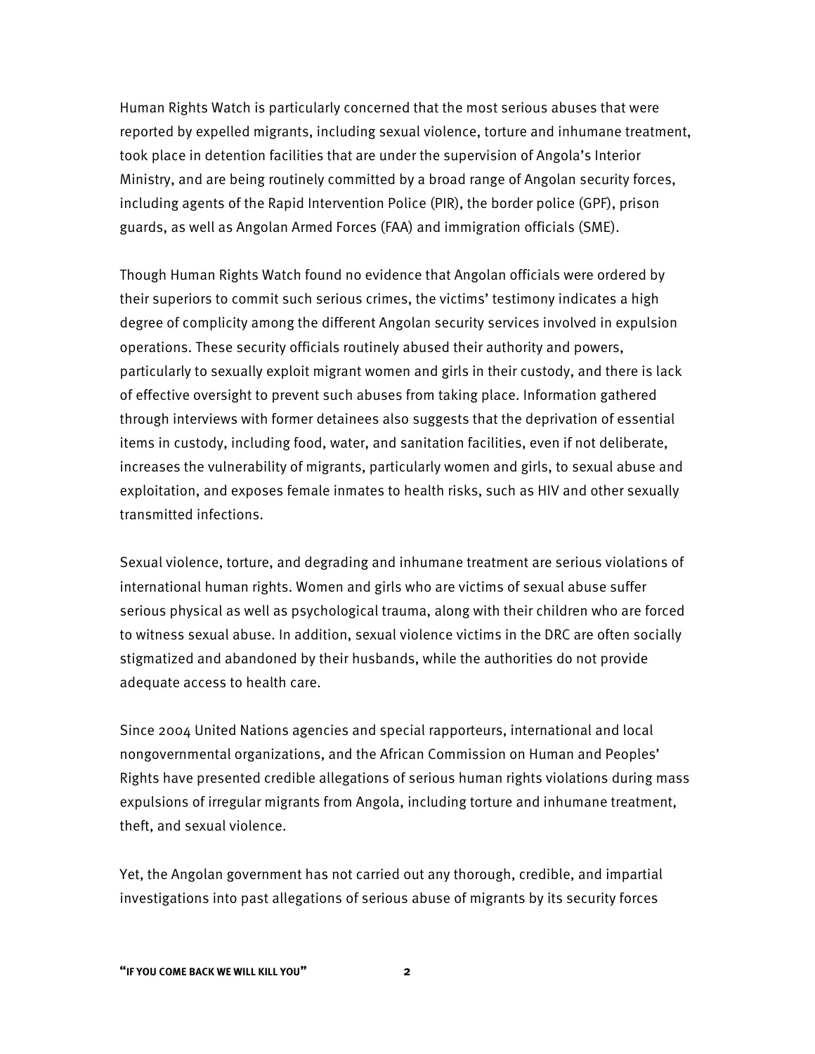Human Rights Watch is particularly concerned that the most serious abuses that were reported by expelled migrants, including sexual violence, torture and inhumane treatment, took place in detention facilities that are under the supervision of Angola's Interior Ministry, and are being routinely committed by a broad range of Angolan security forces, including agents of the Rapid Intervention Police (PIR), the border police (GPF), prison guards, as well as Angolan Armed Forces (FAA) and immigration officials (SME).

Though Human Rights Watch found no evidence that Angolan officials were ordered by their superiors to commit such serious crimes, the victims' testimony indicates a high degree of complicity among the different Angolan security services involved in expulsion operations. These security officials routinely abused their authority and powers, particularly to sexually exploit migrant women and girls in their custody, and there is lack of effective oversight to prevent such abuses from taking place. Information gathered through interviews with former detainees also suggests that the deprivation of essential items in custody, including food, water, and sanitation facilities, even if not deliberate, increases the vulnerability of migrants, particularly women and girls, to sexual abuse and exploitation, and exposes female inmates to health risks, such as HIV and other sexually transmitted infections.

Sexual violence, torture, and degrading and inhumane treatment are serious violations of international human rights. Women and girls who are victims of sexual abuse suffer serious physical as well as psychological trauma, along with their children who are forced to witness sexual abuse. In addition, sexual violence victims in the DRC are often socially stigmatized and abandoned by their husbands, while the authorities do not provide adequate access to health care.

Since 2004 United Nations agencies and special rapporteurs, international and local nongovernmental organizations, and the African Commission on Human and Peoples' Rights have presented credible allegations of serious human rights violations during mass expulsions of irregular migrants from Angola, including torture and inhumane treatment, theft, and sexual violence.

Yet, the Angolan government has not carried out any thorough, credible, and impartial investigations into past allegations of serious abuse of migrants by its security forces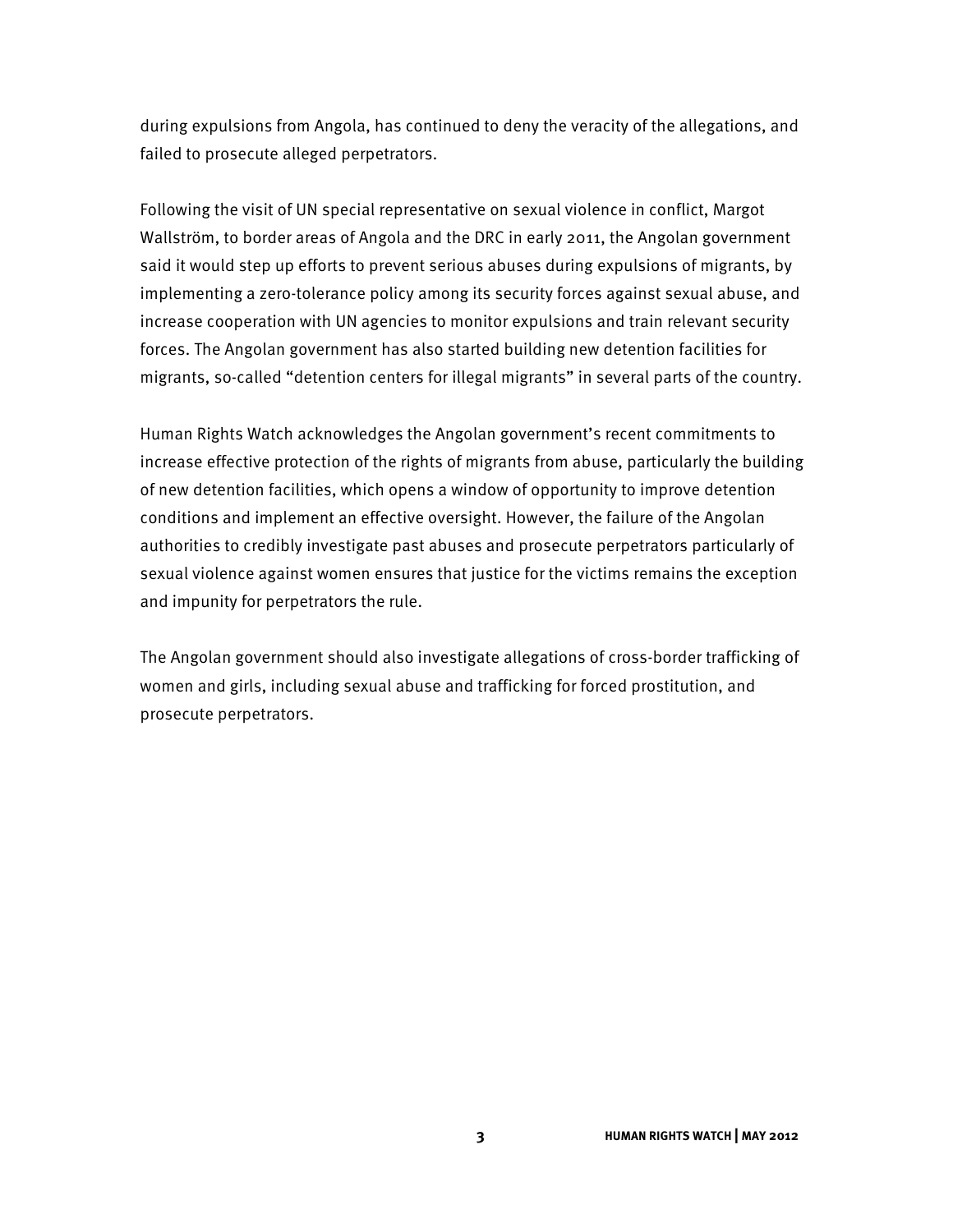during expulsions from Angola, has continued to deny the veracity of the allegations, and failed to prosecute alleged perpetrators.

Following the visit of UN special representative on sexual violence in conflict, Margot Wallström, to border areas of Angola and the DRC in early 2011, the Angolan government said it would step up efforts to prevent serious abuses during expulsions of migrants, by implementing a zero-tolerance policy among its security forces against sexual abuse, and increase cooperation with UN agencies to monitor expulsions and train relevant security forces. The Angolan government has also started building new detention facilities for migrants, so-called "detention centers for illegal migrants" in several parts of the country.

Human Rights Watch acknowledges the Angolan government's recent commitments to increase effective protection of the rights of migrants from abuse, particularly the building of new detention facilities, which opens a window of opportunity to improve detention conditions and implement an effective oversight. However, the failure of the Angolan authorities to credibly investigate past abuses and prosecute perpetrators particularly of sexual violence against women ensures that justice for the victims remains the exception and impunity for perpetrators the rule.

The Angolan government should also investigate allegations of cross-border trafficking of women and girls, including sexual abuse and trafficking for forced prostitution, and prosecute perpetrators.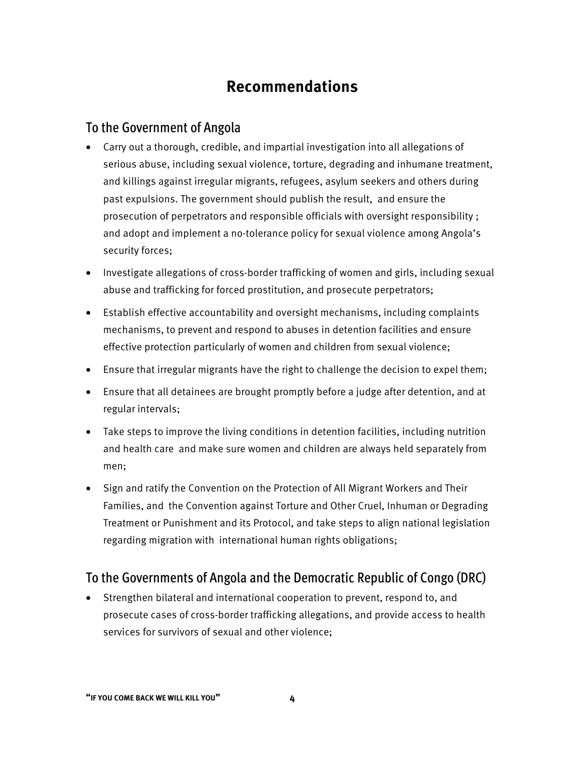# Recommendations

## To the Government of Angola

- Carry out a thorough, credible, and impartial investigation into all allegations of serious abuse, including sexual violence, torture, degrading and inhumane treatment, and killings against irregular migrants, refugees, asylum seekers and others during past expulsions. The government should publish the result, and ensure the prosecution of perpetrators and responsible officials with oversight responsibility ; and adopt and implement a no-tolerance policy for sexual violence among Angola's security forces;
- Investigate allegations of cross-border trafficking of women and girls, including sexual abuse and trafficking for forced prostitution, and prosecute perpetrators;
- Establish effective accountability and oversight mechanisms, including complaints mechanisms, to prevent and respond to abuses in detention facilities and ensure effective protection particularly of women and children from sexual violence;
- Ensure that irregular migrants have the right to challenge the decision to expel them;
- Ensure that all detainees are brought promptly before a judge after detention, and at regular intervals;
- Take steps to improve the living conditions in detention facilities, including nutrition and health care and make sure women and children are always held separately from men;
- Sign and ratify the Convention on the Protection of All Migrant Workers and Their Families, and the Convention against Torture and Other Cruel, Inhuman or Degrading Treatment or Punishment and its Protocol, and take steps to align national legislation regarding migration with international human rights obligations;

## To the Governments of Angola and the Democratic Republic of Congo (DRC)

- Strengthen bilateral and international cooperation to prevent, respond to, and prosecute cases of cross-border trafficking allegations, and provide access to health services for survivors of sexual and other violence;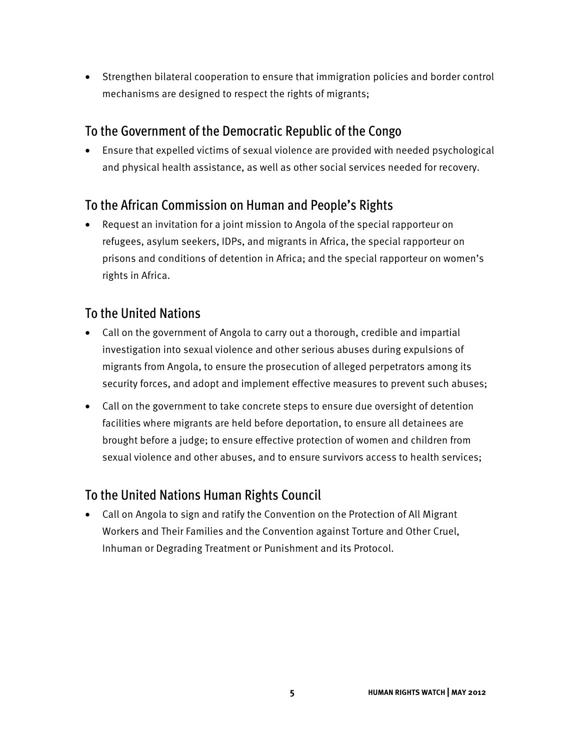- Strengthen bilateral cooperation to ensure that immigration policies and border control mechanisms are designed to respect the rights of migrants;

## To the Government of the Democratic Republic of the Congo

- Ensure that expelled victims of sexual violence are provided with needed psychological and physical health assistance, as well as other social services needed for recovery.

## To the African Commission on Human and People's Rights

- Request an invitation for a joint mission to Angola of the special rapporteur on refugees, asylum seekers, IDPs, and migrants in Africa, the special rapporteur on prisons and conditions of detention in Africa; and the special rapporteur on women's rights in Africa.

## To the United Nations

- Call on the government of Angola to carry out a thorough, credible and impartial investigation into sexual violence and other serious abuses during expulsions of migrants from Angola, to ensure the prosecution of alleged perpetrators among its security forces, and adopt and implement effective measures to prevent such abuses;
- Call on the government to take concrete steps to ensure due oversight of detention facilities where migrants are held before deportation, to ensure all detainees are brought before a judge; to ensure effective protection of women and children from sexual violence and other abuses, and to ensure survivors access to health services;

## To the United Nations Human Rights Council

- Call on Angola to sign and ratify the Convention on the Protection of All Migrant Workers and Their Families and the Convention against Torture and Other Cruel, Inhuman or Degrading Treatment or Punishment and its Protocol.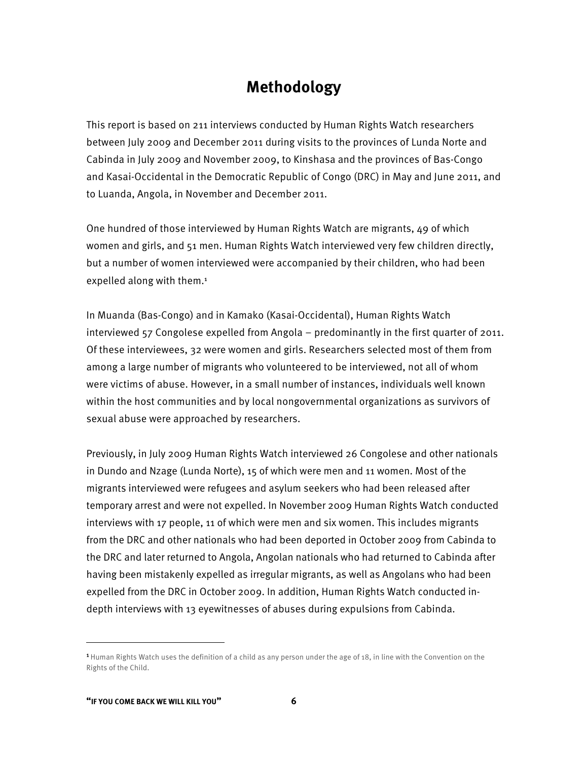# Methodology

This report is based on 211 interviews conducted by Human Rights Watch researchers between July 2009 and December 2011 during visits to the provinces of Lunda Norte and Cabinda in July 2009 and November 2009, to Kinshasa and the provinces of Bas-Congo and Kasai-Occidental in the Democratic Republic of Congo (DRC) in May and June 2011, and to Luanda, Angola, in November and December 2011.

One hundred of those interviewed by Human Rights Watch are migrants, 49 of which women and girls, and 51 men. Human Rights Watch interviewed very few children directly, but a number of women interviewed were accompanied by their children, who had been expelled along with them.[1]

In Muanda (Bas-Congo) and in Kamako (Kasai-Occidental), Human Rights Watch interviewed 57 Congolese expelled from Angola – predominantly in the first quarter of 2011. Of these interviewees, 32 were women and girls. Researchers selected most of them from among a large number of migrants who volunteered to be interviewed, not all of whom were victims of abuse. However, in a small number of instances, individuals well known within the host communities and by local nongovernmental organizations as survivors of sexual abuse were approached by researchers.

Previously, in July 2009 Human Rights Watch interviewed 26 Congolese and other nationals in Dundo and Nzage (Lunda Norte), 15 of which were men and 11 women. Most of the migrants interviewed were refugees and asylum seekers who had been released after temporary arrest and were not expelled. In November 2009 Human Rights Watch conducted interviews with 17 people, 11 of which were men and six women. This includes migrants from the DRC and other nationals who had been deported in October 2009 from Cabinda to the DRC and later returned to Angola, Angolan nationals who had returned to Cabinda after having been mistakenly expelled as irregular migrants, as well as Angolans who had been expelled from the DRC in October 2009. In addition, Human Rights Watch conducted in-depth interviews with 13 eyewitnesses of abuses during expulsions from Cabinda.

[1] Human Rights Watch uses the definition of a child as any person under the age of 18, in line with the Convention on the Rights of the Child.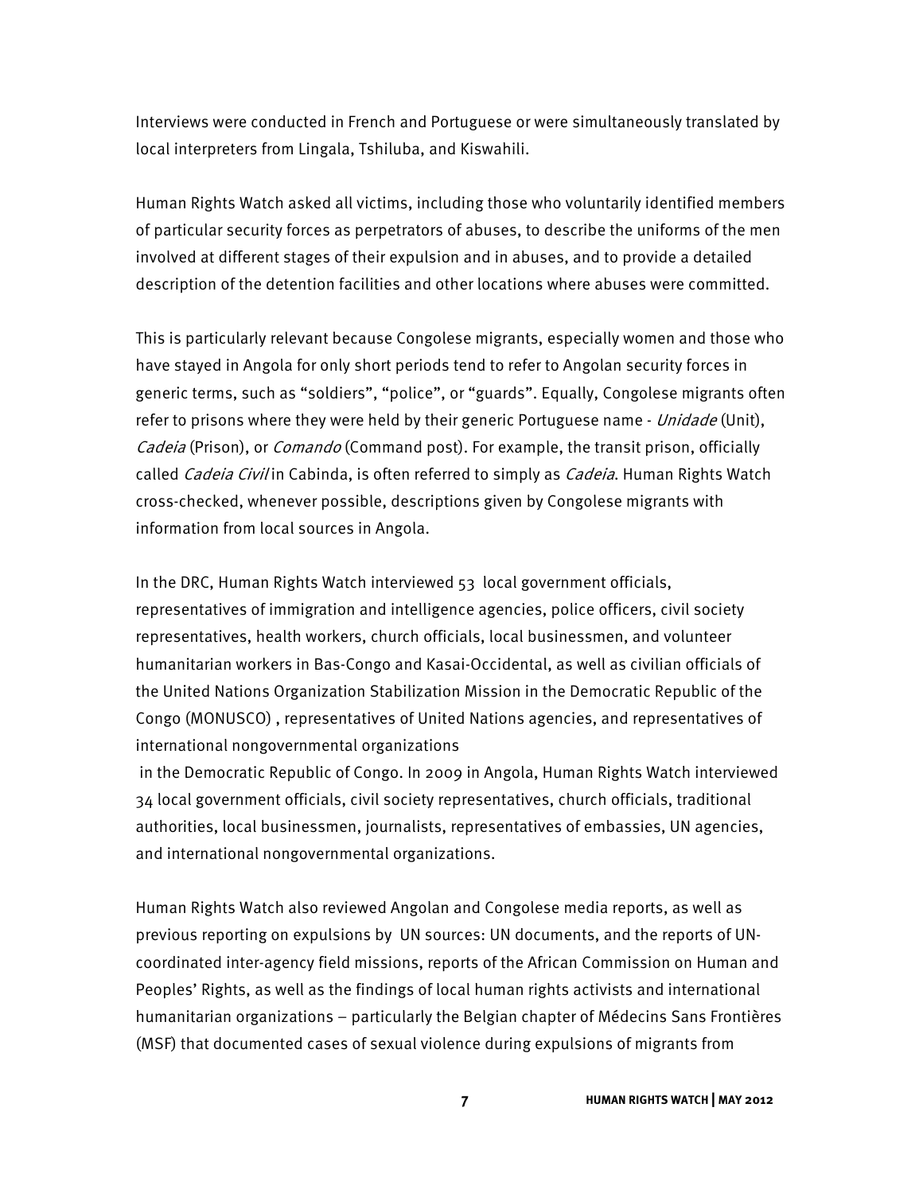Interviews were conducted in French and Portuguese or were simultaneously translated by local interpreters from Lingala, Tshiluba, and Kiswahili.

Human Rights Watch asked all victims, including those who voluntarily identified members of particular security forces as perpetrators of abuses, to describe the uniforms of the men involved at different stages of their expulsion and in abuses, and to provide a detailed description of the detention facilities and other locations where abuses were committed.

This is particularly relevant because Congolese migrants, especially women and those who have stayed in Angola for only short periods tend to refer to Angolan security forces in generic terms, such as "soldiers", "police", or "guards". Equally, Congolese migrants often refer to prisons where they were held by their generic Portuguese name - *Unidade* (Unit), *Cadeia* (Prison), or *Comando* (Command post). For example, the transit prison, officially called *Cadeia Civil* in Cabinda, is often referred to simply as *Cadeia*. Human Rights Watch cross-checked, whenever possible, descriptions given by Congolese migrants with information from local sources in Angola.

In the DRC, Human Rights Watch interviewed 53 local government officials, representatives of immigration and intelligence agencies, police officers, civil society representatives, health workers, church officials, local businessmen, and volunteer humanitarian workers in Bas-Congo and Kasai-Occidental, as well as civilian officials of the United Nations Organization Stabilization Mission in the Democratic Republic of the Congo (MONUSCO) , representatives of United Nations agencies, and representatives of international nongovernmental organizations in the Democratic Republic of Congo. In 2009 in Angola, Human Rights Watch interviewed 34 local government officials, civil society representatives, church officials, traditional authorities, local businessmen, journalists, representatives of embassies, UN agencies, and international nongovernmental organizations.

Human Rights Watch also reviewed Angolan and Congolese media reports, as well as previous reporting on expulsions by UN sources: UN documents, and the reports of UN-coordinated inter-agency field missions, reports of the African Commission on Human and Peoples' Rights, as well as the findings of local human rights activists and international humanitarian organizations – particularly the Belgian chapter of Médecins Sans Frontières (MSF) that documented cases of sexual violence during expulsions of migrants from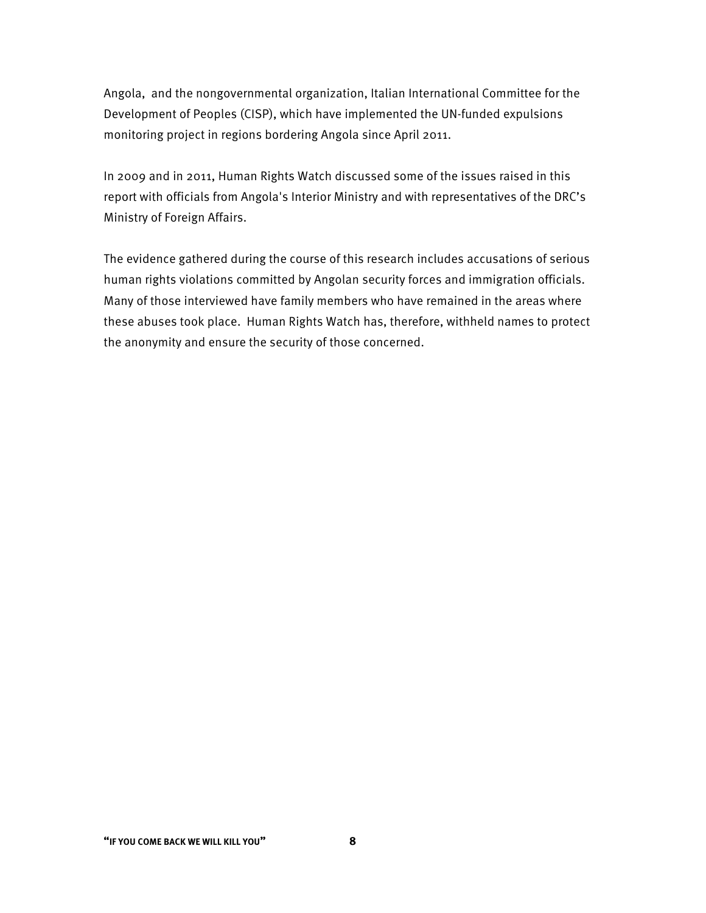Angola, and the nongovernmental organization, Italian International Committee for the Development of Peoples (CISP), which have implemented the UN-funded expulsions monitoring project in regions bordering Angola since April 2011.

In 2009 and in 2011, Human Rights Watch discussed some of the issues raised in this report with officials from Angola's Interior Ministry and with representatives of the DRC's Ministry of Foreign Affairs.

The evidence gathered during the course of this research includes accusations of serious human rights violations committed by Angolan security forces and immigration officials. Many of those interviewed have family members who have remained in the areas where these abuses took place. Human Rights Watch has, therefore, withheld names to protect the anonymity and ensure the security of those concerned.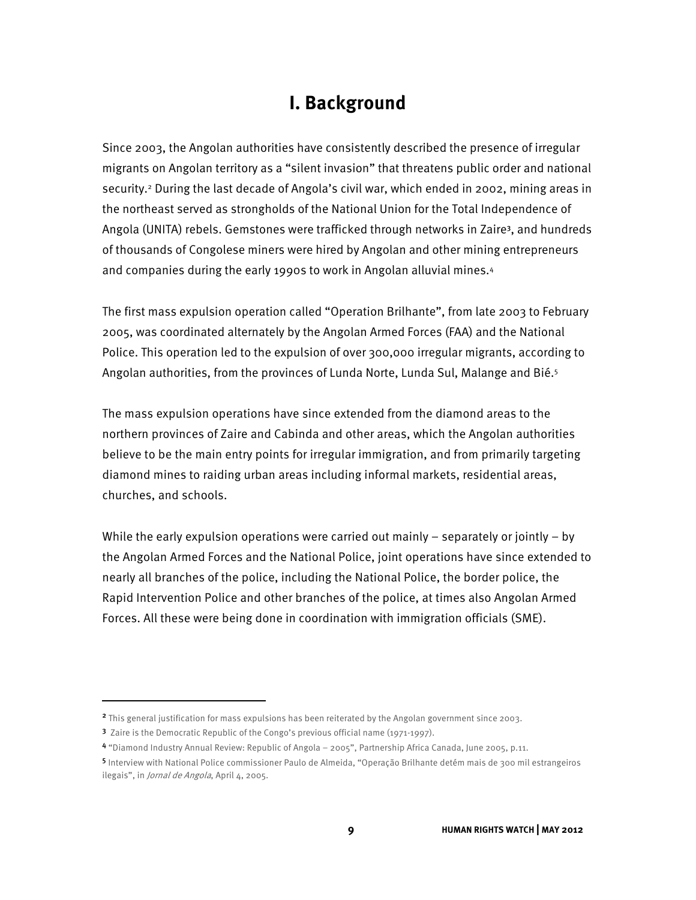# I. Background

Since 2003, the Angolan authorities have consistently described the presence of irregular migrants on Angolan territory as a "silent invasion" that threatens public order and national security.[2] During the last decade of Angola's civil war, which ended in 2002, mining areas in the northeast served as strongholds of the National Union for the Total Independence of Angola (UNITA) rebels. Gemstones were trafficked through networks in Zaire[3], and hundreds of thousands of Congolese miners were hired by Angolan and other mining entrepreneurs and companies during the early 1990s to work in Angolan alluvial mines.[4]

The first mass expulsion operation called "Operation Brilhante", from late 2003 to February 2005, was coordinated alternately by the Angolan Armed Forces (FAA) and the National Police. This operation led to the expulsion of over 300,000 irregular migrants, according to Angolan authorities, from the provinces of Lunda Norte, Lunda Sul, Malange and Bié.[5]

The mass expulsion operations have since extended from the diamond areas to the northern provinces of Zaire and Cabinda and other areas, which the Angolan authorities believe to be the main entry points for irregular immigration, and from primarily targeting diamond mines to raiding urban areas including informal markets, residential areas, churches, and schools.

While the early expulsion operations were carried out mainly – separately or jointly – by the Angolan Armed Forces and the National Police, joint operations have since extended to nearly all branches of the police, including the National Police, the border police, the Rapid Intervention Police and other branches of the police, at times also Angolan Armed Forces. All these were being done in coordination with immigration officials (SME).

---

[2] This general justification for mass expulsions has been reiterated by the Angolan government since 2003.

[3] Zaire is the Democratic Republic of the Congo's previous official name (1971-1997).

[4] "Diamond Industry Annual Review: Republic of Angola – 2005", Partnership Africa Canada, June 2005, p.11.

[5] Interview with National Police commissioner Paulo de Almeida, "Operação Brilhante detém mais de 300 mil estrangeiros ilegais", in *Jornal de Angola*, April 4, 2005.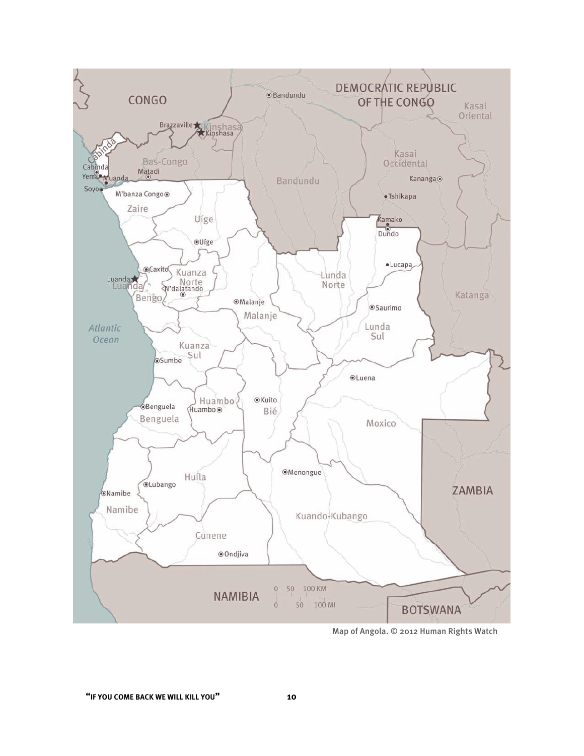Map of Angola. © 2012 Human Rights Watch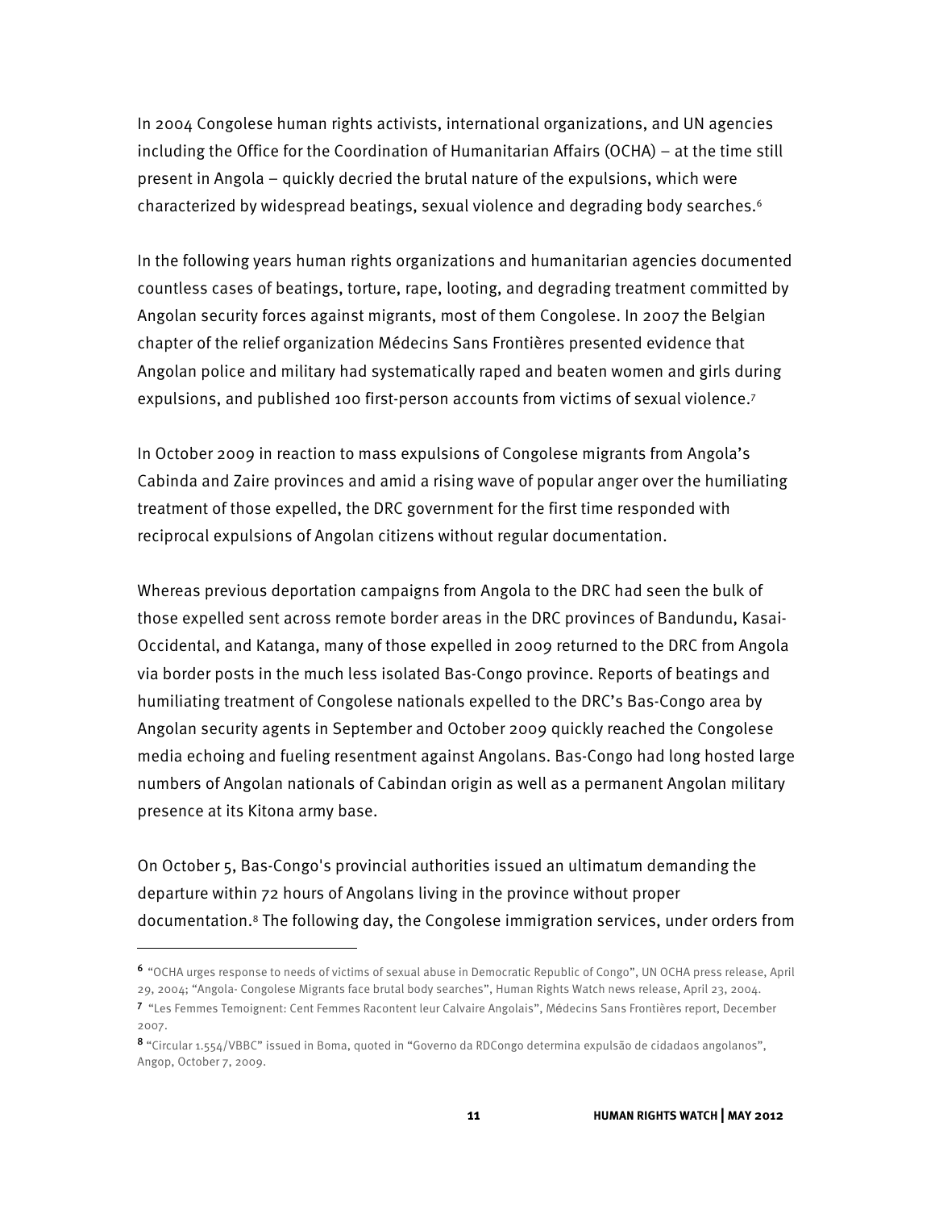In 2004 Congolese human rights activists, international organizations, and UN agencies including the Office for the Coordination of Humanitarian Affairs (OCHA) – at the time still present in Angola – quickly decried the brutal nature of the expulsions, which were characterized by widespread beatings, sexual violence and degrading body searches.[6]

In the following years human rights organizations and humanitarian agencies documented countless cases of beatings, torture, rape, looting, and degrading treatment committed by Angolan security forces against migrants, most of them Congolese. In 2007 the Belgian chapter of the relief organization Médecins Sans Frontières presented evidence that Angolan police and military had systematically raped and beaten women and girls during expulsions, and published 100 first-person accounts from victims of sexual violence.[7]

In October 2009 in reaction to mass expulsions of Congolese migrants from Angola's Cabinda and Zaire provinces and amid a rising wave of popular anger over the humiliating treatment of those expelled, the DRC government for the first time responded with reciprocal expulsions of Angolan citizens without regular documentation.

Whereas previous deportation campaigns from Angola to the DRC had seen the bulk of those expelled sent across remote border areas in the DRC provinces of Bandundu, Kasai-Occidental, and Katanga, many of those expelled in 2009 returned to the DRC from Angola via border posts in the much less isolated Bas-Congo province. Reports of beatings and humiliating treatment of Congolese nationals expelled to the DRC's Bas-Congo area by Angolan security agents in September and October 2009 quickly reached the Congolese media echoing and fueling resentment against Angolans. Bas-Congo had long hosted large numbers of Angolan nationals of Cabindan origin as well as a permanent Angolan military presence at its Kitona army base.

On October 5, Bas-Congo's provincial authorities issued an ultimatum demanding the departure within 72 hours of Angolans living in the province without proper documentation.[8] The following day, the Congolese immigration services, under orders from

---

[6] "OCHA urges response to needs of victims of sexual abuse in Democratic Republic of Congo", UN OCHA press release, April 29, 2004; "Angola- Congolese Migrants face brutal body searches", Human Rights Watch news release, April 23, 2004.

[7] "Les Femmes Temoignent: Cent Femmes Racontent leur Calvaire Angolais", Médecins Sans Frontières report, December 2007.

[8] "Circular 1.554/VBBC" issued in Boma, quoted in "Governo da RDCongo determina expulsão de cidadaos angolanos", Angop, October 7, 2009.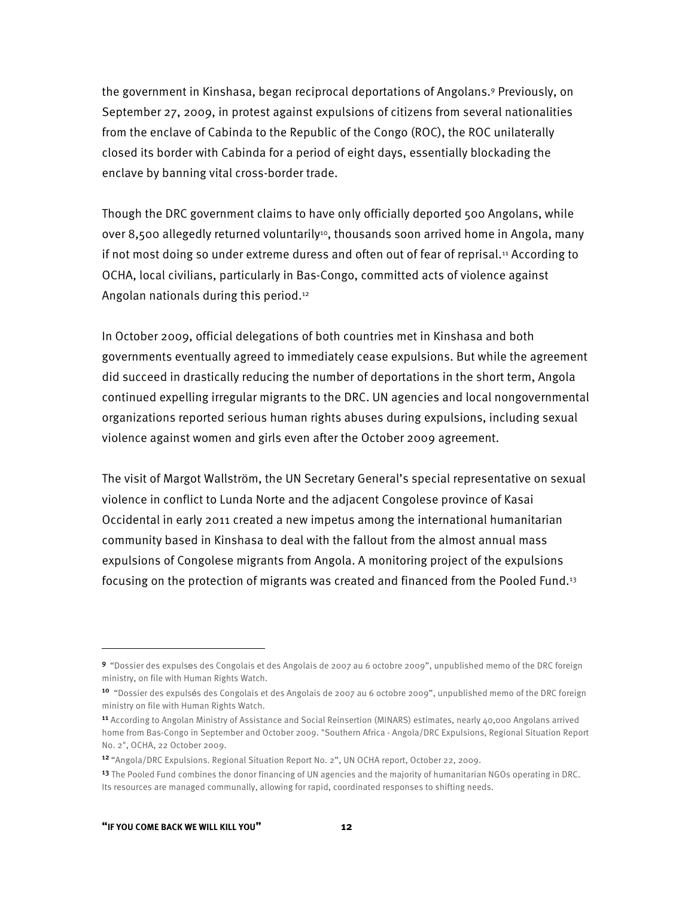the government in Kinshasa, began reciprocal deportations of Angolans.[9] Previously, on September 27, 2009, in protest against expulsions of citizens from several nationalities from the enclave of Cabinda to the Republic of the Congo (ROC), the ROC unilaterally closed its border with Cabinda for a period of eight days, essentially blockading the enclave by banning vital cross-border trade.

Though the DRC government claims to have only officially deported 500 Angolans, while over 8,500 allegedly returned voluntarily[10], thousands soon arrived home in Angola, many if not most doing so under extreme duress and often out of fear of reprisal.[11] According to OCHA, local civilians, particularly in Bas-Congo, committed acts of violence against Angolan nationals during this period.[12]

In October 2009, official delegations of both countries met in Kinshasa and both governments eventually agreed to immediately cease expulsions. But while the agreement did succeed in drastically reducing the number of deportations in the short term, Angola continued expelling irregular migrants to the DRC. UN agencies and local nongovernmental organizations reported serious human rights abuses during expulsions, including sexual violence against women and girls even after the October 2009 agreement.

The visit of Margot Wallström, the UN Secretary General's special representative on sexual violence in conflict to Lunda Norte and the adjacent Congolese province of Kasai Occidental in early 2011 created a new impetus among the international humanitarian community based in Kinshasa to deal with the fallout from the almost annual mass expulsions of Congolese migrants from Angola. A monitoring project of the expulsions focusing on the protection of migrants was created and financed from the Pooled Fund.[13]

---

[9] "Dossier des expulses des Congolais et des Angolais de 2007 au 6 octobre 2009", unpublished memo of the DRC foreign ministry, on file with Human Rights Watch.

[10] "Dossier des expulsés des Congolais et des Angolais de 2007 au 6 octobre 2009", unpublished memo of the DRC foreign ministry on file with Human Rights Watch.

[11] According to Angolan Ministry of Assistance and Social Reinsertion (MINARS) estimates, nearly 40,000 Angolans arrived home from Bas-Congo in September and October 2009. "Southern Africa - Angola/DRC Expulsions, Regional Situation Report No. 2", OCHA, 22 October 2009.

[12] "Angola/DRC Expulsions. Regional Situation Report No. 2", UN OCHA report, October 22, 2009.

[13] The Pooled Fund combines the donor financing of UN agencies and the majority of humanitarian NGOs operating in DRC. Its resources are managed communally, allowing for rapid, coordinated responses to shifting needs.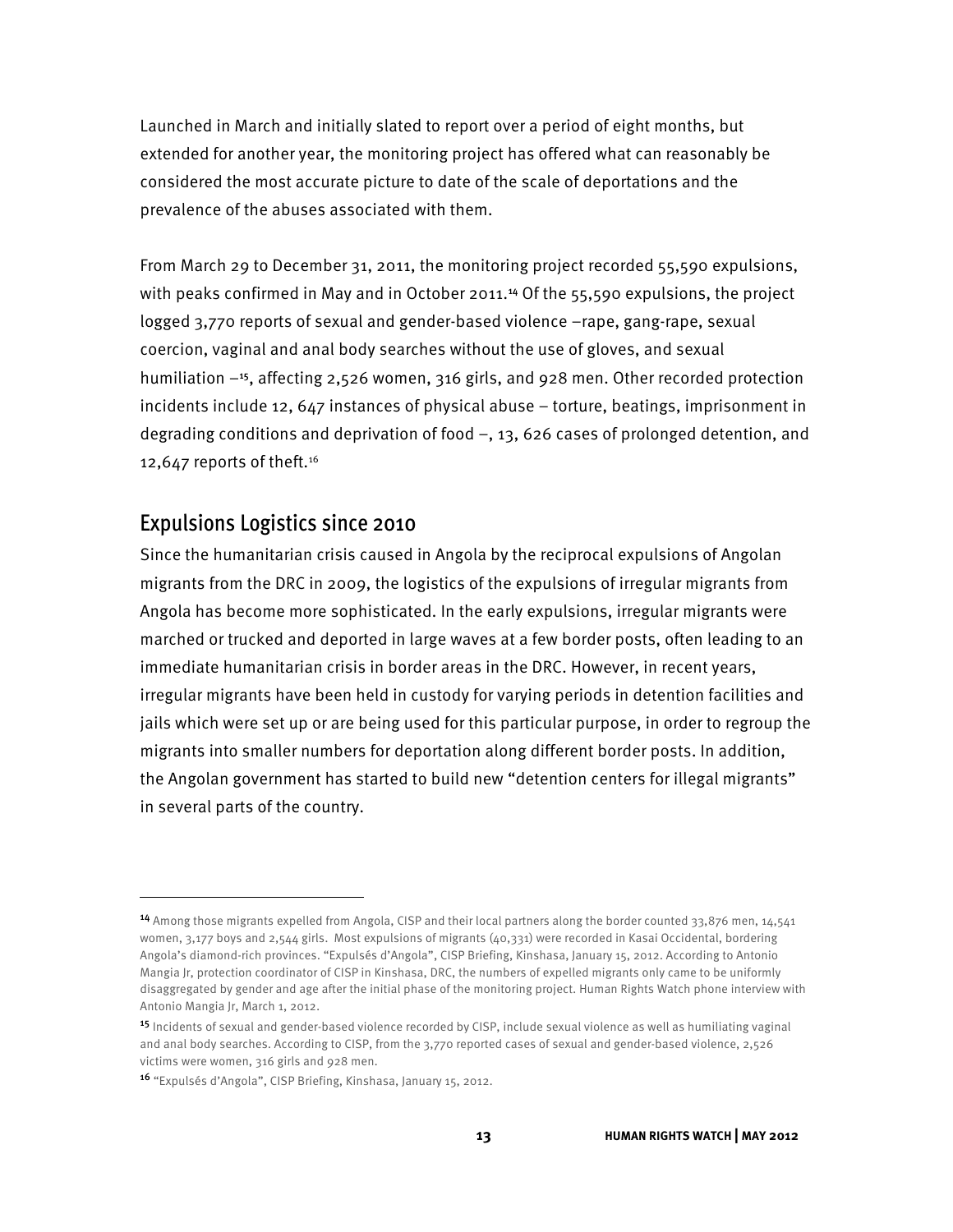Launched in March and initially slated to report over a period of eight months, but extended for another year, the monitoring project has offered what can reasonably be considered the most accurate picture to date of the scale of deportations and the prevalence of the abuses associated with them.

From March 29 to December 31, 2011, the monitoring project recorded 55,590 expulsions, with peaks confirmed in May and in October 2011.[14] Of the 55,590 expulsions, the project logged 3,770 reports of sexual and gender-based violence –rape, gang-rape, sexual coercion, vaginal and anal body searches without the use of gloves, and sexual humiliation –[15], affecting 2,526 women, 316 girls, and 928 men. Other recorded protection incidents include 12, 647 instances of physical abuse – torture, beatings, imprisonment in degrading conditions and deprivation of food –, 13, 626 cases of prolonged detention, and 12,647 reports of theft.[16]

## Expulsions Logistics since 2010

Since the humanitarian crisis caused in Angola by the reciprocal expulsions of Angolan migrants from the DRC in 2009, the logistics of the expulsions of irregular migrants from Angola has become more sophisticated. In the early expulsions, irregular migrants were marched or trucked and deported in large waves at a few border posts, often leading to an immediate humanitarian crisis in border areas in the DRC. However, in recent years, irregular migrants have been held in custody for varying periods in detention facilities and jails which were set up or are being used for this particular purpose, in order to regroup the migrants into smaller numbers for deportation along different border posts. In addition, the Angolan government has started to build new "detention centers for illegal migrants" in several parts of the country.

---

[14] Among those migrants expelled from Angola, CISP and their local partners along the border counted 33,876 men, 14,541 women, 3,177 boys and 2,544 girls. Most expulsions of migrants (40,331) were recorded in Kasai Occidental, bordering Angola's diamond-rich provinces. "Expulsés d'Angola", CISP Briefing, Kinshasa, January 15, 2012. According to Antonio Mangia Jr, protection coordinator of CISP in Kinshasa, DRC, the numbers of expelled migrants only came to be uniformly disaggregated by gender and age after the initial phase of the monitoring project. Human Rights Watch phone interview with Antonio Mangia Jr, March 1, 2012.

[15] Incidents of sexual and gender-based violence recorded by CISP, include sexual violence as well as humiliating vaginal and anal body searches. According to CISP, from the 3,770 reported cases of sexual and gender-based violence, 2,526 victims were women, 316 girls and 928 men.

[16] "Expulsés d'Angola", CISP Briefing, Kinshasa, January 15, 2012.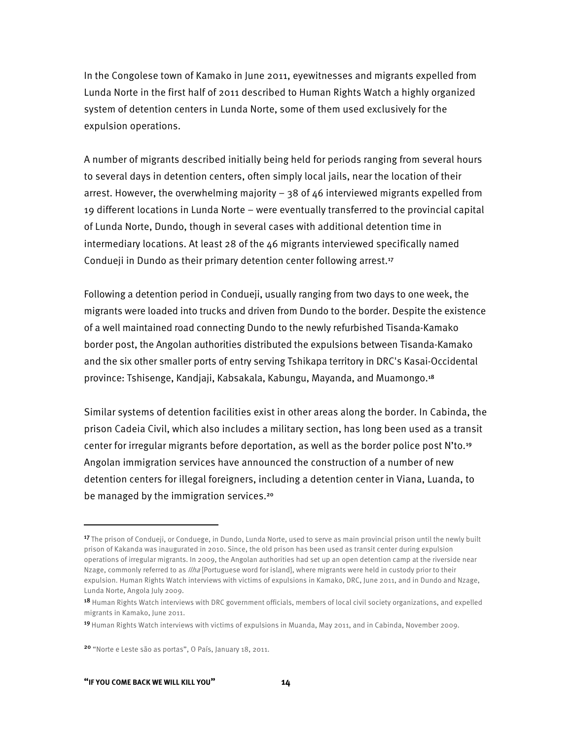In the Congolese town of Kamako in June 2011, eyewitnesses and migrants expelled from Lunda Norte in the first half of 2011 described to Human Rights Watch a highly organized system of detention centers in Lunda Norte, some of them used exclusively for the expulsion operations.

A number of migrants described initially being held for periods ranging from several hours to several days in detention centers, often simply local jails, near the location of their arrest. However, the overwhelming majority – 38 of 46 interviewed migrants expelled from 19 different locations in Lunda Norte – were eventually transferred to the provincial capital of Lunda Norte, Dundo, though in several cases with additional detention time in intermediary locations. At least 28 of the 46 migrants interviewed specifically named Condueji in Dundo as their primary detention center following arrest.[17]

Following a detention period in Condueji, usually ranging from two days to one week, the migrants were loaded into trucks and driven from Dundo to the border. Despite the existence of a well maintained road connecting Dundo to the newly refurbished Tisanda-Kamako border post, the Angolan authorities distributed the expulsions between Tisanda-Kamako and the six other smaller ports of entry serving Tshikapa territory in DRC's Kasai-Occidental province: Tshisenge, Kandjaji, Kabsakala, Kabungu, Mayanda, and Muamongo.[18]

Similar systems of detention facilities exist in other areas along the border. In Cabinda, the prison Cadeia Civil, which also includes a military section, has long been used as a transit center for irregular migrants before deportation, as well as the border police post N'to.[19] Angolan immigration services have announced the construction of a number of new detention centers for illegal foreigners, including a detention center in Viana, Luanda, to be managed by the immigration services.[20]

---

[17] The prison of Condueji, or Conduege, in Dundo, Lunda Norte, used to serve as main provincial prison until the newly built prison of Kakanda was inaugurated in 2010. Since, the old prison has been used as transit center during expulsion operations of irregular migrants. In 2009, the Angolan authorities had set up an open detention camp at the riverside near Nzage, commonly referred to as *Ilha* [Portuguese word for island], where migrants were held in custody prior to their expulsion. Human Rights Watch interviews with victims of expulsions in Kamako, DRC, June 2011, and in Dundo and Nzage, Lunda Norte, Angola July 2009.

[18] Human Rights Watch interviews with DRC government officials, members of local civil society organizations, and expelled migrants in Kamako, June 2011.

[19] Human Rights Watch interviews with victims of expulsions in Muanda, May 2011, and in Cabinda, November 2009.

[20] "Norte e Leste são as portas", O País, January 18, 2011.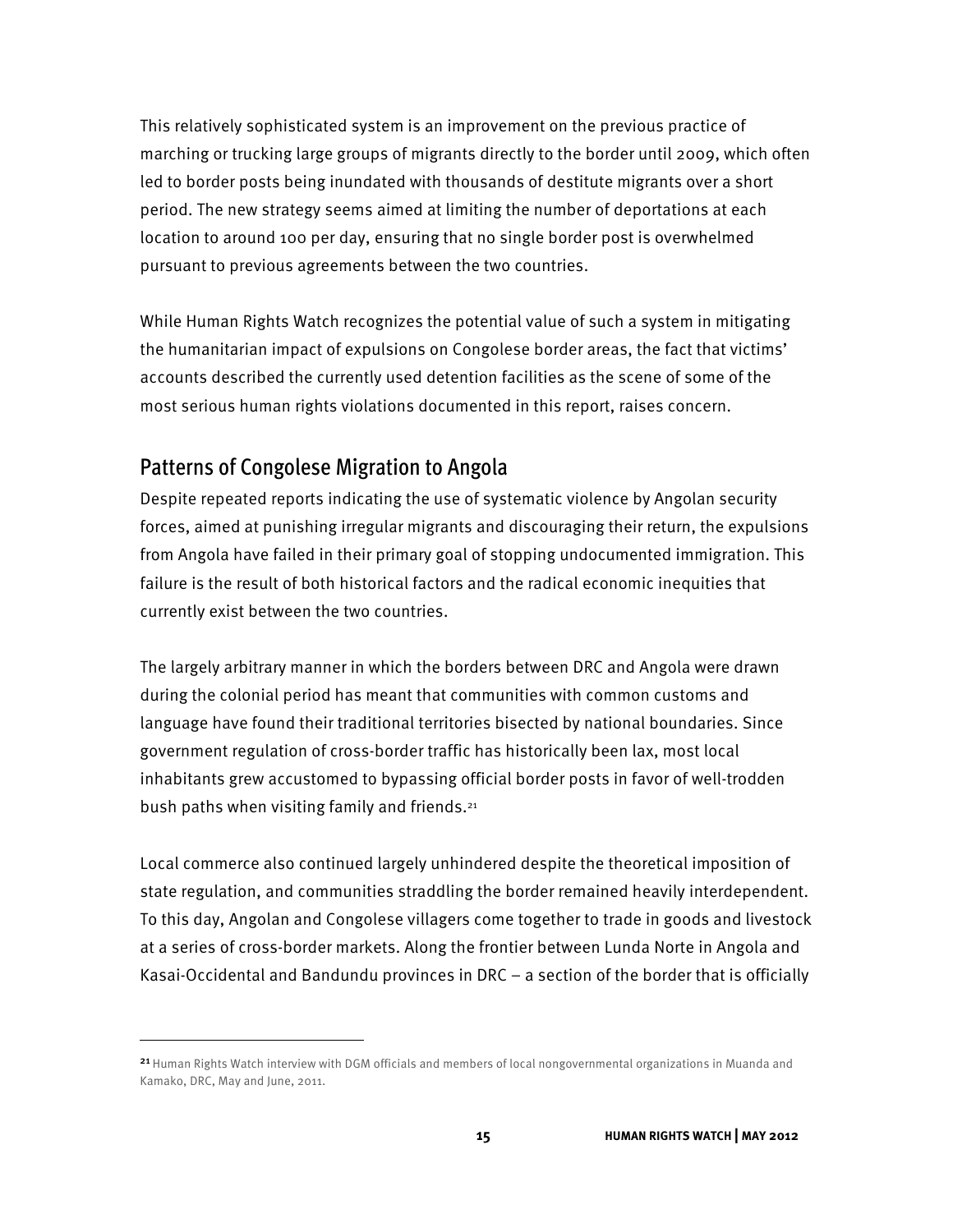This relatively sophisticated system is an improvement on the previous practice of marching or trucking large groups of migrants directly to the border until 2009, which often led to border posts being inundated with thousands of destitute migrants over a short period. The new strategy seems aimed at limiting the number of deportations at each location to around 100 per day, ensuring that no single border post is overwhelmed pursuant to previous agreements between the two countries.

While Human Rights Watch recognizes the potential value of such a system in mitigating the humanitarian impact of expulsions on Congolese border areas, the fact that victims' accounts described the currently used detention facilities as the scene of some of the most serious human rights violations documented in this report, raises concern.

## Patterns of Congolese Migration to Angola

Despite repeated reports indicating the use of systematic violence by Angolan security forces, aimed at punishing irregular migrants and discouraging their return, the expulsions from Angola have failed in their primary goal of stopping undocumented immigration. This failure is the result of both historical factors and the radical economic inequities that currently exist between the two countries.

The largely arbitrary manner in which the borders between DRC and Angola were drawn during the colonial period has meant that communities with common customs and language have found their traditional territories bisected by national boundaries. Since government regulation of cross-border traffic has historically been lax, most local inhabitants grew accustomed to bypassing official border posts in favor of well-trodden bush paths when visiting family and friends.[21]

Local commerce also continued largely unhindered despite the theoretical imposition of state regulation, and communities straddling the border remained heavily interdependent. To this day, Angolan and Congolese villagers come together to trade in goods and livestock at a series of cross-border markets. Along the frontier between Lunda Norte in Angola and Kasai-Occidental and Bandundu provinces in DRC – a section of the border that is officially

---

[21] Human Rights Watch interview with DGM officials and members of local nongovernmental organizations in Muanda and Kamako, DRC, May and June, 2011.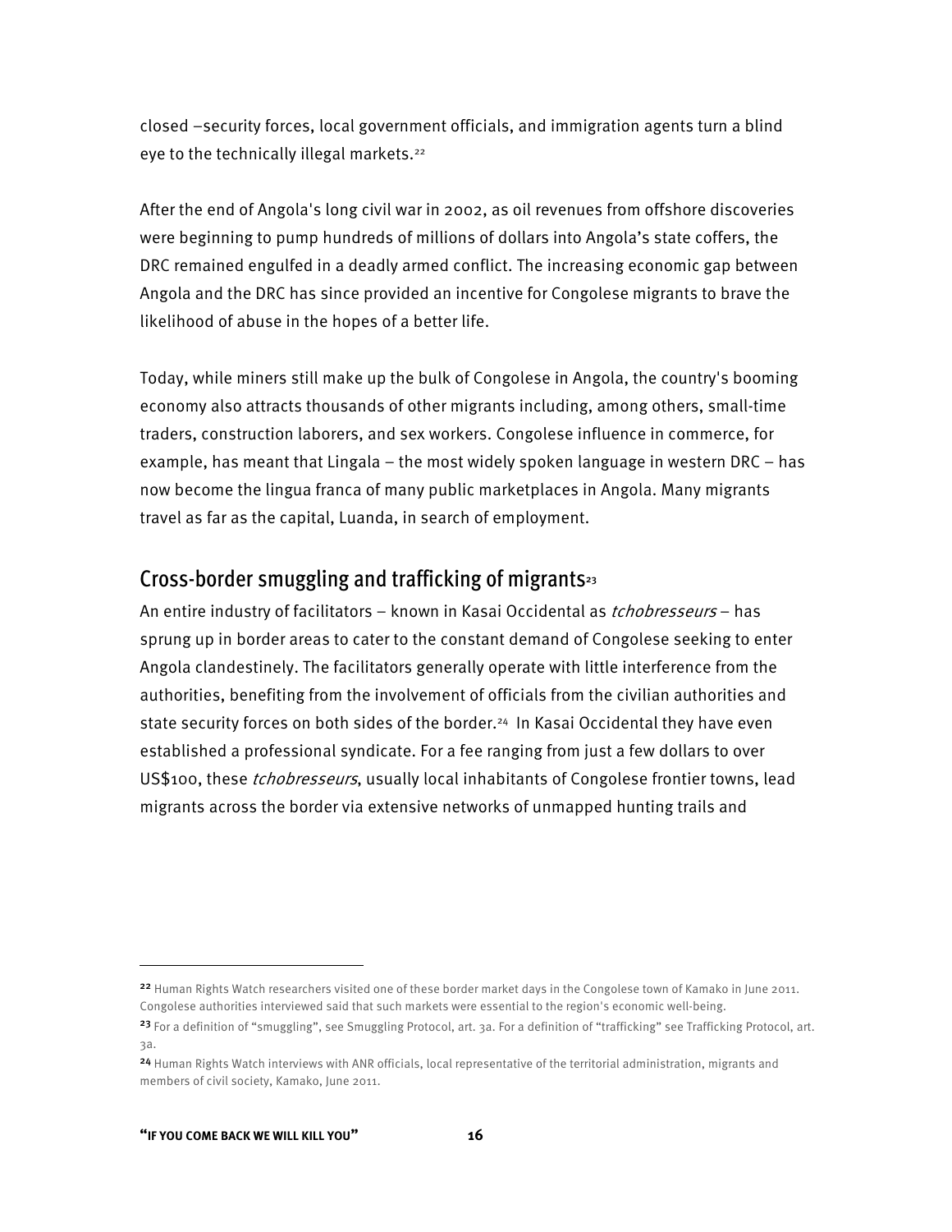closed –security forces, local government officials, and immigration agents turn a blind eye to the technically illegal markets.[22]

After the end of Angola's long civil war in 2002, as oil revenues from offshore discoveries were beginning to pump hundreds of millions of dollars into Angola's state coffers, the DRC remained engulfed in a deadly armed conflict. The increasing economic gap between Angola and the DRC has since provided an incentive for Congolese migrants to brave the likelihood of abuse in the hopes of a better life.

Today, while miners still make up the bulk of Congolese in Angola, the country's booming economy also attracts thousands of other migrants including, among others, small-time traders, construction laborers, and sex workers. Congolese influence in commerce, for example, has meant that Lingala – the most widely spoken language in western DRC – has now become the lingua franca of many public marketplaces in Angola. Many migrants travel as far as the capital, Luanda, in search of employment.

## Cross-border smuggling and trafficking of migrants[23]

An entire industry of facilitators – known in Kasai Occidental as *tchobresseurs* – has sprung up in border areas to cater to the constant demand of Congolese seeking to enter Angola clandestinely. The facilitators generally operate with little interference from the authorities, benefiting from the involvement of officials from the civilian authorities and state security forces on both sides of the border.[24] In Kasai Occidental they have even established a professional syndicate. For a fee ranging from just a few dollars to over US$100, these *tchobresseurs*, usually local inhabitants of Congolese frontier towns, lead migrants across the border via extensive networks of unmapped hunting trails and

---

[22] Human Rights Watch researchers visited one of these border market days in the Congolese town of Kamako in June 2011. Congolese authorities interviewed said that such markets were essential to the region's economic well-being.

[23] For a definition of "smuggling", see Smuggling Protocol, art. 3a. For a definition of "trafficking" see Trafficking Protocol, art. 3a.

[24] Human Rights Watch interviews with ANR officials, local representative of the territorial administration, migrants and members of civil society, Kamako, June 2011.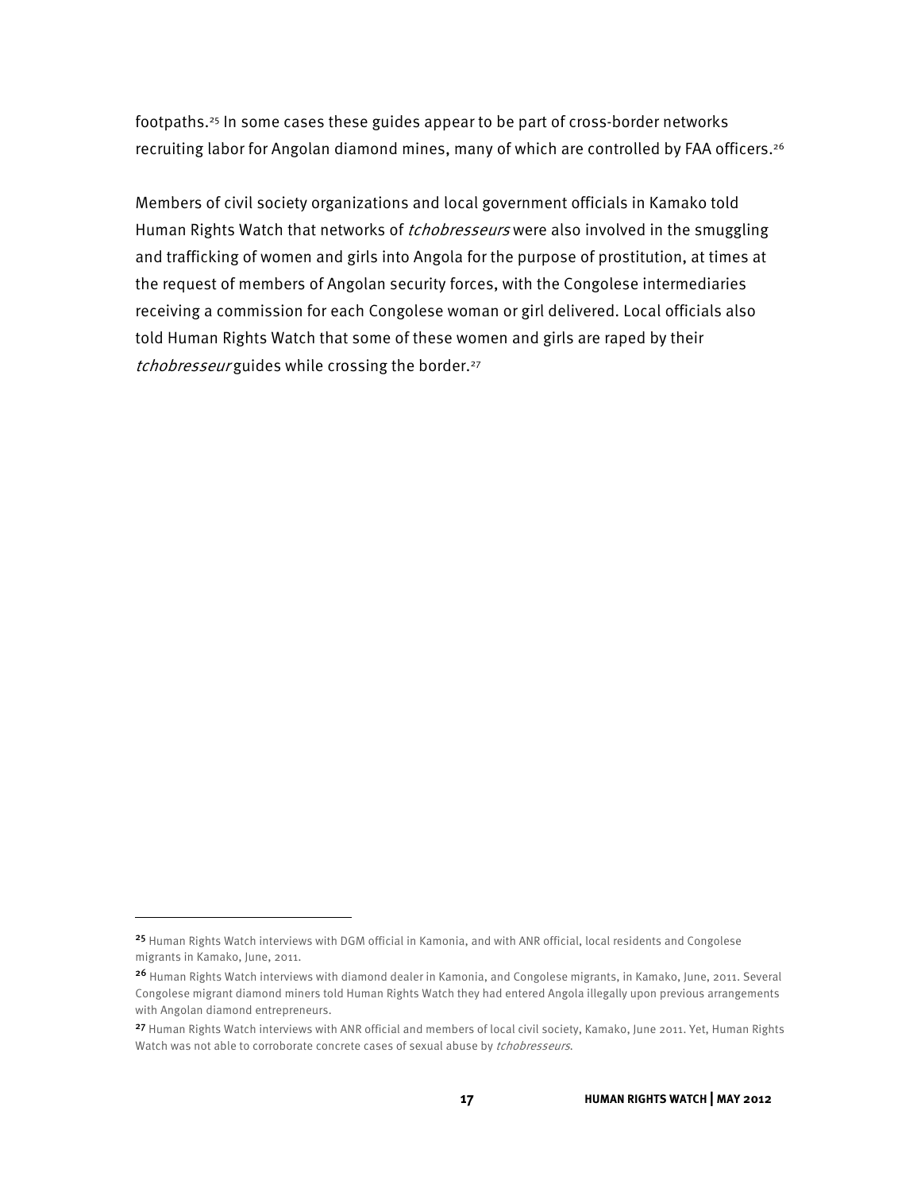footpaths.[25] In some cases these guides appear to be part of cross-border networks recruiting labor for Angolan diamond mines, many of which are controlled by FAA officers.[26]

Members of civil society organizations and local government officials in Kamako told Human Rights Watch that networks of *tchobresseurs* were also involved in the smuggling and trafficking of women and girls into Angola for the purpose of prostitution, at times at the request of members of Angolan security forces, with the Congolese intermediaries receiving a commission for each Congolese woman or girl delivered. Local officials also told Human Rights Watch that some of these women and girls are raped by their *tchobresseur* guides while crossing the border.[27]

---

[25] Human Rights Watch interviews with DGM official in Kamonia, and with ANR official, local residents and Congolese migrants in Kamako, June, 2011.

[26] Human Rights Watch interviews with diamond dealer in Kamonia, and Congolese migrants, in Kamako, June, 2011. Several Congolese migrant diamond miners told Human Rights Watch they had entered Angola illegally upon previous arrangements with Angolan diamond entrepreneurs.

[27] Human Rights Watch interviews with ANR official and members of local civil society, Kamako, June 2011. Yet, Human Rights Watch was not able to corroborate concrete cases of sexual abuse by *tchobresseurs*.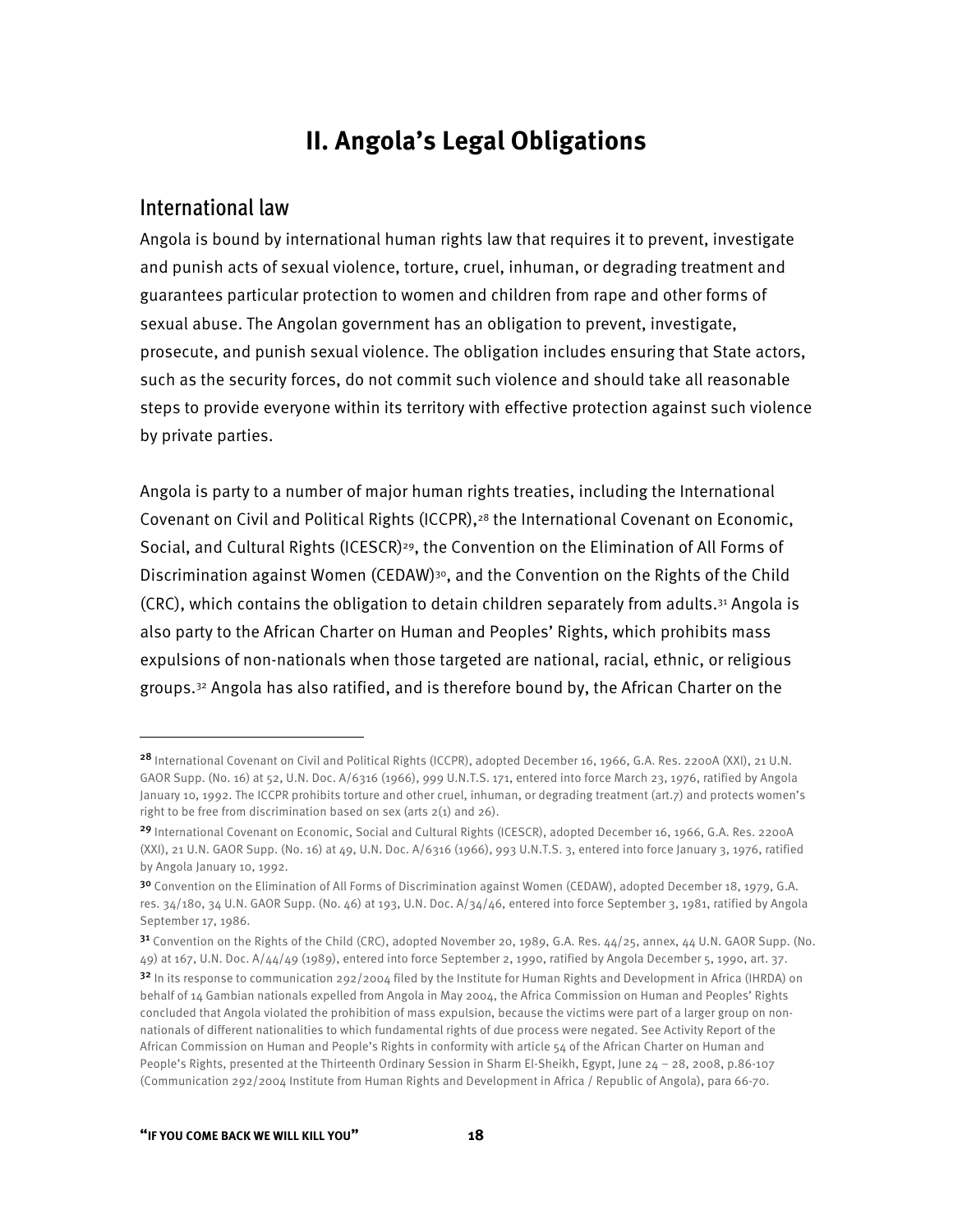# II. Angola's Legal Obligations

## International law

Angola is bound by international human rights law that requires it to prevent, investigate and punish acts of sexual violence, torture, cruel, inhuman, or degrading treatment and guarantees particular protection to women and children from rape and other forms of sexual abuse. The Angolan government has an obligation to prevent, investigate, prosecute, and punish sexual violence. The obligation includes ensuring that State actors, such as the security forces, do not commit such violence and should take all reasonable steps to provide everyone within its territory with effective protection against such violence by private parties.

Angola is party to a number of major human rights treaties, including the International Covenant on Civil and Political Rights (ICCPR),[28] the International Covenant on Economic, Social, and Cultural Rights (ICESCR)[29], the Convention on the Elimination of All Forms of Discrimination against Women (CEDAW)[30], and the Convention on the Rights of the Child (CRC), which contains the obligation to detain children separately from adults.[31] Angola is also party to the African Charter on Human and Peoples' Rights, which prohibits mass expulsions of non-nationals when those targeted are national, racial, ethnic, or religious groups.[32] Angola has also ratified, and is therefore bound by, the African Charter on the

---

[28] International Covenant on Civil and Political Rights (ICCPR), adopted December 16, 1966, G.A. Res. 2200A (XXI), 21 U.N. GAOR Supp. (No. 16) at 52, U.N. Doc. A/6316 (1966), 999 U.N.T.S. 171, entered into force March 23, 1976, ratified by Angola January 10, 1992. The ICCPR prohibits torture and other cruel, inhuman, or degrading treatment (art.7) and protects women's right to be free from discrimination based on sex (arts 2(1) and 26).

[29] International Covenant on Economic, Social and Cultural Rights (ICESCR), adopted December 16, 1966, G.A. Res. 2200A (XXI), 21 U.N. GAOR Supp. (No. 16) at 49, U.N. Doc. A/6316 (1966), 993 U.N.T.S. 3, entered into force January 3, 1976, ratified by Angola January 10, 1992.

[30] Convention on the Elimination of All Forms of Discrimination against Women (CEDAW), adopted December 18, 1979, G.A. res. 34/180, 34 U.N. GAOR Supp. (No. 46) at 193, U.N. Doc. A/34/46, entered into force September 3, 1981, ratified by Angola September 17, 1986.

[31] Convention on the Rights of the Child (CRC), adopted November 20, 1989, G.A. Res. 44/25, annex, 44 U.N. GAOR Supp. (No. 49) at 167, U.N. Doc. A/44/49 (1989), entered into force September 2, 1990, ratified by Angola December 5, 1990, art. 37.

[32] In its response to communication 292/2004 filed by the Institute for Human Rights and Development in Africa (IHRDA) on behalf of 14 Gambian nationals expelled from Angola in May 2004, the Africa Commission on Human and Peoples' Rights concluded that Angola violated the prohibition of mass expulsion, because the victims were part of a larger group on non-nationals of different nationalities to which fundamental rights of due process were negated. See Activity Report of the African Commission on Human and People's Rights in conformity with article 54 of the African Charter on Human and People's Rights, presented at the Thirteenth Ordinary Session in Sharm El-Sheikh, Egypt, June 24 – 28, 2008, p.86-107 (Communication 292/2004 Institute from Human Rights and Development in Africa / Republic of Angola), para 66-70.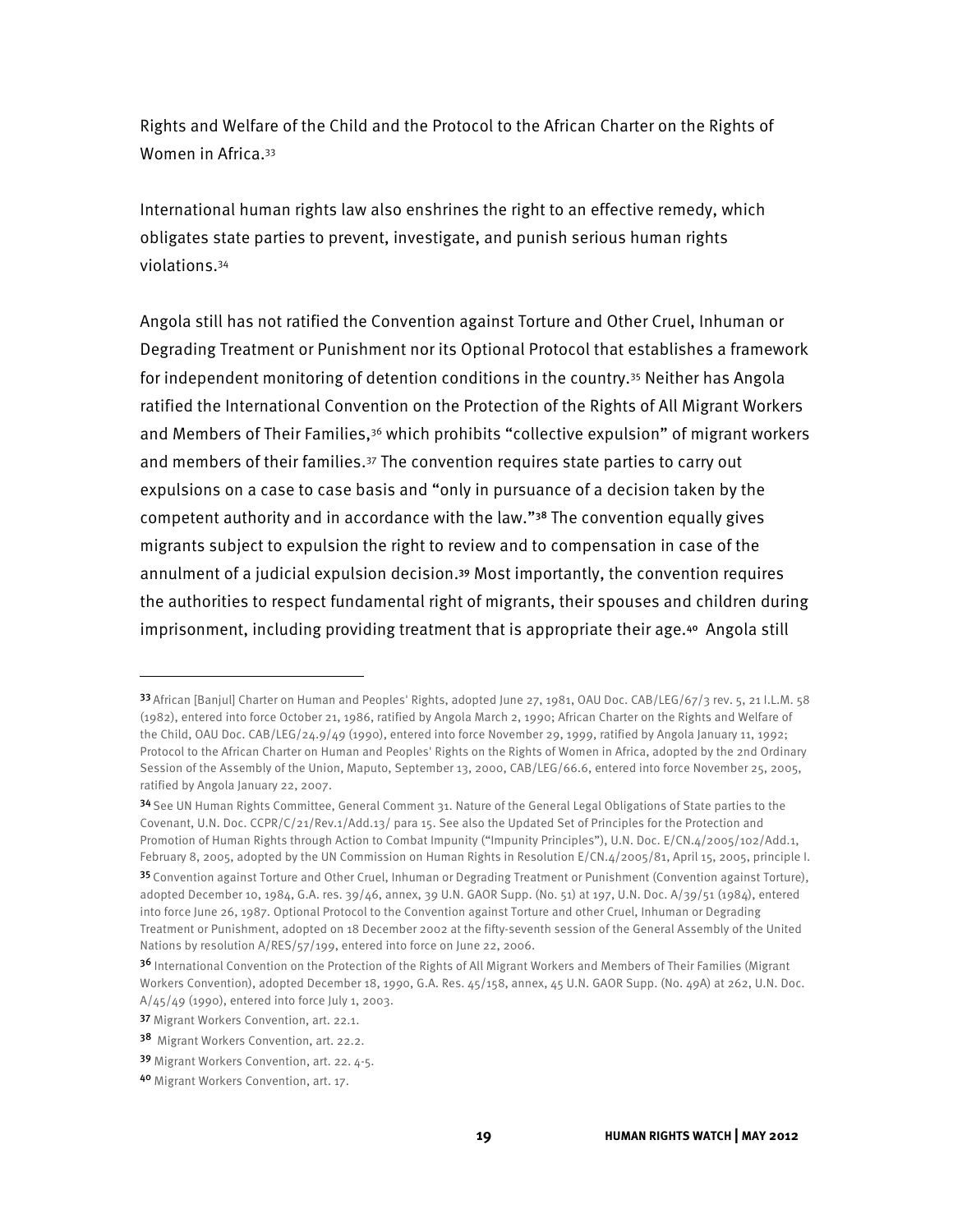Rights and Welfare of the Child and the Protocol to the African Charter on the Rights of Women in Africa.[33]

International human rights law also enshrines the right to an effective remedy, which obligates state parties to prevent, investigate, and punish serious human rights violations.[34]

Angola still has not ratified the Convention against Torture and Other Cruel, Inhuman or Degrading Treatment or Punishment nor its Optional Protocol that establishes a framework for independent monitoring of detention conditions in the country.[35] Neither has Angola ratified the International Convention on the Protection of the Rights of All Migrant Workers and Members of Their Families,[36] which prohibits "collective expulsion" of migrant workers and members of their families.[37] The convention requires state parties to carry out expulsions on a case to case basis and "only in pursuance of a decision taken by the competent authority and in accordance with the law."[38] The convention equally gives migrants subject to expulsion the right to review and to compensation in case of the annulment of a judicial expulsion decision.[39] Most importantly, the convention requires the authorities to respect fundamental right of migrants, their spouses and children during imprisonment, including providing treatment that is appropriate their age.[40] Angola still

---

[33] African [Banjul] Charter on Human and Peoples' Rights, adopted June 27, 1981, OAU Doc. CAB/LEG/67/3 rev. 5, 21 I.L.M. 58 (1982), entered into force October 21, 1986, ratified by Angola March 2, 1990; African Charter on the Rights and Welfare of the Child, OAU Doc. CAB/LEG/24.9/49 (1990), entered into force November 29, 1999, ratified by Angola January 11, 1992; Protocol to the African Charter on Human and Peoples' Rights on the Rights of Women in Africa, adopted by the 2nd Ordinary Session of the Assembly of the Union, Maputo, September 13, 2000, CAB/LEG/66.6, entered into force November 25, 2005, ratified by Angola January 22, 2007.

[34] See UN Human Rights Committee, General Comment 31. Nature of the General Legal Obligations of State parties to the Covenant, U.N. Doc. CCPR/C/21/Rev.1/Add.13/ para 15. See also the Updated Set of Principles for the Protection and Promotion of Human Rights through Action to Combat Impunity ("Impunity Principles"), U.N. Doc. E/CN.4/2005/102/Add.1, February 8, 2005, adopted by the UN Commission on Human Rights in Resolution E/CN.4/2005/81, April 15, 2005, principle I.

[35] Convention against Torture and Other Cruel, Inhuman or Degrading Treatment or Punishment (Convention against Torture), adopted December 10, 1984, G.A. res. 39/46, annex, 39 U.N. GAOR Supp. (No. 51) at 197, U.N. Doc. A/39/51 (1984), entered into force June 26, 1987. Optional Protocol to the Convention against Torture and other Cruel, Inhuman or Degrading Treatment or Punishment, adopted on 18 December 2002 at the fifty-seventh session of the General Assembly of the United Nations by resolution A/RES/57/199, entered into force on June 22, 2006.

[36] International Convention on the Protection of the Rights of All Migrant Workers and Members of Their Families (Migrant Workers Convention), adopted December 18, 1990, G.A. Res. 45/158, annex, 45 U.N. GAOR Supp. (No. 49A) at 262, U.N. Doc. A/45/49 (1990), entered into force July 1, 2003.

[37] Migrant Workers Convention, art. 22.1.

[38] Migrant Workers Convention, art. 22.2.

[39] Migrant Workers Convention, art. 22. 4-5.

[40] Migrant Workers Convention, art. 17.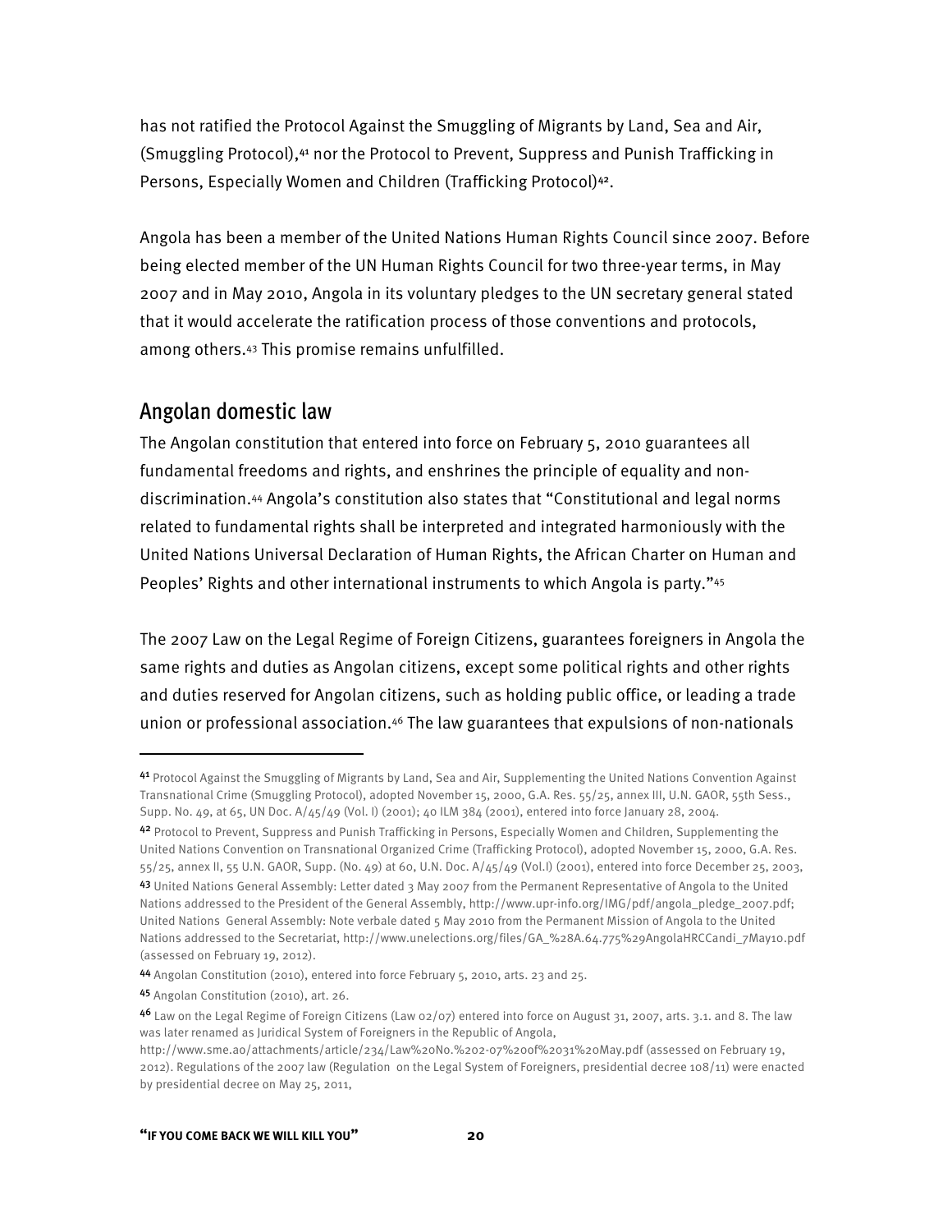has not ratified the Protocol Against the Smuggling of Migrants by Land, Sea and Air, (Smuggling Protocol),[41] nor the Protocol to Prevent, Suppress and Punish Trafficking in Persons, Especially Women and Children (Trafficking Protocol)[42].

Angola has been a member of the United Nations Human Rights Council since 2007. Before being elected member of the UN Human Rights Council for two three-year terms, in May 2007 and in May 2010, Angola in its voluntary pledges to the UN secretary general stated that it would accelerate the ratification process of those conventions and protocols, among others.[43] This promise remains unfulfilled.

## Angolan domestic law

The Angolan constitution that entered into force on February 5, 2010 guarantees all fundamental freedoms and rights, and enshrines the principle of equality and non-discrimination.[44] Angola's constitution also states that "Constitutional and legal norms related to fundamental rights shall be interpreted and integrated harmoniously with the United Nations Universal Declaration of Human Rights, the African Charter on Human and Peoples' Rights and other international instruments to which Angola is party."[45]

The 2007 Law on the Legal Regime of Foreign Citizens, guarantees foreigners in Angola the same rights and duties as Angolan citizens, except some political rights and other rights and duties reserved for Angolan citizens, such as holding public office, or leading a trade union or professional association.[46] The law guarantees that expulsions of non-nationals

---

[41] Protocol Against the Smuggling of Migrants by Land, Sea and Air, Supplementing the United Nations Convention Against Transnational Crime (Smuggling Protocol), adopted November 15, 2000, G.A. Res. 55/25, annex III, U.N. GAOR, 55th Sess., Supp. No. 49, at 65, UN Doc. A/45/49 (Vol. I) (2001); 40 ILM 384 (2001), entered into force January 28, 2004.

[42] Protocol to Prevent, Suppress and Punish Trafficking in Persons, Especially Women and Children, Supplementing the United Nations Convention on Transnational Organized Crime (Trafficking Protocol), adopted November 15, 2000, G.A. Res. 55/25, annex II, 55 U.N. GAOR, Supp. (No. 49) at 60, U.N. Doc. A/45/49 (Vol.I) (2001), entered into force December 25, 2003,

[43] United Nations General Assembly: Letter dated 3 May 2007 from the Permanent Representative of Angola to the United Nations addressed to the President of the General Assembly, http://www.upr-info.org/IMG/pdf/angola_pledge_2007.pdf; United Nations General Assembly: Note verbale dated 5 May 2010 from the Permanent Mission of Angola to the United Nations addressed to the Secretariat, http://www.unelections.org/files/GA_%28A.64.775%29AngolaHRCCandi_7May10.pdf (assessed on February 19, 2012).

[44] Angolan Constitution (2010), entered into force February 5, 2010, arts. 23 and 25.

[45] Angolan Constitution (2010), art. 26.

[46] Law on the Legal Regime of Foreign Citizens (Law 02/07) entered into force on August 31, 2007, arts. 3.1. and 8. The law was later renamed as Juridical System of Foreigners in the Republic of Angola, http://www.sme.ao/attachments/article/234/Law%20No.%202-07%20of%2031%20May.pdf (assessed on February 19, 2012). Regulations of the 2007 law (Regulation on the Legal System of Foreigners, presidential decree 108/11) were enacted by presidential decree on May 25, 2011,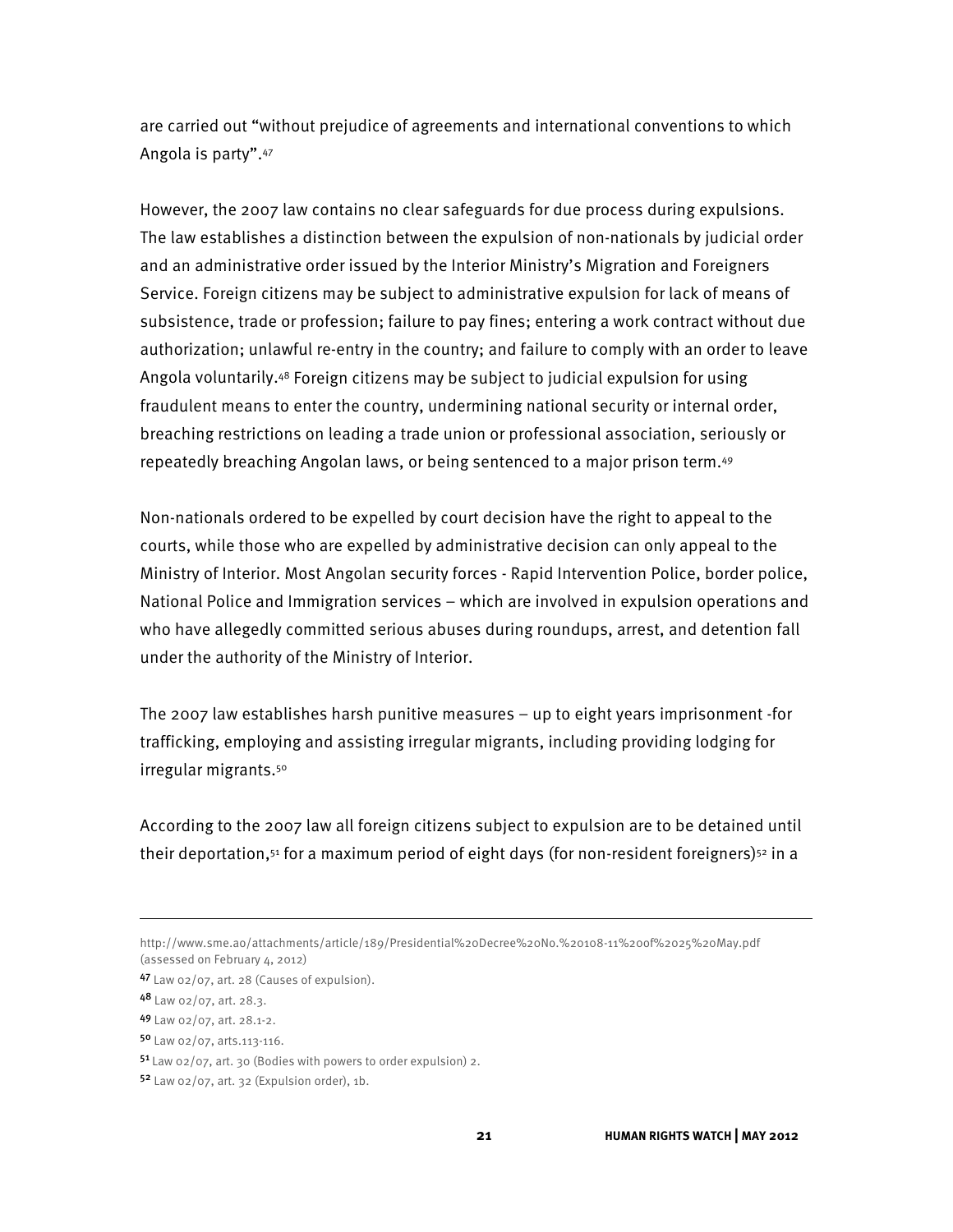are carried out "without prejudice of agreements and international conventions to which Angola is party".[47]

However, the 2007 law contains no clear safeguards for due process during expulsions. The law establishes a distinction between the expulsion of non-nationals by judicial order and an administrative order issued by the Interior Ministry's Migration and Foreigners Service. Foreign citizens may be subject to administrative expulsion for lack of means of subsistence, trade or profession; failure to pay fines; entering a work contract without due authorization; unlawful re-entry in the country; and failure to comply with an order to leave Angola voluntarily.[48] Foreign citizens may be subject to judicial expulsion for using fraudulent means to enter the country, undermining national security or internal order, breaching restrictions on leading a trade union or professional association, seriously or repeatedly breaching Angolan laws, or being sentenced to a major prison term.[49]

Non-nationals ordered to be expelled by court decision have the right to appeal to the courts, while those who are expelled by administrative decision can only appeal to the Ministry of Interior. Most Angolan security forces - Rapid Intervention Police, border police, National Police and Immigration services – which are involved in expulsion operations and who have allegedly committed serious abuses during roundups, arrest, and detention fall under the authority of the Ministry of Interior.

The 2007 law establishes harsh punitive measures – up to eight years imprisonment -for trafficking, employing and assisting irregular migrants, including providing lodging for irregular migrants.[50]

According to the 2007 law all foreign citizens subject to expulsion are to be detained until their deportation,[51] for a maximum period of eight days (for non-resident foreigners)[52] in a

---

http://www.sme.ao/attachments/article/189/Presidential%20Decree%20No.%20108-11%20of%2025%20May.pdf (assessed on February 4, 2012)

[47] Law 02/07, art. 28 (Causes of expulsion).

[48] Law 02/07, art. 28.3.

[49] Law 02/07, art. 28.1-2.

[50] Law 02/07, arts.113-116.

[51] Law 02/07, art. 30 (Bodies with powers to order expulsion) 2.

[52] Law 02/07, art. 32 (Expulsion order), 1b.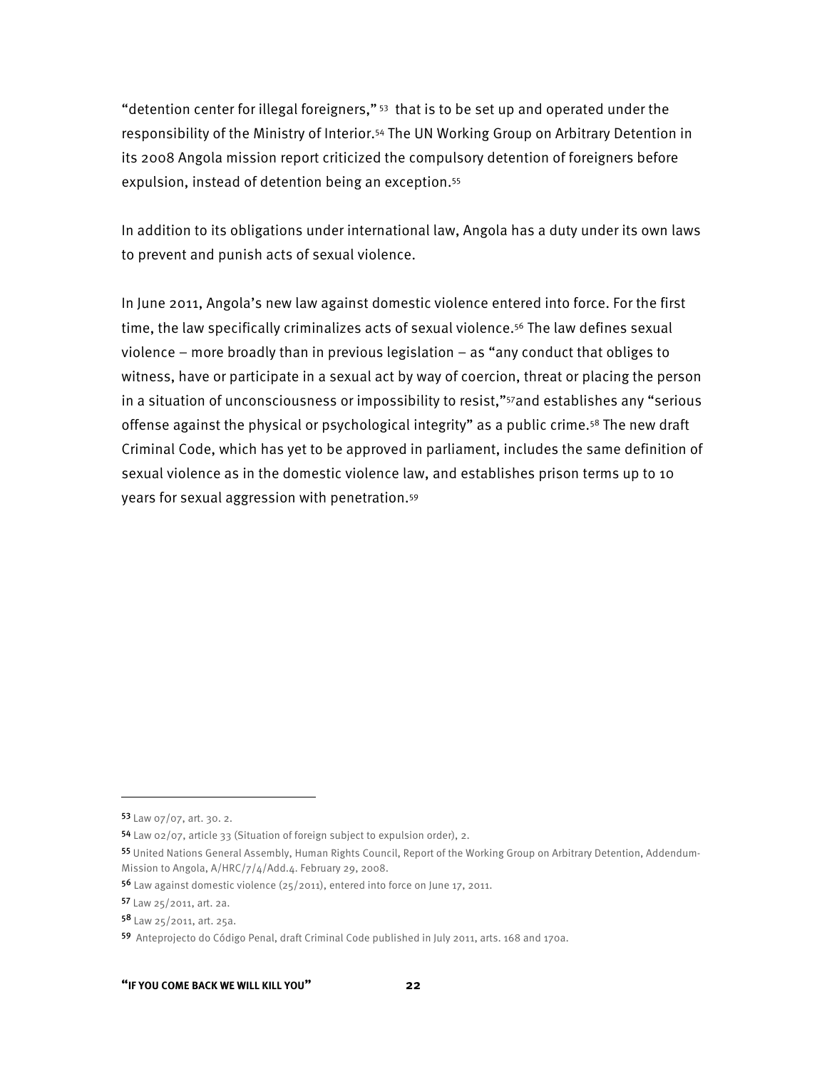"detention center for illegal foreigners," [53] that is to be set up and operated under the responsibility of the Ministry of Interior.[54] The UN Working Group on Arbitrary Detention in its 2008 Angola mission report criticized the compulsory detention of foreigners before expulsion, instead of detention being an exception.[55]

In addition to its obligations under international law, Angola has a duty under its own laws to prevent and punish acts of sexual violence.

In June 2011, Angola's new law against domestic violence entered into force. For the first time, the law specifically criminalizes acts of sexual violence.[56] The law defines sexual violence – more broadly than in previous legislation – as "any conduct that obliges to witness, have or participate in a sexual act by way of coercion, threat or placing the person in a situation of unconsciousness or impossibility to resist,"[57] and establishes any "serious offense against the physical or psychological integrity" as a public crime.[58] The new draft Criminal Code, which has yet to be approved in parliament, includes the same definition of sexual violence as in the domestic violence law, and establishes prison terms up to 10 years for sexual aggression with penetration.[59]

---

[53] Law 07/07, art. 30. 2.

[54] Law 02/07, article 33 (Situation of foreign subject to expulsion order), 2.

[55] United Nations General Assembly, Human Rights Council, Report of the Working Group on Arbitrary Detention, Addendum-Mission to Angola, A/HRC/7/4/Add.4. February 29, 2008.

[56] Law against domestic violence (25/2011), entered into force on June 17, 2011.

[57] Law 25/2011, art. 2a.

[58] Law 25/2011, art. 25a.

[59] Anteprojecto do Código Penal, draft Criminal Code published in July 2011, arts. 168 and 170a.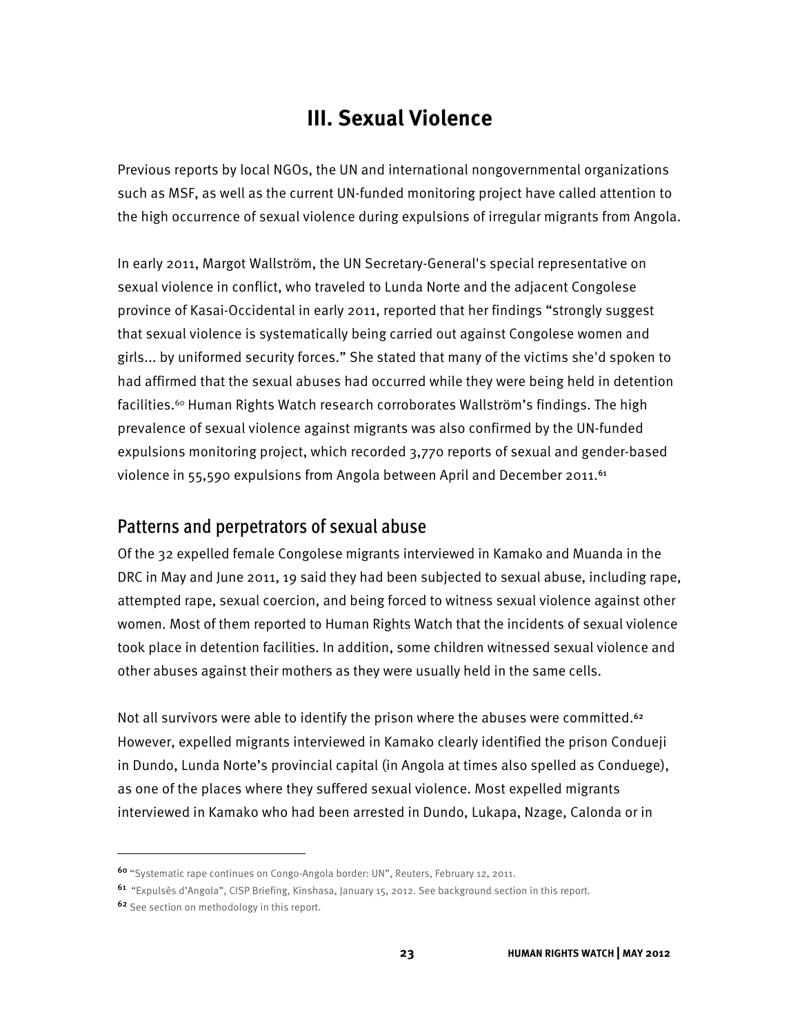# III. Sexual Violence

Previous reports by local NGOs, the UN and international nongovernmental organizations such as MSF, as well as the current UN-funded monitoring project have called attention to the high occurrence of sexual violence during expulsions of irregular migrants from Angola.

In early 2011, Margot Wallström, the UN Secretary-General's special representative on sexual violence in conflict, who traveled to Lunda Norte and the adjacent Congolese province of Kasai-Occidental in early 2011, reported that her findings "strongly suggest that sexual violence is systematically being carried out against Congolese women and girls... by uniformed security forces." She stated that many of the victims she'd spoken to had affirmed that the sexual abuses had occurred while they were being held in detention facilities.[60] Human Rights Watch research corroborates Wallström's findings. The high prevalence of sexual violence against migrants was also confirmed by the UN-funded expulsions monitoring project, which recorded 3,770 reports of sexual and gender-based violence in 55,590 expulsions from Angola between April and December 2011.[61]

## Patterns and perpetrators of sexual abuse

Of the 32 expelled female Congolese migrants interviewed in Kamako and Muanda in the DRC in May and June 2011, 19 said they had been subjected to sexual abuse, including rape, attempted rape, sexual coercion, and being forced to witness sexual violence against other women. Most of them reported to Human Rights Watch that the incidents of sexual violence took place in detention facilities. In addition, some children witnessed sexual violence and other abuses against their mothers as they were usually held in the same cells.

Not all survivors were able to identify the prison where the abuses were committed.[62] However, expelled migrants interviewed in Kamako clearly identified the prison Condueji in Dundo, Lunda Norte's provincial capital (in Angola at times also spelled as Conduege), as one of the places where they suffered sexual violence. Most expelled migrants interviewed in Kamako who had been arrested in Dundo, Lukapa, Nzage, Calonda or in

---

[60] "Systematic rape continues on Congo-Angola border: UN", Reuters, February 12, 2011.

[61] "Expulsés d'Angola", CISP Briefing, Kinshasa, January 15, 2012. See background section in this report.

[62] See section on methodology in this report.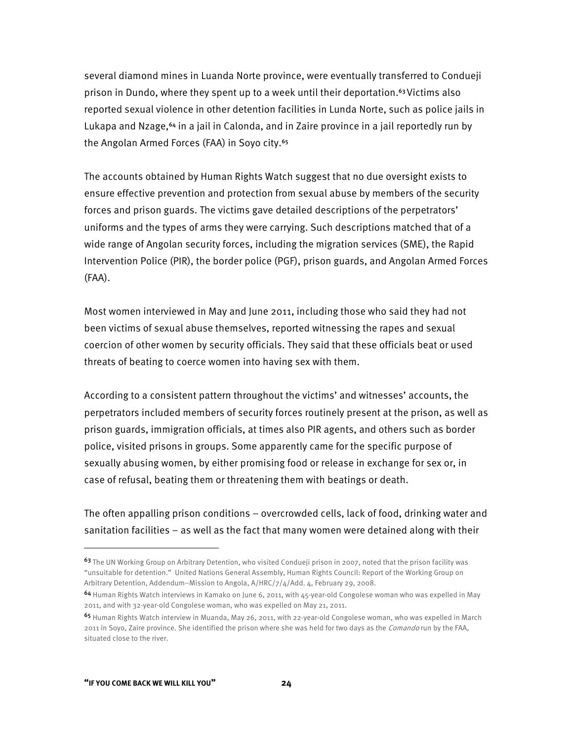several diamond mines in Luanda Norte province, were eventually transferred to Condueji prison in Dundo, where they spent up to a week until their deportation.[63] Victims also reported sexual violence in other detention facilities in Lunda Norte, such as police jails in Lukapa and Nzage,[64] in a jail in Calonda, and in Zaire province in a jail reportedly run by the Angolan Armed Forces (FAA) in Soyo city.[65]

The accounts obtained by Human Rights Watch suggest that no due oversight exists to ensure effective prevention and protection from sexual abuse by members of the security forces and prison guards. The victims gave detailed descriptions of the perpetrators' uniforms and the types of arms they were carrying. Such descriptions matched that of a wide range of Angolan security forces, including the migration services (SME), the Rapid Intervention Police (PIR), the border police (PGF), prison guards, and Angolan Armed Forces (FAA).

Most women interviewed in May and June 2011, including those who said they had not been victims of sexual abuse themselves, reported witnessing the rapes and sexual coercion of other women by security officials. They said that these officials beat or used threats of beating to coerce women into having sex with them.

According to a consistent pattern throughout the victims' and witnesses' accounts, the perpetrators included members of security forces routinely present at the prison, as well as prison guards, immigration officials, at times also PIR agents, and others such as border police, visited prisons in groups. Some apparently came for the specific purpose of sexually abusing women, by either promising food or release in exchange for sex or, in case of refusal, beating them or threatening them with beatings or death.

The often appalling prison conditions – overcrowded cells, lack of food, drinking water and sanitation facilities – as well as the fact that many women were detained along with their

---

[63] The UN Working Group on Arbitrary Detention, who visited Condueji prison in 2007, noted that the prison facility was "unsuitable for detention." United Nations General Assembly, Human Rights Council: Report of the Working Group on Arbitrary Detention, Addendum–Mission to Angola, A/HRC/7/4/Add. 4, February 29, 2008.

[64] Human Rights Watch interviews in Kamako on June 6, 2011, with 45-year-old Congolese woman who was expelled in May 2011, and with 32-year-old Congolese woman, who was expelled on May 21, 2011.

[65] Human Rights Watch interview in Muanda, May 26, 2011, with 22-year-old Congolese woman, who was expelled in March 2011 in Soyo, Zaire province. She identified the prison where she was held for two days as the *Comando* run by the FAA, situated close to the river.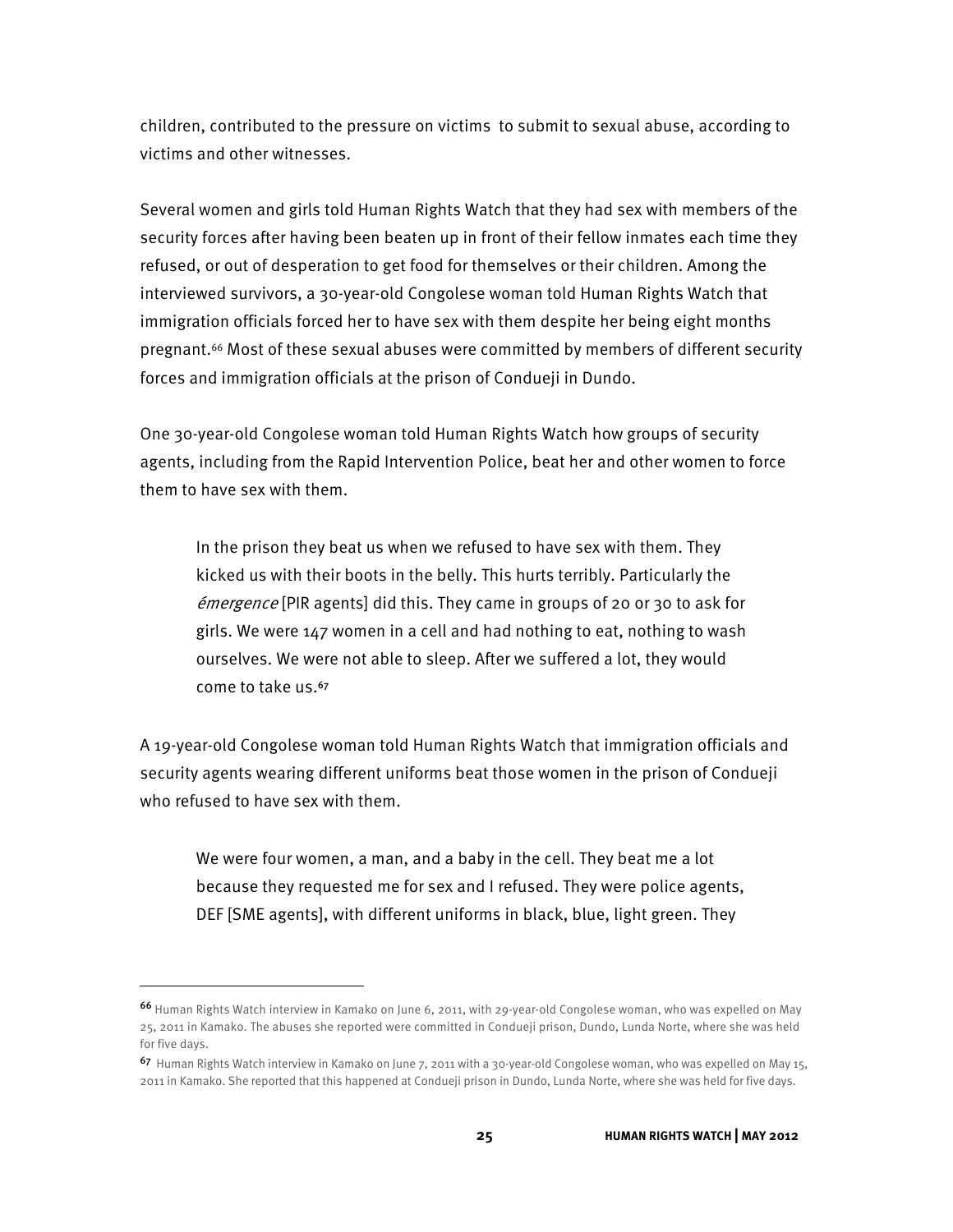children, contributed to the pressure on victims to submit to sexual abuse, according to victims and other witnesses.

Several women and girls told Human Rights Watch that they had sex with members of the security forces after having been beaten up in front of their fellow inmates each time they refused, or out of desperation to get food for themselves or their children. Among the interviewed survivors, a 30-year-old Congolese woman told Human Rights Watch that immigration officials forced her to have sex with them despite her being eight months pregnant.[66] Most of these sexual abuses were committed by members of different security forces and immigration officials at the prison of Condueji in Dundo.

One 30-year-old Congolese woman told Human Rights Watch how groups of security agents, including from the Rapid Intervention Police, beat her and other women to force them to have sex with them.

> In the prison they beat us when we refused to have sex with them. They kicked us with their boots in the belly. This hurts terribly. Particularly the *émergence* [PIR agents] did this. They came in groups of 20 or 30 to ask for girls. We were 147 women in a cell and had nothing to eat, nothing to wash ourselves. We were not able to sleep. After we suffered a lot, they would come to take us.[67]

A 19-year-old Congolese woman told Human Rights Watch that immigration officials and security agents wearing different uniforms beat those women in the prison of Condueji who refused to have sex with them.

> We were four women, a man, and a baby in the cell. They beat me a lot because they requested me for sex and I refused. They were police agents, DEF [SME agents], with different uniforms in black, blue, light green. They

---

[66] Human Rights Watch interview in Kamako on June 6, 2011, with 29-year-old Congolese woman, who was expelled on May 25, 2011 in Kamako. The abuses she reported were committed in Condueji prison, Dundo, Lunda Norte, where she was held for five days.

[67] Human Rights Watch interview in Kamako on June 7, 2011 with a 30-year-old Congolese woman, who was expelled on May 15, 2011 in Kamako. She reported that this happened at Condueji prison in Dundo, Lunda Norte, where she was held for five days.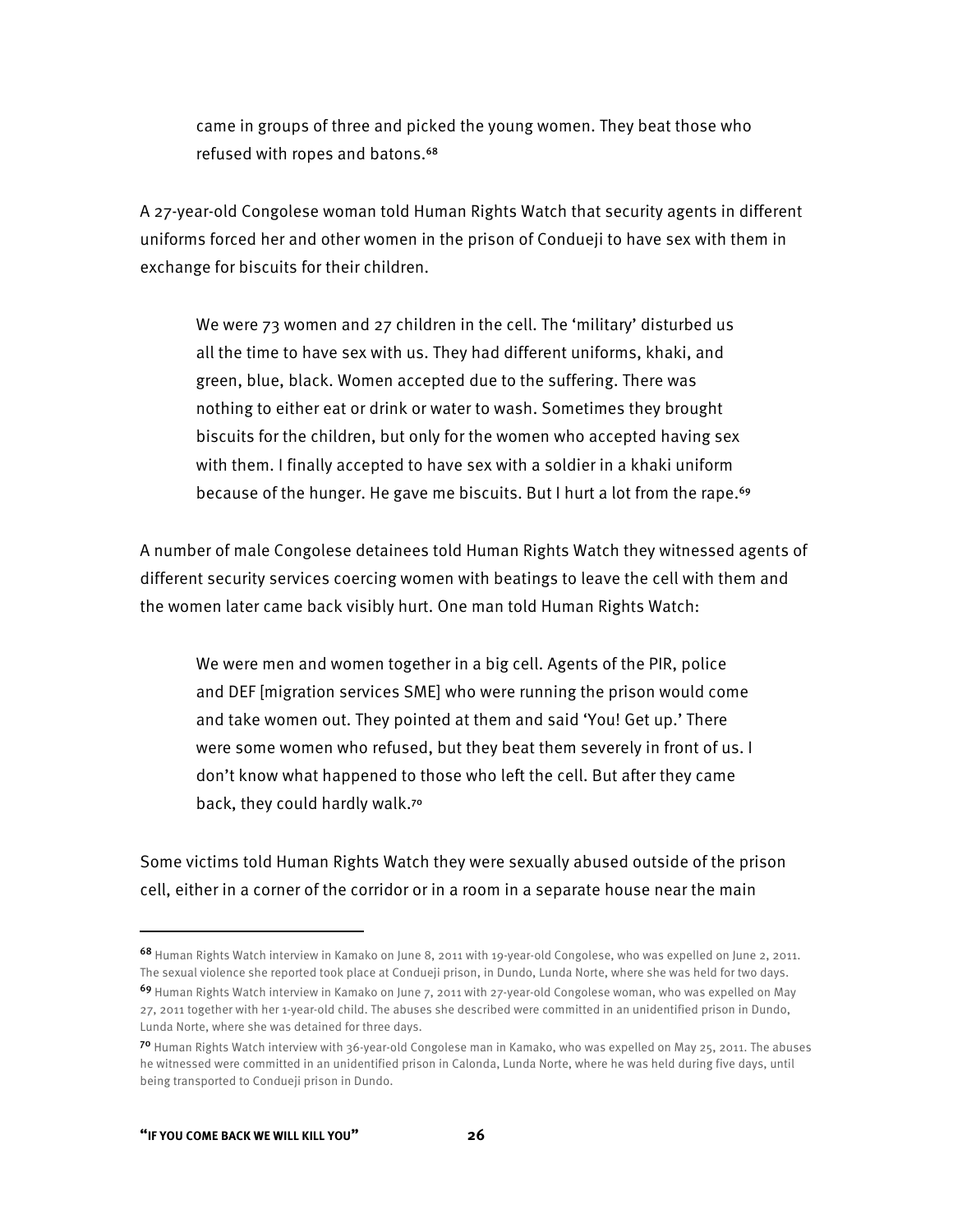came in groups of three and picked the young women. They beat those who refused with ropes and batons.[68]

A 27-year-old Congolese woman told Human Rights Watch that security agents in different uniforms forced her and other women in the prison of Condueji to have sex with them in exchange for biscuits for their children.

> We were 73 women and 27 children in the cell. The 'military' disturbed us all the time to have sex with us. They had different uniforms, khaki, and green, blue, black. Women accepted due to the suffering. There was nothing to either eat or drink or water to wash. Sometimes they brought biscuits for the children, but only for the women who accepted having sex with them. I finally accepted to have sex with a soldier in a khaki uniform because of the hunger. He gave me biscuits. But I hurt a lot from the rape.[69]

A number of male Congolese detainees told Human Rights Watch they witnessed agents of different security services coercing women with beatings to leave the cell with them and the women later came back visibly hurt. One man told Human Rights Watch:

> We were men and women together in a big cell. Agents of the PIR, police and DEF [migration services SME] who were running the prison would come and take women out. They pointed at them and said 'You! Get up.' There were some women who refused, but they beat them severely in front of us. I don't know what happened to those who left the cell. But after they came back, they could hardly walk.[70]

Some victims told Human Rights Watch they were sexually abused outside of the prison cell, either in a corner of the corridor or in a room in a separate house near the main

---

[68] Human Rights Watch interview in Kamako on June 8, 2011 with 19-year-old Congolese, who was expelled on June 2, 2011. The sexual violence she reported took place at Condueji prison, in Dundo, Lunda Norte, where she was held for two days.

[69] Human Rights Watch interview in Kamako on June 7, 2011 with 27-year-old Congolese woman, who was expelled on May 27, 2011 together with her 1-year-old child. The abuses she described were committed in an unidentified prison in Dundo, Lunda Norte, where she was detained for three days.

[70] Human Rights Watch interview with 36-year-old Congolese man in Kamako, who was expelled on May 25, 2011. The abuses he witnessed were committed in an unidentified prison in Calonda, Lunda Norte, where he was held during five days, until being transported to Condueji prison in Dundo.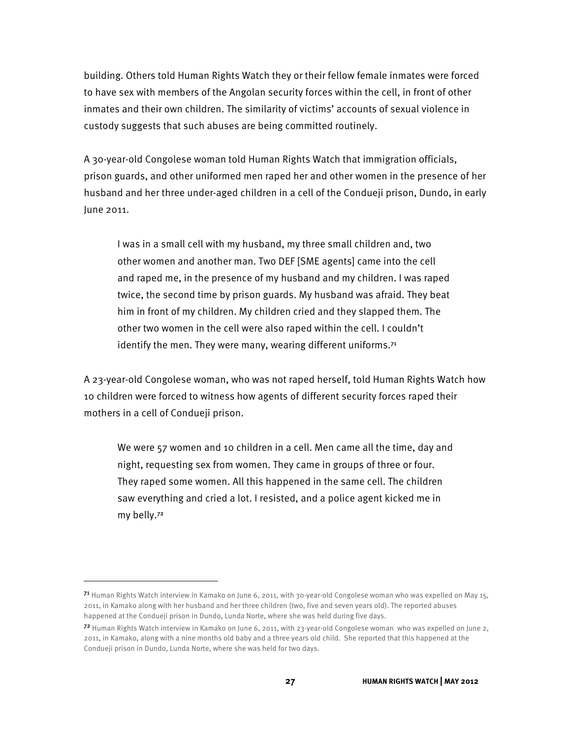building. Others told Human Rights Watch they or their fellow female inmates were forced to have sex with members of the Angolan security forces within the cell, in front of other inmates and their own children. The similarity of victims' accounts of sexual violence in custody suggests that such abuses are being committed routinely.

A 30-year-old Congolese woman told Human Rights Watch that immigration officials, prison guards, and other uniformed men raped her and other women in the presence of her husband and her three under-aged children in a cell of the Condueji prison, Dundo, in early June 2011.

> I was in a small cell with my husband, my three small children and, two other women and another man. Two DEF [SME agents] came into the cell and raped me, in the presence of my husband and my children. I was raped twice, the second time by prison guards. My husband was afraid. They beat him in front of my children. My children cried and they slapped them. The other two women in the cell were also raped within the cell. I couldn't identify the men. They were many, wearing different uniforms.[71]

A 23-year-old Congolese woman, who was not raped herself, told Human Rights Watch how 10 children were forced to witness how agents of different security forces raped their mothers in a cell of Condueji prison.

> We were 57 women and 10 children in a cell. Men came all the time, day and night, requesting sex from women. They came in groups of three or four. They raped some women. All this happened in the same cell. The children saw everything and cried a lot. I resisted, and a police agent kicked me in my belly.[72]

---

[71] Human Rights Watch interview in Kamako on June 6, 2011, with 30-year-old Congolese woman who was expelled on May 15, 2011, in Kamako along with her husband and her three children (two, five and seven years old). The reported abuses happened at the Condueji prison in Dundo, Lunda Norte, where she was held during five days.

[72] Human Rights Watch interview in Kamako on June 6, 2011, with 23-year-old Congolese woman who was expelled on June 2, 2011, in Kamako, along with a nine months old baby and a three years old child. She reported that this happened at the Condueji prison in Dundo, Lunda Norte, where she was held for two days.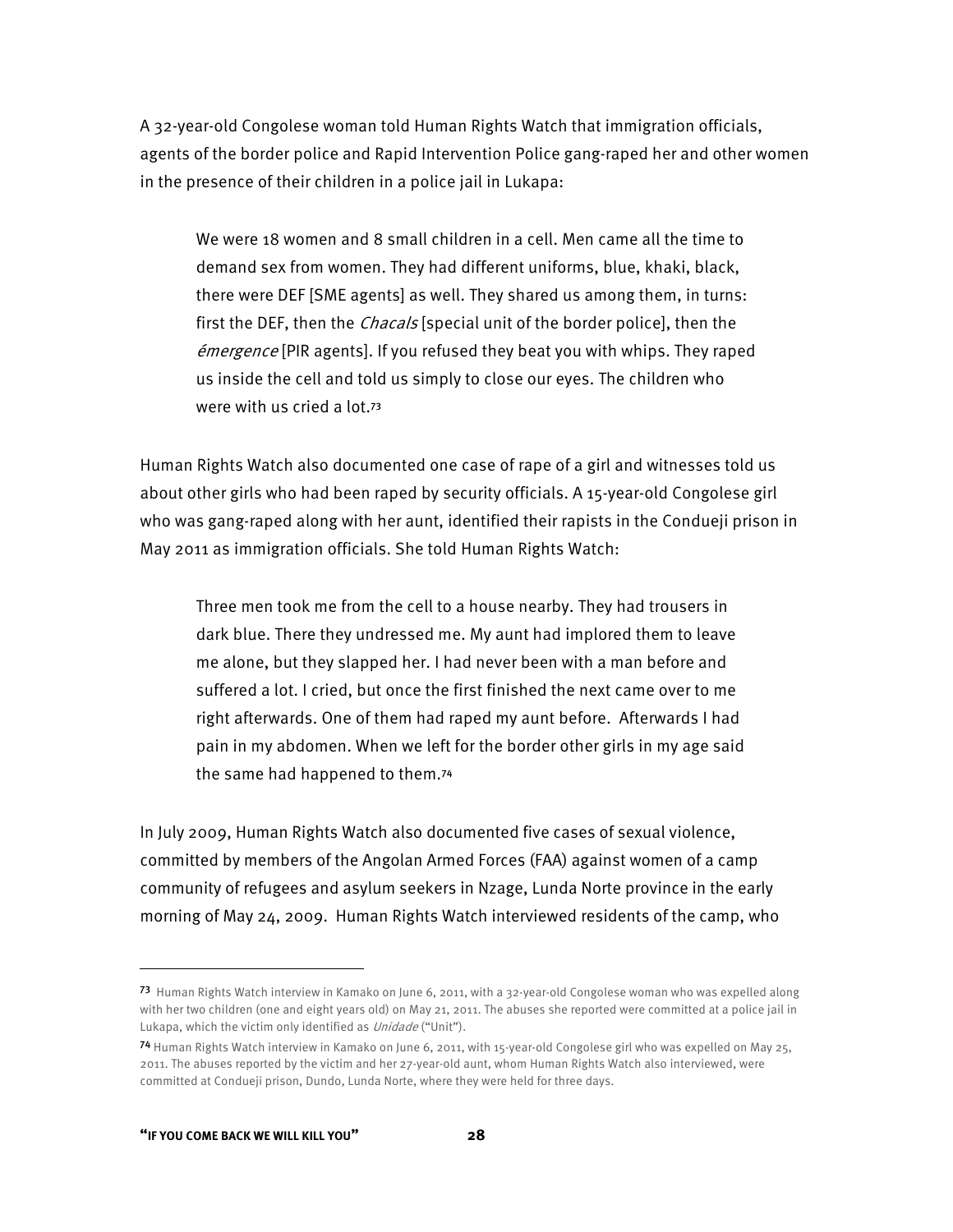A 32-year-old Congolese woman told Human Rights Watch that immigration officials, agents of the border police and Rapid Intervention Police gang-raped her and other women in the presence of their children in a police jail in Lukapa:

> We were 18 women and 8 small children in a cell. Men came all the time to demand sex from women. They had different uniforms, blue, khaki, black, there were DEF [SME agents] as well. They shared us among them, in turns: first the DEF, then the *Chacals* [special unit of the border police], then the *émergence* [PIR agents]. If you refused they beat you with whips. They raped us inside the cell and told us simply to close our eyes. The children who were with us cried a lot.[73]

Human Rights Watch also documented one case of rape of a girl and witnesses told us about other girls who had been raped by security officials. A 15-year-old Congolese girl who was gang-raped along with her aunt, identified their rapists in the Condueji prison in May 2011 as immigration officials. She told Human Rights Watch:

> Three men took me from the cell to a house nearby. They had trousers in dark blue. There they undressed me. My aunt had implored them to leave me alone, but they slapped her. I had never been with a man before and suffered a lot. I cried, but once the first finished the next came over to me right afterwards. One of them had raped my aunt before. Afterwards I had pain in my abdomen. When we left for the border other girls in my age said the same had happened to them.[74]

In July 2009, Human Rights Watch also documented five cases of sexual violence, committed by members of the Angolan Armed Forces (FAA) against women of a camp community of refugees and asylum seekers in Nzage, Lunda Norte province in the early morning of May 24, 2009. Human Rights Watch interviewed residents of the camp, who

---

[73] Human Rights Watch interview in Kamako on June 6, 2011, with a 32-year-old Congolese woman who was expelled along with her two children (one and eight years old) on May 21, 2011. The abuses she reported were committed at a police jail in Lukapa, which the victim only identified as *Unidade* ("Unit").

[74] Human Rights Watch interview in Kamako on June 6, 2011, with 15-year-old Congolese girl who was expelled on May 25, 2011. The abuses reported by the victim and her 27-year-old aunt, whom Human Rights Watch also interviewed, were committed at Condueji prison, Dundo, Lunda Norte, where they were held for three days.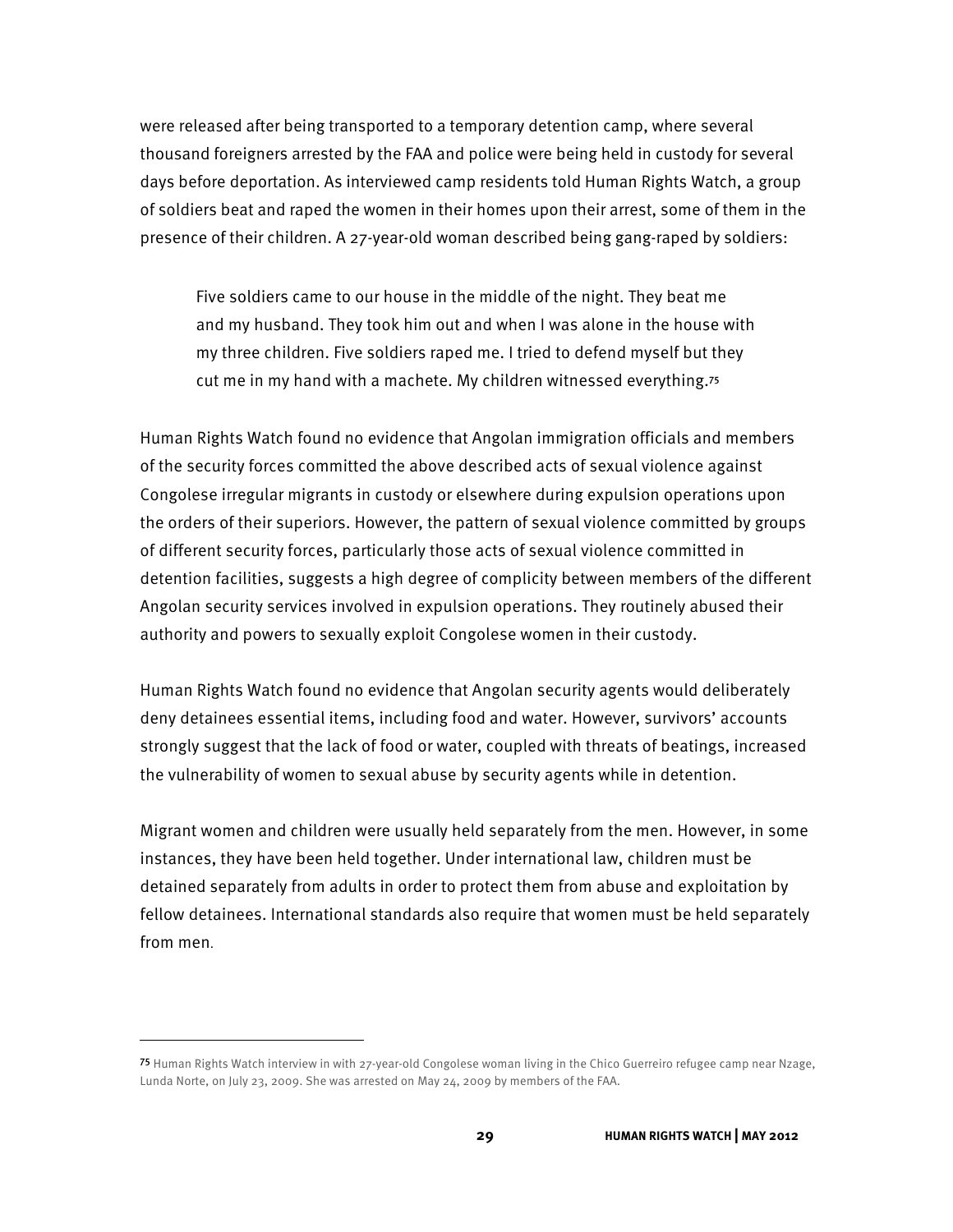were released after being transported to a temporary detention camp, where several thousand foreigners arrested by the FAA and police were being held in custody for several days before deportation. As interviewed camp residents told Human Rights Watch, a group of soldiers beat and raped the women in their homes upon their arrest, some of them in the presence of their children. A 27-year-old woman described being gang-raped by soldiers:

> Five soldiers came to our house in the middle of the night. They beat me and my husband. They took him out and when I was alone in the house with my three children. Five soldiers raped me. I tried to defend myself but they cut me in my hand with a machete. My children witnessed everything.[75]

Human Rights Watch found no evidence that Angolan immigration officials and members of the security forces committed the above described acts of sexual violence against Congolese irregular migrants in custody or elsewhere during expulsion operations upon the orders of their superiors. However, the pattern of sexual violence committed by groups of different security forces, particularly those acts of sexual violence committed in detention facilities, suggests a high degree of complicity between members of the different Angolan security services involved in expulsion operations. They routinely abused their authority and powers to sexually exploit Congolese women in their custody.

Human Rights Watch found no evidence that Angolan security agents would deliberately deny detainees essential items, including food and water. However, survivors' accounts strongly suggest that the lack of food or water, coupled with threats of beatings, increased the vulnerability of women to sexual abuse by security agents while in detention.

Migrant women and children were usually held separately from the men. However, in some instances, they have been held together. Under international law, children must be detained separately from adults in order to protect them from abuse and exploitation by fellow detainees. International standards also require that women must be held separately from men.

---

[75] Human Rights Watch interview in with 27-year-old Congolese woman living in the Chico Guerreiro refugee camp near Nzage, Lunda Norte, on July 23, 2009. She was arrested on May 24, 2009 by members of the FAA.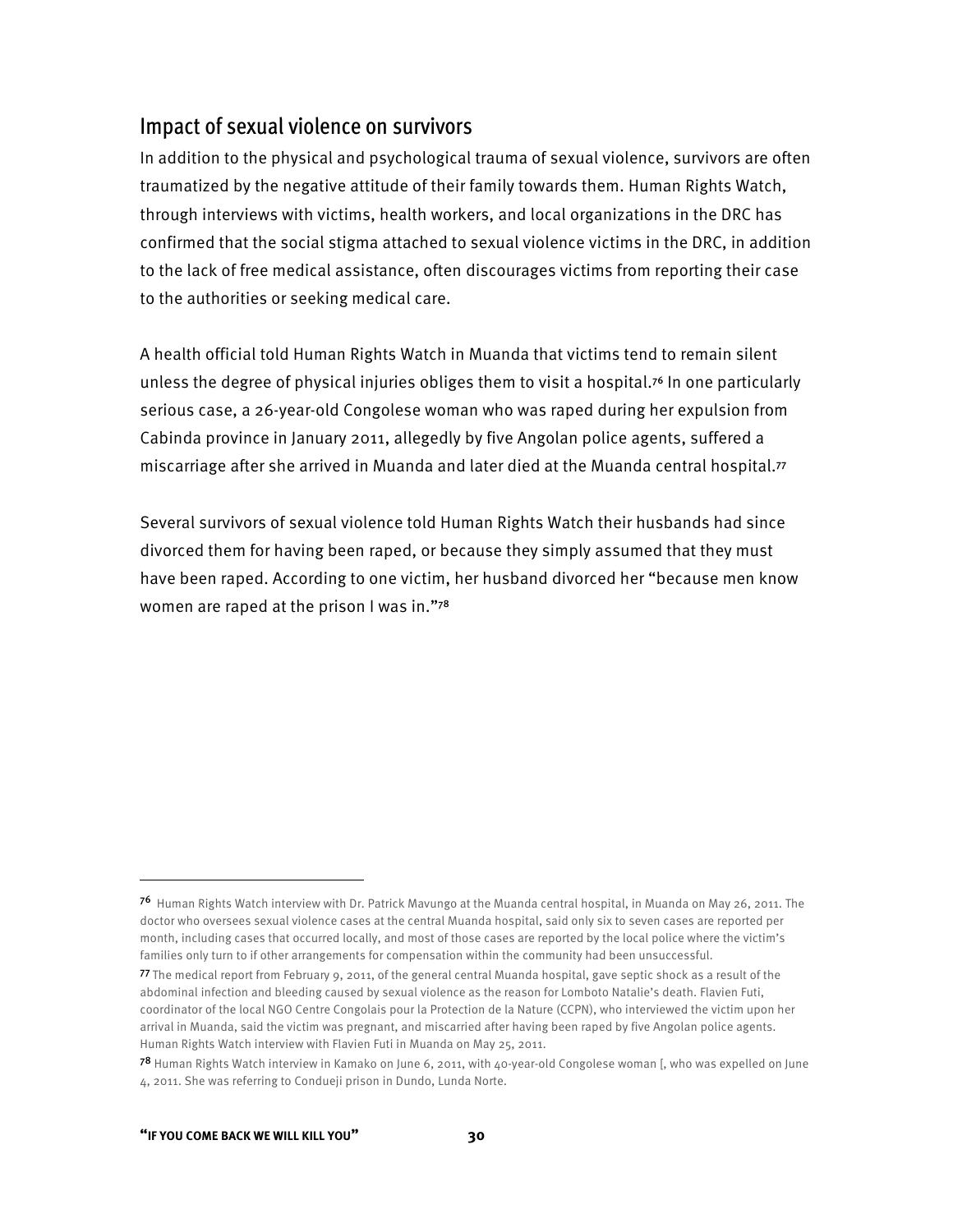## Impact of sexual violence on survivors

In addition to the physical and psychological trauma of sexual violence, survivors are often traumatized by the negative attitude of their family towards them. Human Rights Watch, through interviews with victims, health workers, and local organizations in the DRC has confirmed that the social stigma attached to sexual violence victims in the DRC, in addition to the lack of free medical assistance, often discourages victims from reporting their case to the authorities or seeking medical care.

A health official told Human Rights Watch in Muanda that victims tend to remain silent unless the degree of physical injuries obliges them to visit a hospital.[76] In one particularly serious case, a 26-year-old Congolese woman who was raped during her expulsion from Cabinda province in January 2011, allegedly by five Angolan police agents, suffered a miscarriage after she arrived in Muanda and later died at the Muanda central hospital.[77]

Several survivors of sexual violence told Human Rights Watch their husbands had since divorced them for having been raped, or because they simply assumed that they must have been raped. According to one victim, her husband divorced her "because men know women are raped at the prison I was in."[78]

---

[76] Human Rights Watch interview with Dr. Patrick Mavungo at the Muanda central hospital, in Muanda on May 26, 2011. The doctor who oversees sexual violence cases at the central Muanda hospital, said only six to seven cases are reported per month, including cases that occurred locally, and most of those cases are reported by the local police where the victim's families only turn to if other arrangements for compensation within the community had been unsuccessful.

[77] The medical report from February 9, 2011, of the general central Muanda hospital, gave septic shock as a result of the abdominal infection and bleeding caused by sexual violence as the reason for Lomboto Natalie's death. Flavien Futi, coordinator of the local NGO Centre Congolais pour la Protection de la Nature (CCPN), who interviewed the victim upon her arrival in Muanda, said the victim was pregnant, and miscarried after having been raped by five Angolan police agents. Human Rights Watch interview with Flavien Futi in Muanda on May 25, 2011.

[78] Human Rights Watch interview in Kamako on June 6, 2011, with 40-year-old Congolese woman [, who was expelled on June 4, 2011. She was referring to Condueji prison in Dundo, Lunda Norte.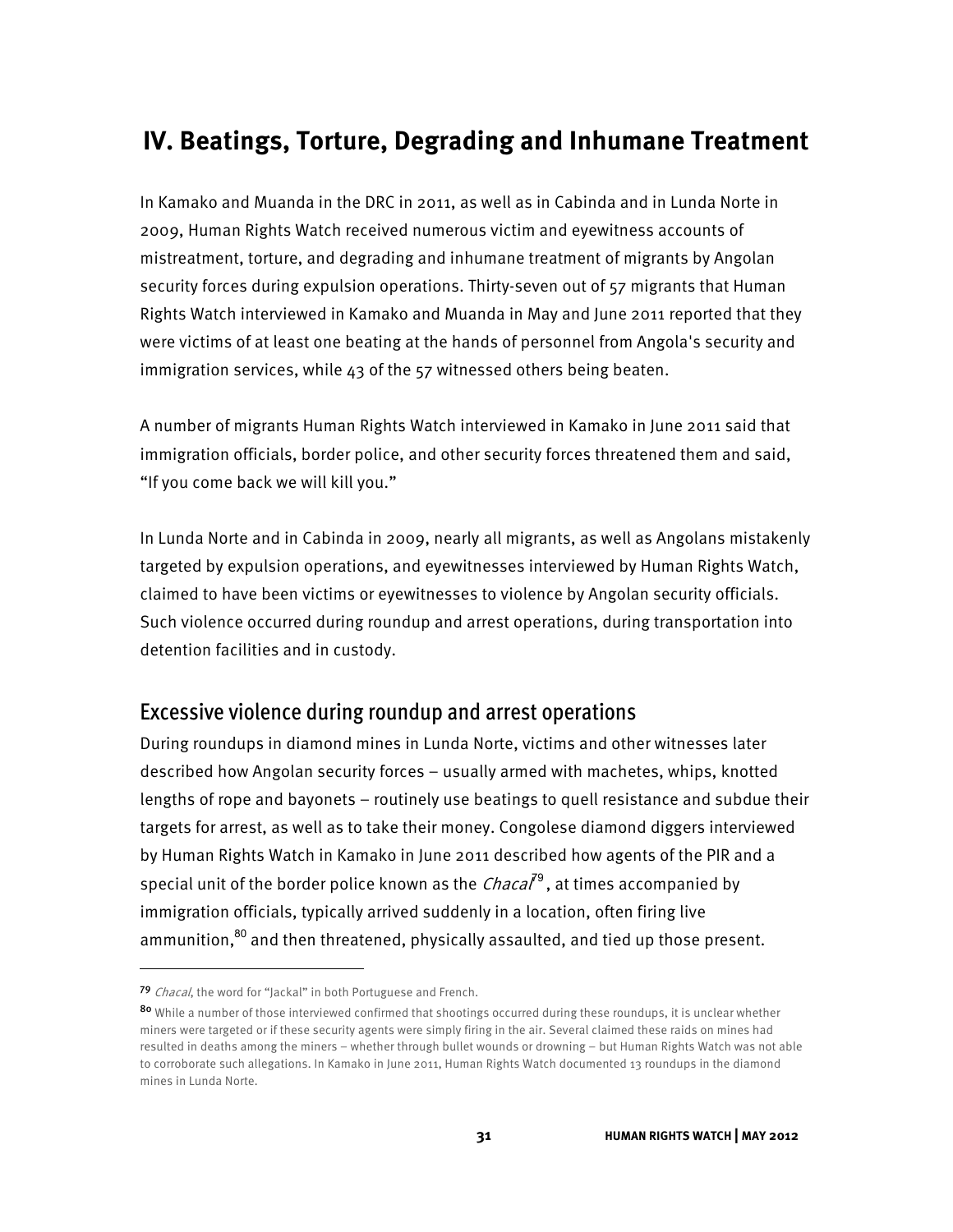# IV. Beatings, Torture, Degrading and Inhumane Treatment

In Kamako and Muanda in the DRC in 2011, as well as in Cabinda and in Lunda Norte in 2009, Human Rights Watch received numerous victim and eyewitness accounts of mistreatment, torture, and degrading and inhumane treatment of migrants by Angolan security forces during expulsion operations. Thirty-seven out of 57 migrants that Human Rights Watch interviewed in Kamako and Muanda in May and June 2011 reported that they were victims of at least one beating at the hands of personnel from Angola's security and immigration services, while 43 of the 57 witnessed others being beaten.

A number of migrants Human Rights Watch interviewed in Kamako in June 2011 said that immigration officials, border police, and other security forces threatened them and said, "If you come back we will kill you."

In Lunda Norte and in Cabinda in 2009, nearly all migrants, as well as Angolans mistakenly targeted by expulsion operations, and eyewitnesses interviewed by Human Rights Watch, claimed to have been victims or eyewitnesses to violence by Angolan security officials. Such violence occurred during roundup and arrest operations, during transportation into detention facilities and in custody.

## Excessive violence during roundup and arrest operations

During roundups in diamond mines in Lunda Norte, victims and other witnesses later described how Angolan security forces – usually armed with machetes, whips, knotted lengths of rope and bayonets – routinely use beatings to quell resistance and subdue their targets for arrest, as well as to take their money. Congolese diamond diggers interviewed by Human Rights Watch in Kamako in June 2011 described how agents of the PIR and a special unit of the border police known as the *Chacal*[79], at times accompanied by immigration officials, typically arrived suddenly in a location, often firing live ammunition,[80] and then threatened, physically assaulted, and tied up those present.

---

[79] *Chacal*, the word for "Jackal" in both Portuguese and French.

[80] While a number of those interviewed confirmed that shootings occurred during these roundups, it is unclear whether miners were targeted or if these security agents were simply firing in the air. Several claimed these raids on mines had resulted in deaths among the miners – whether through bullet wounds or drowning – but Human Rights Watch was not able to corroborate such allegations. In Kamako in June 2011, Human Rights Watch documented 13 roundups in the diamond mines in Lunda Norte.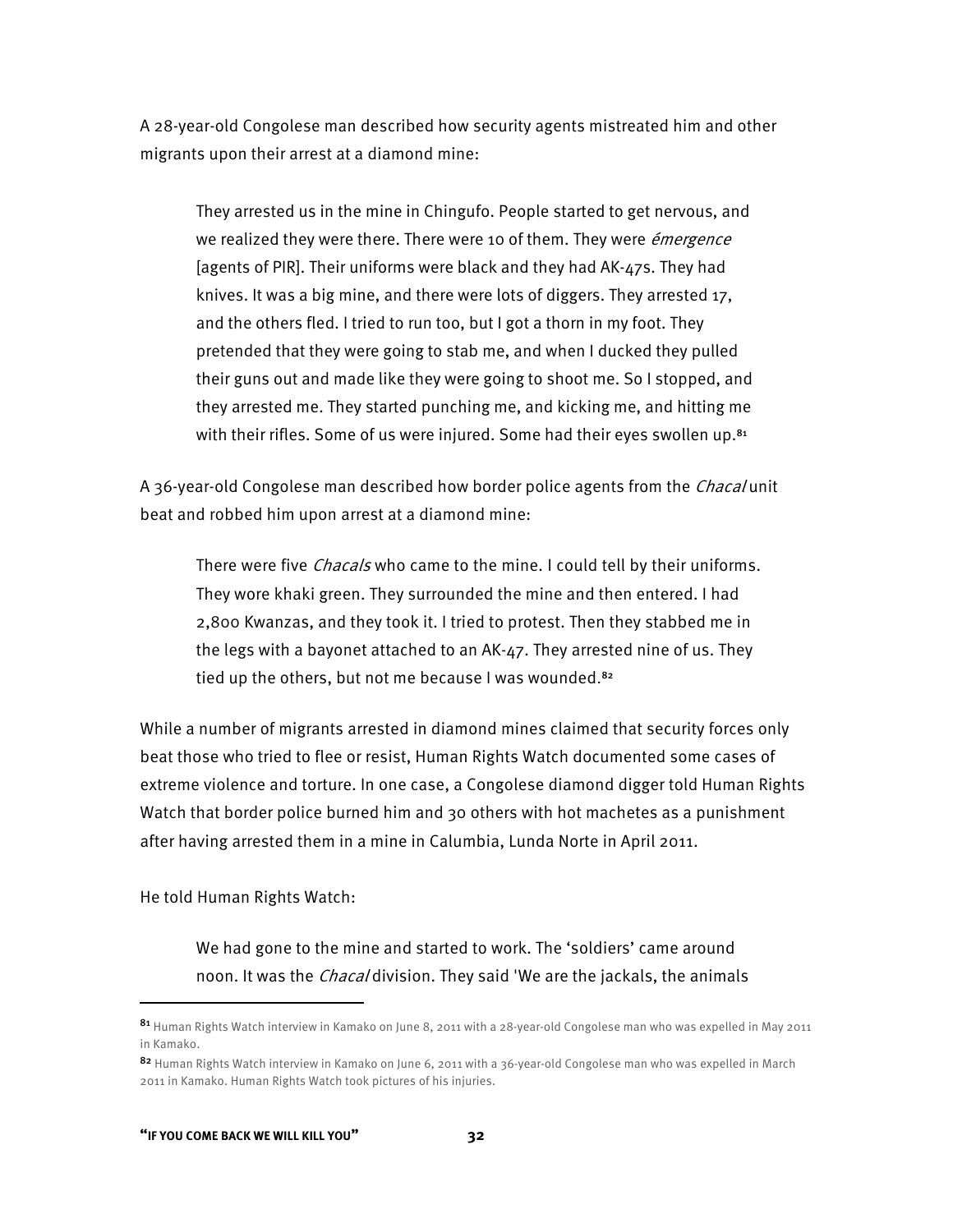A 28-year-old Congolese man described how security agents mistreated him and other migrants upon their arrest at a diamond mine:

> They arrested us in the mine in Chingufo. People started to get nervous, and we realized they were there. There were 10 of them. They were *émergence* [agents of PIR]. Their uniforms were black and they had AK-47s. They had knives. It was a big mine, and there were lots of diggers. They arrested 17, and the others fled. I tried to run too, but I got a thorn in my foot. They pretended that they were going to stab me, and when I ducked they pulled their guns out and made like they were going to shoot me. So I stopped, and they arrested me. They started punching me, and kicking me, and hitting me with their rifles. Some of us were injured. Some had their eyes swollen up.[81]

A 36-year-old Congolese man described how border police agents from the *Chacal* unit beat and robbed him upon arrest at a diamond mine:

> There were five *Chacals* who came to the mine. I could tell by their uniforms. They wore khaki green. They surrounded the mine and then entered. I had 2,800 Kwanzas, and they took it. I tried to protest. Then they stabbed me in the legs with a bayonet attached to an AK-47. They arrested nine of us. They tied up the others, but not me because I was wounded.[82]

While a number of migrants arrested in diamond mines claimed that security forces only beat those who tried to flee or resist, Human Rights Watch documented some cases of extreme violence and torture. In one case, a Congolese diamond digger told Human Rights Watch that border police burned him and 30 others with hot machetes as a punishment after having arrested them in a mine in Calumbia, Lunda Norte in April 2011.

He told Human Rights Watch:

> We had gone to the mine and started to work. The 'soldiers' came around noon. It was the *Chacal* division. They said 'We are the jackals, the animals

---

[81] Human Rights Watch interview in Kamako on June 8, 2011 with a 28-year-old Congolese man who was expelled in May 2011 in Kamako.

[82] Human Rights Watch interview in Kamako on June 6, 2011 with a 36-year-old Congolese man who was expelled in March 2011 in Kamako. Human Rights Watch took pictures of his injuries.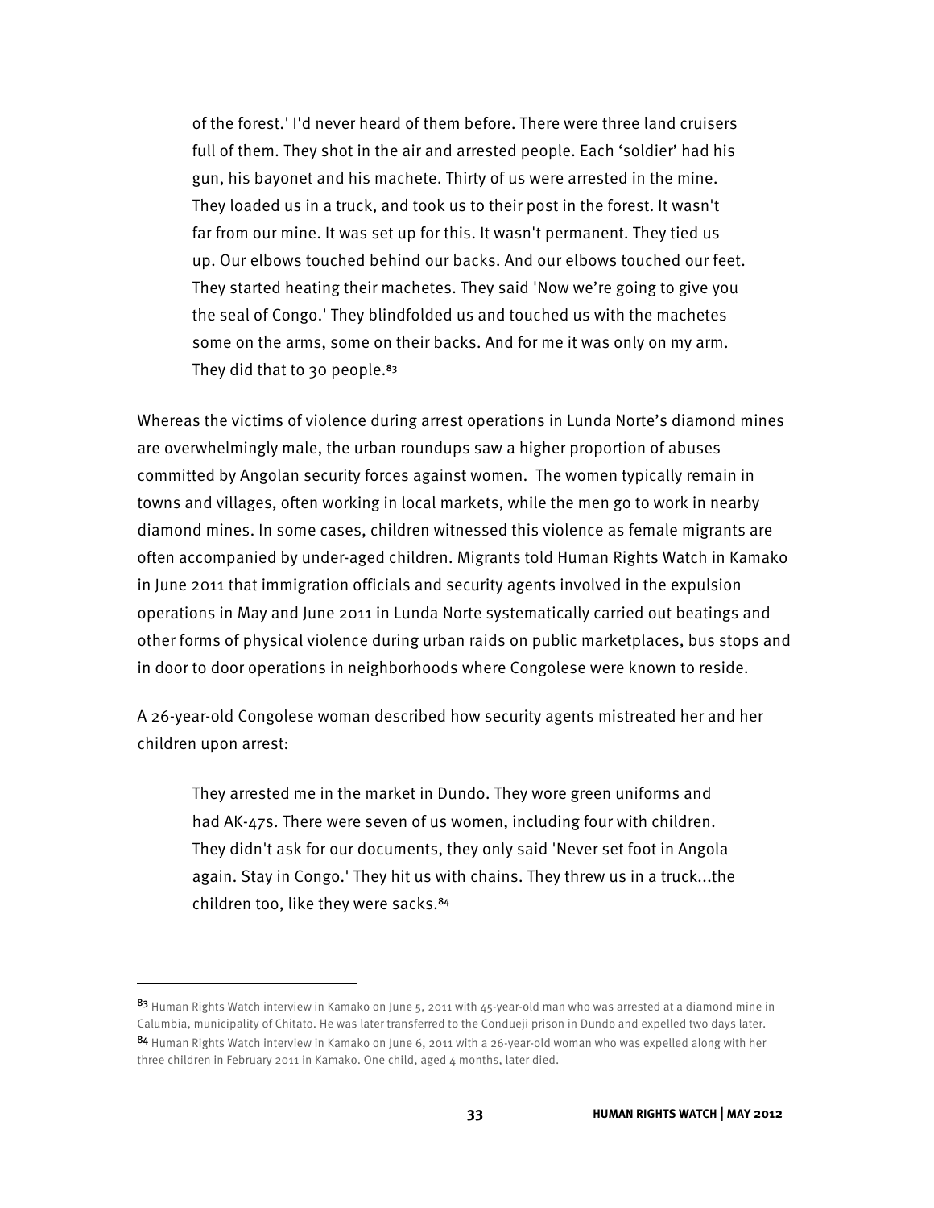> of the forest.' I'd never heard of them before. There were three land cruisers full of them. They shot in the air and arrested people. Each 'soldier' had his gun, his bayonet and his machete. Thirty of us were arrested in the mine. They loaded us in a truck, and took us to their post in the forest. It wasn't far from our mine. It was set up for this. It wasn't permanent. They tied us up. Our elbows touched behind our backs. And our elbows touched our feet. They started heating their machetes. They said 'Now we're going to give you the seal of Congo.' They blindfolded us and touched us with the machetes some on the arms, some on their backs. And for me it was only on my arm. They did that to 30 people.[83]

Whereas the victims of violence during arrest operations in Lunda Norte's diamond mines are overwhelmingly male, the urban roundups saw a higher proportion of abuses committed by Angolan security forces against women. The women typically remain in towns and villages, often working in local markets, while the men go to work in nearby diamond mines. In some cases, children witnessed this violence as female migrants are often accompanied by under-aged children. Migrants told Human Rights Watch in Kamako in June 2011 that immigration officials and security agents involved in the expulsion operations in May and June 2011 in Lunda Norte systematically carried out beatings and other forms of physical violence during urban raids on public marketplaces, bus stops and in door to door operations in neighborhoods where Congolese were known to reside.

A 26-year-old Congolese woman described how security agents mistreated her and her children upon arrest:

> They arrested me in the market in Dundo. They wore green uniforms and had AK-47s. There were seven of us women, including four with children. They didn't ask for our documents, they only said 'Never set foot in Angola again. Stay in Congo.' They hit us with chains. They threw us in a truck...the children too, like they were sacks.[84]

---

[83] Human Rights Watch interview in Kamako on June 5, 2011 with 45-year-old man who was arrested at a diamond mine in Calumbia, municipality of Chitato. He was later transferred to the Condueji prison in Dundo and expelled two days later.

[84] Human Rights Watch interview in Kamako on June 6, 2011 with a 26-year-old woman who was expelled along with her three children in February 2011 in Kamako. One child, aged 4 months, later died.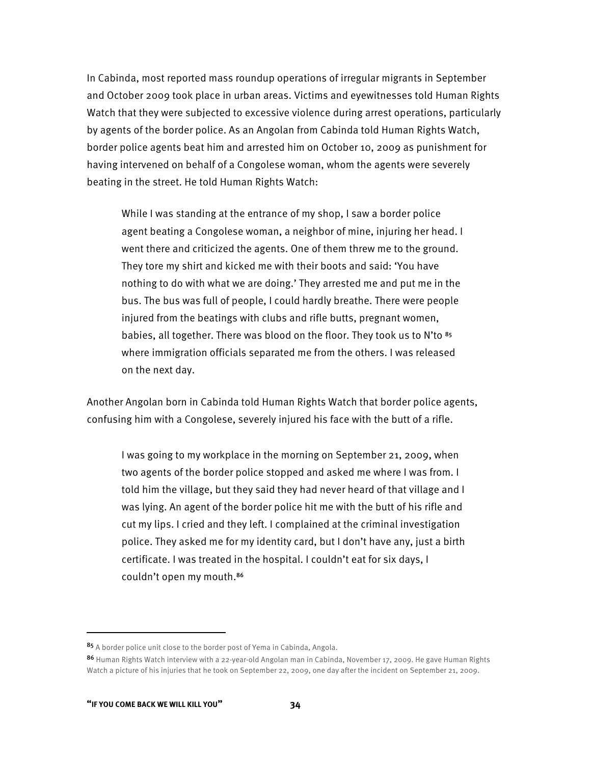In Cabinda, most reported mass roundup operations of irregular migrants in September and October 2009 took place in urban areas. Victims and eyewitnesses told Human Rights Watch that they were subjected to excessive violence during arrest operations, particularly by agents of the border police. As an Angolan from Cabinda told Human Rights Watch, border police agents beat him and arrested him on October 10, 2009 as punishment for having intervened on behalf of a Congolese woman, whom the agents were severely beating in the street. He told Human Rights Watch:

> While I was standing at the entrance of my shop, I saw a border police agent beating a Congolese woman, a neighbor of mine, injuring her head. I went there and criticized the agents. One of them threw me to the ground. They tore my shirt and kicked me with their boots and said: 'You have nothing to do with what we are doing.' They arrested me and put me in the bus. The bus was full of people, I could hardly breathe. There were people injured from the beatings with clubs and rifle butts, pregnant women, babies, all together. There was blood on the floor. They took us to N'to [85] where immigration officials separated me from the others. I was released on the next day.

Another Angolan born in Cabinda told Human Rights Watch that border police agents, confusing him with a Congolese, severely injured his face with the butt of a rifle.

> I was going to my workplace in the morning on September 21, 2009, when two agents of the border police stopped and asked me where I was from. I told him the village, but they said they had never heard of that village and I was lying. An agent of the border police hit me with the butt of his rifle and cut my lips. I cried and they left. I complained at the criminal investigation police. They asked me for my identity card, but I don't have any, just a birth certificate. I was treated in the hospital. I couldn't eat for six days, I couldn't open my mouth.[86]

---

[85] A border police unit close to the border post of Yema in Cabinda, Angola.

[86] Human Rights Watch interview with a 22-year-old Angolan man in Cabinda, November 17, 2009. He gave Human Rights Watch a picture of his injuries that he took on September 22, 2009, one day after the incident on September 21, 2009.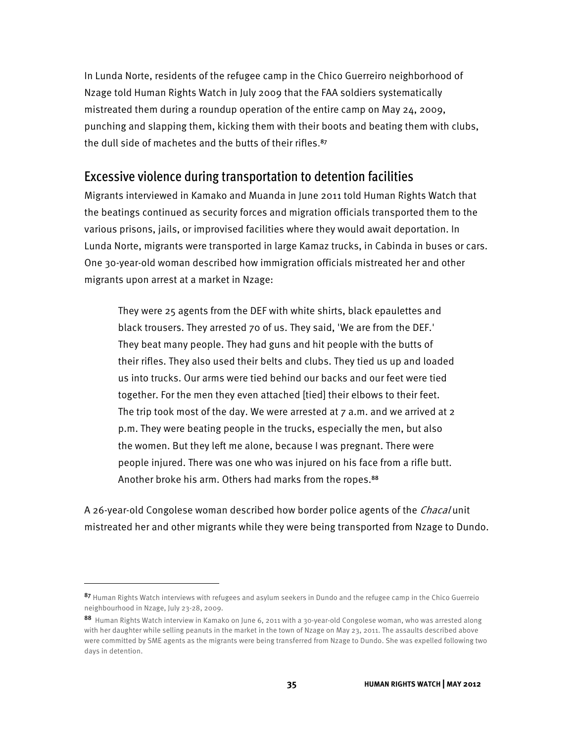In Lunda Norte, residents of the refugee camp in the Chico Guerreiro neighborhood of Nzage told Human Rights Watch in July 2009 that the FAA soldiers systematically mistreated them during a roundup operation of the entire camp on May 24, 2009, punching and slapping them, kicking them with their boots and beating them with clubs, the dull side of machetes and the butts of their rifles.[87]

## Excessive violence during transportation to detention facilities

Migrants interviewed in Kamako and Muanda in June 2011 told Human Rights Watch that the beatings continued as security forces and migration officials transported them to the various prisons, jails, or improvised facilities where they would await deportation. In Lunda Norte, migrants were transported in large Kamaz trucks, in Cabinda in buses or cars. One 30-year-old woman described how immigration officials mistreated her and other migrants upon arrest at a market in Nzage:

> They were 25 agents from the DEF with white shirts, black epaulettes and black trousers. They arrested 70 of us. They said, 'We are from the DEF.' They beat many people. They had guns and hit people with the butts of their rifles. They also used their belts and clubs. They tied us up and loaded us into trucks. Our arms were tied behind our backs and our feet were tied together. For the men they even attached [tied] their elbows to their feet. The trip took most of the day. We were arrested at 7 a.m. and we arrived at 2 p.m. They were beating people in the trucks, especially the men, but also the women. But they left me alone, because I was pregnant. There were people injured. There was one who was injured on his face from a rifle butt. Another broke his arm. Others had marks from the ropes.[88]

A 26-year-old Congolese woman described how border police agents of the *Chacal* unit mistreated her and other migrants while they were being transported from Nzage to Dundo.

---

[87] Human Rights Watch interviews with refugees and asylum seekers in Dundo and the refugee camp in the Chico Guerreio neighbourhood in Nzage, July 23-28, 2009.

[88] Human Rights Watch interview in Kamako on June 6, 2011 with a 30-year-old Congolese woman, who was arrested along with her daughter while selling peanuts in the market in the town of Nzage on May 23, 2011. The assaults described above were committed by SME agents as the migrants were being transferred from Nzage to Dundo. She was expelled following two days in detention.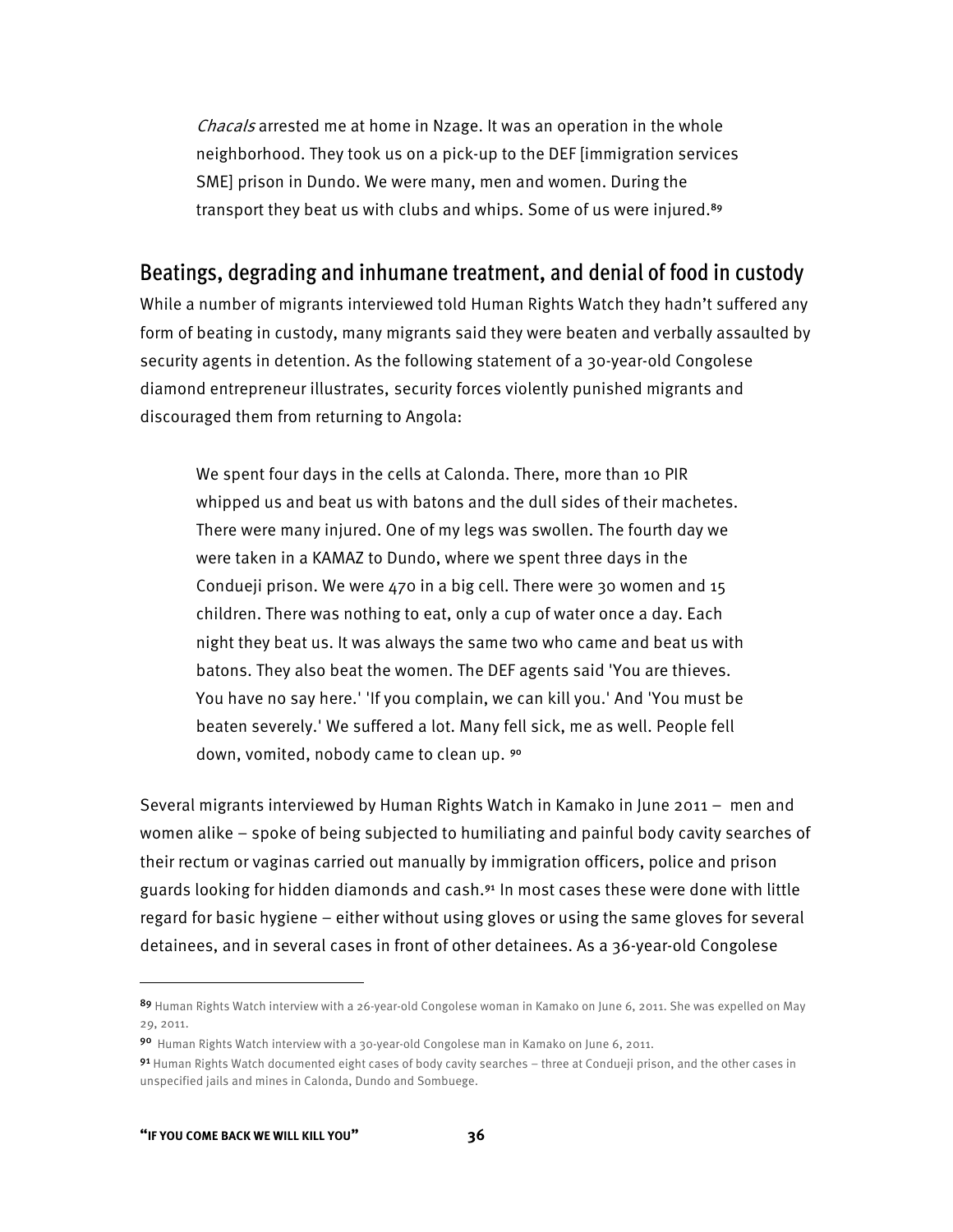> *Chacals* arrested me at home in Nzage. It was an operation in the whole neighborhood. They took us on a pick-up to the DEF [immigration services SME] prison in Dundo. We were many, men and women. During the transport they beat us with clubs and whips. Some of us were injured.[89]

## Beatings, degrading and inhumane treatment, and denial of food in custody

While a number of migrants interviewed told Human Rights Watch they hadn't suffered any form of beating in custody, many migrants said they were beaten and verbally assaulted by security agents in detention. As the following statement of a 30-year-old Congolese diamond entrepreneur illustrates, security forces violently punished migrants and discouraged them from returning to Angola:

> We spent four days in the cells at Calonda. There, more than 10 PIR whipped us and beat us with batons and the dull sides of their machetes. There were many injured. One of my legs was swollen. The fourth day we were taken in a KAMAZ to Dundo, where we spent three days in the Condueji prison. We were 470 in a big cell. There were 30 women and 15 children. There was nothing to eat, only a cup of water once a day. Each night they beat us. It was always the same two who came and beat us with batons. They also beat the women. The DEF agents said 'You are thieves. You have no say here.' 'If you complain, we can kill you.' And 'You must be beaten severely.' We suffered a lot. Many fell sick, me as well. People fell down, vomited, nobody came to clean up.[90]

Several migrants interviewed by Human Rights Watch in Kamako in June 2011 – men and women alike – spoke of being subjected to humiliating and painful body cavity searches of their rectum or vaginas carried out manually by immigration officers, police and prison guards looking for hidden diamonds and cash.[91] In most cases these were done with little regard for basic hygiene – either without using gloves or using the same gloves for several detainees, and in several cases in front of other detainees. As a 36-year-old Congolese

---

[89] Human Rights Watch interview with a 26-year-old Congolese woman in Kamako on June 6, 2011. She was expelled on May 29, 2011.

[90] Human Rights Watch interview with a 30-year-old Congolese man in Kamako on June 6, 2011.

[91] Human Rights Watch documented eight cases of body cavity searches – three at Condueji prison, and the other cases in unspecified jails and mines in Calonda, Dundo and Sombuege.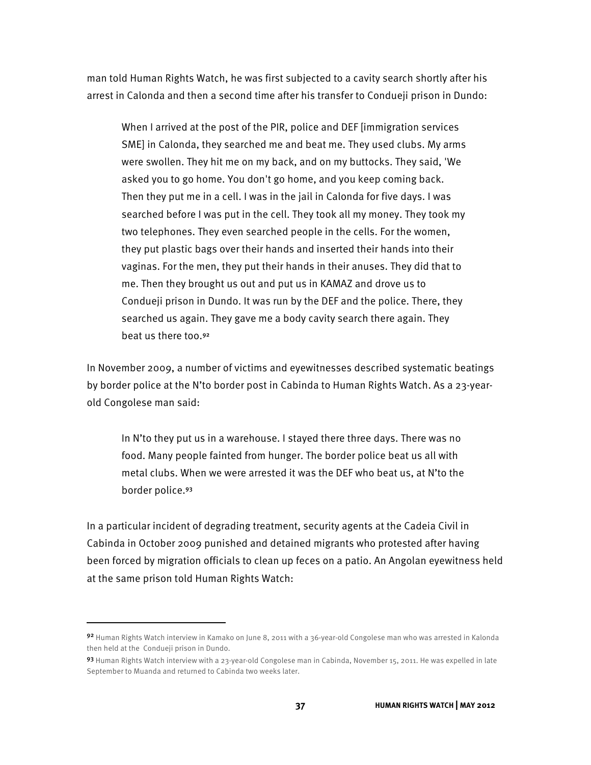man told Human Rights Watch, he was first subjected to a cavity search shortly after his arrest in Calonda and then a second time after his transfer to Condueji prison in Dundo:

> When I arrived at the post of the PIR, police and DEF [immigration services SME] in Calonda, they searched me and beat me. They used clubs. My arms were swollen. They hit me on my back, and on my buttocks. They said, 'We asked you to go home. You don't go home, and you keep coming back. Then they put me in a cell. I was in the jail in Calonda for five days. I was searched before I was put in the cell. They took all my money. They took my two telephones. They even searched people in the cells. For the women, they put plastic bags over their hands and inserted their hands into their vaginas. For the men, they put their hands in their anuses. They did that to me. Then they brought us out and put us in KAMAZ and drove us to Condueji prison in Dundo. It was run by the DEF and the police. There, they searched us again. They gave me a body cavity search there again. They beat us there too.[92]

In November 2009, a number of victims and eyewitnesses described systematic beatings by border police at the N'to border post in Cabinda to Human Rights Watch. As a 23-year-old Congolese man said:

> In N'to they put us in a warehouse. I stayed there three days. There was no food. Many people fainted from hunger. The border police beat us all with metal clubs. When we were arrested it was the DEF who beat us, at N'to the border police.[93]

In a particular incident of degrading treatment, security agents at the Cadeia Civil in Cabinda in October 2009 punished and detained migrants who protested after having been forced by migration officials to clean up feces on a patio. An Angolan eyewitness held at the same prison told Human Rights Watch:

---

[92] Human Rights Watch interview in Kamako on June 8, 2011 with a 36-year-old Congolese man who was arrested in Kalonda then held at the Condueji prison in Dundo.

[93] Human Rights Watch interview with a 23-year-old Congolese man in Cabinda, November 15, 2011. He was expelled in late September to Muanda and returned to Cabinda two weeks later.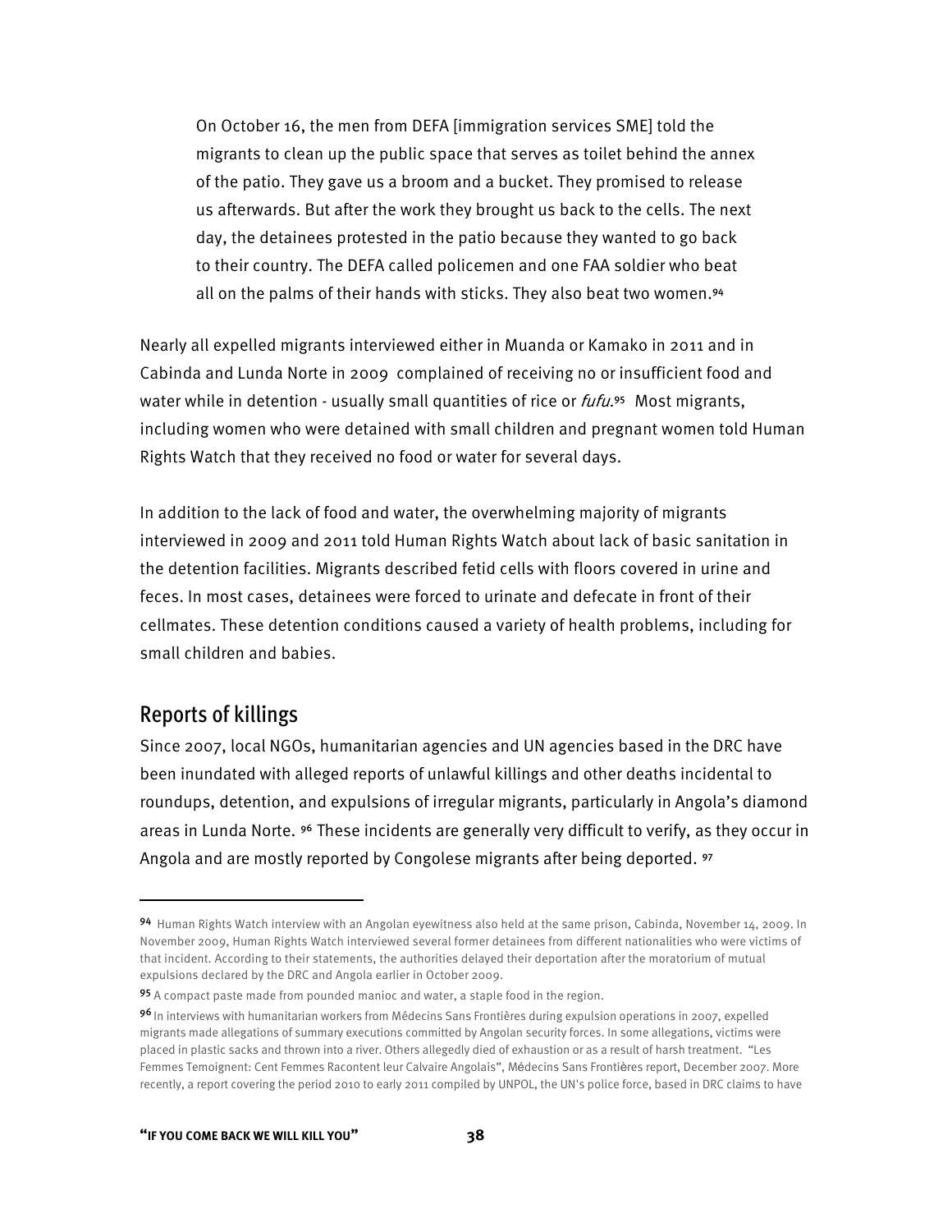> On October 16, the men from DEFA [immigration services SME] told the migrants to clean up the public space that serves as toilet behind the annex of the patio. They gave us a broom and a bucket. They promised to release us afterwards. But after the work they brought us back to the cells. The next day, the detainees protested in the patio because they wanted to go back to their country. The DEFA called policemen and one FAA soldier who beat all on the palms of their hands with sticks. They also beat two women.[94]

Nearly all expelled migrants interviewed either in Muanda or Kamako in 2011 and in Cabinda and Lunda Norte in 2009 complained of receiving no or insufficient food and water while in detention - usually small quantities of rice or *fufu*.[95] Most migrants, including women who were detained with small children and pregnant women told Human Rights Watch that they received no food or water for several days.

In addition to the lack of food and water, the overwhelming majority of migrants interviewed in 2009 and 2011 told Human Rights Watch about lack of basic sanitation in the detention facilities. Migrants described fetid cells with floors covered in urine and feces. In most cases, detainees were forced to urinate and defecate in front of their cellmates. These detention conditions caused a variety of health problems, including for small children and babies.

## Reports of killings

Since 2007, local NGOs, humanitarian agencies and UN agencies based in the DRC have been inundated with alleged reports of unlawful killings and other deaths incidental to roundups, detention, and expulsions of irregular migrants, particularly in Angola's diamond areas in Lunda Norte. [96] These incidents are generally very difficult to verify, as they occur in Angola and are mostly reported by Congolese migrants after being deported. [97]

---

[94] Human Rights Watch interview with an Angolan eyewitness also held at the same prison, Cabinda, November 14, 2009. In November 2009, Human Rights Watch interviewed several former detainees from different nationalities who were victims of that incident. According to their statements, the authorities delayed their deportation after the moratorium of mutual expulsions declared by the DRC and Angola earlier in October 2009.

[95] A compact paste made from pounded manioc and water, a staple food in the region.

[96] In interviews with humanitarian workers from Médecins Sans Frontières during expulsion operations in 2007, expelled migrants made allegations of summary executions committed by Angolan security forces. In some allegations, victims were placed in plastic sacks and thrown into a river. Others allegedly died of exhaustion or as a result of harsh treatment. "Les Femmes Temoignent: Cent Femmes Racontent leur Calvaire Angolais", Médecins Sans Frontières report, December 2007. More recently, a report covering the period 2010 to early 2011 compiled by UNPOL, the UN's police force, based in DRC claims to have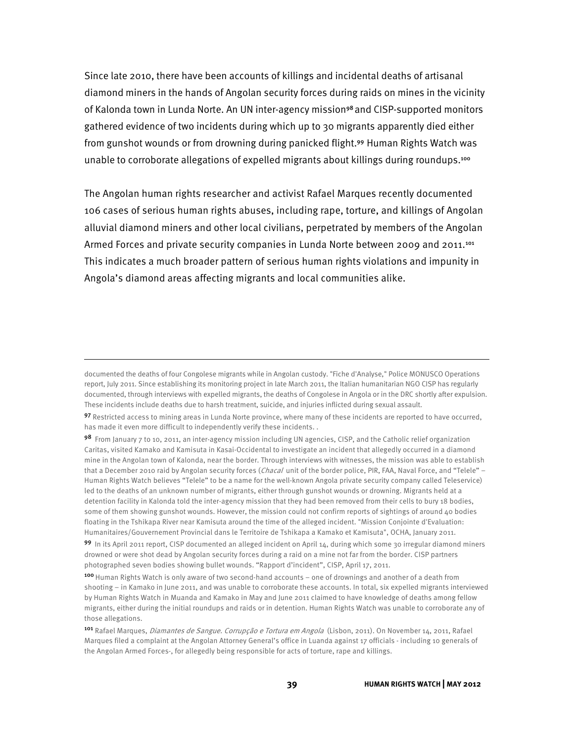Since late 2010, there have been accounts of killings and incidental deaths of artisanal diamond miners in the hands of Angolan security forces during raids on mines in the vicinity of Kalonda town in Lunda Norte. An UN inter-agency mission[98] and CISP-supported monitors gathered evidence of two incidents during which up to 30 migrants apparently died either from gunshot wounds or from drowning during panicked flight.[99] Human Rights Watch was unable to corroborate allegations of expelled migrants about killings during roundups.[100]

The Angolan human rights researcher and activist Rafael Marques recently documented 106 cases of serious human rights abuses, including rape, torture, and killings of Angolan alluvial diamond miners and other local civilians, perpetrated by members of the Angolan Armed Forces and private security companies in Lunda Norte between 2009 and 2011.[101] This indicates a much broader pattern of serious human rights violations and impunity in Angola's diamond areas affecting migrants and local communities alike.

---

documented the deaths of four Congolese migrants while in Angolan custody. "Fiche d'Analyse," Police MONUSCO Operations report, July 2011. Since establishing its monitoring project in late March 2011, the Italian humanitarian NGO CISP has regularly documented, through interviews with expelled migrants, the deaths of Congolese in Angola or in the DRC shortly after expulsion. These incidents include deaths due to harsh treatment, suicide, and injuries inflicted during sexual assault.

[97] Restricted access to mining areas in Lunda Norte province, where many of these incidents are reported to have occurred, has made it even more difficult to independently verify these incidents. .

[98] From January 7 to 10, 2011, an inter-agency mission including UN agencies, CISP, and the Catholic relief organization Caritas, visited Kamako and Kamisuta in Kasai-Occidental to investigate an incident that allegedly occurred in a diamond mine in the Angolan town of Kalonda, near the border. Through interviews with witnesses, the mission was able to establish that a December 2010 raid by Angolan security forces (*Chacal* unit of the border police, PIR, FAA, Naval Force, and "Telele" – Human Rights Watch believes "Telele" to be a name for the well-known Angola private security company called Teleservice) led to the deaths of an unknown number of migrants, either through gunshot wounds or drowning. Migrants held at a detention facility in Kalonda told the inter-agency mission that they had been removed from their cells to bury 18 bodies, some of them showing gunshot wounds. However, the mission could not confirm reports of sightings of around 40 bodies floating in the Tshikapa River near Kamisuta around the time of the alleged incident. "Mission Conjointe d'Evaluation: Humanitaires/Gouvernement Provincial dans le Territoire de Tshikapa a Kamako et Kamisuta", OCHA, January 2011.

[99] In its April 2011 report, CISP documented an alleged incident on April 14, during which some 30 irregular diamond miners drowned or were shot dead by Angolan security forces during a raid on a mine not far from the border. CISP partners photographed seven bodies showing bullet wounds. "Rapport d'incident", CISP, April 17, 2011.

[100] Human Rights Watch is only aware of two second-hand accounts – one of drownings and another of a death from shooting – in Kamako in June 2011, and was unable to corroborate these accounts. In total, six expelled migrants interviewed by Human Rights Watch in Muanda and Kamako in May and June 2011 claimed to have knowledge of deaths among fellow migrants, either during the initial roundups and raids or in detention. Human Rights Watch was unable to corroborate any of those allegations.

[101] Rafael Marques, *Diamantes de Sangue. Corrupção e Tortura em Angola* (Lisbon, 2011). On November 14, 2011, Rafael Marques filed a complaint at the Angolan Attorney General's office in Luanda against 17 officials - including 10 generals of the Angolan Armed Forces-, for allegedly being responsible for acts of torture, rape and killings.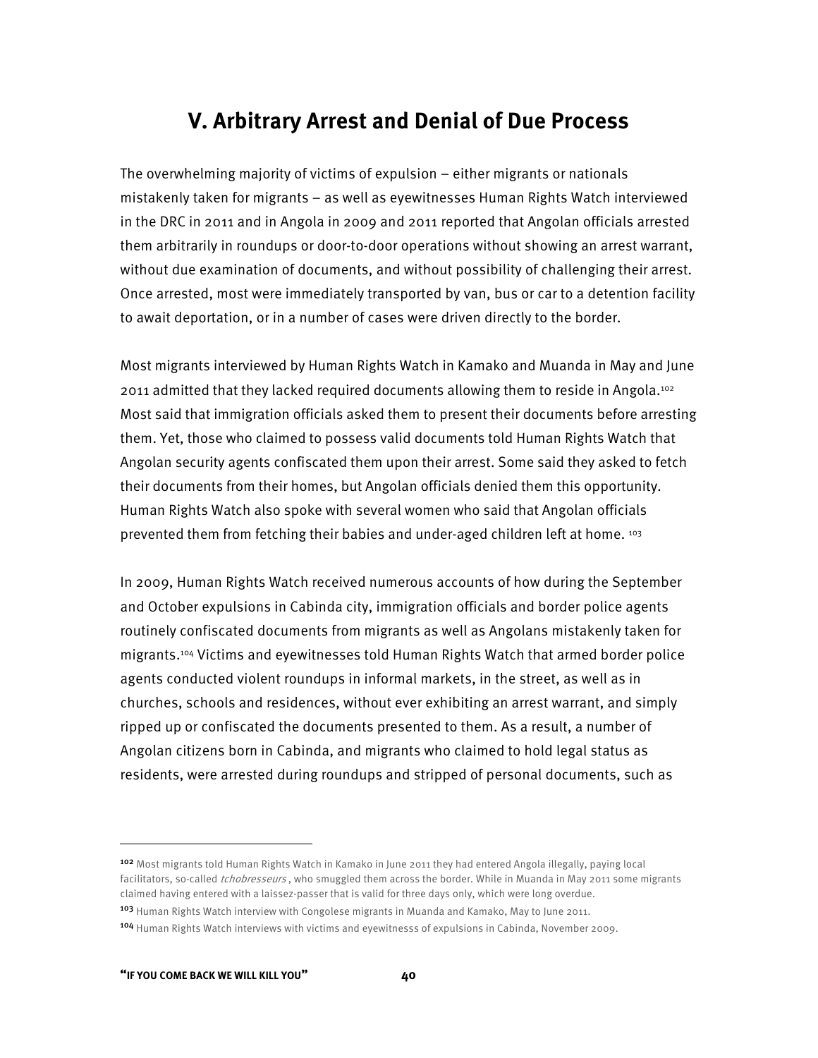## V. Arbitrary Arrest and Denial of Due Process

The overwhelming majority of victims of expulsion – either migrants or nationals mistakenly taken for migrants – as well as eyewitnesses Human Rights Watch interviewed in the DRC in 2011 and in Angola in 2009 and 2011 reported that Angolan officials arrested them arbitrarily in roundups or door-to-door operations without showing an arrest warrant, without due examination of documents, and without possibility of challenging their arrest. Once arrested, most were immediately transported by van, bus or car to a detention facility to await deportation, or in a number of cases were driven directly to the border.

Most migrants interviewed by Human Rights Watch in Kamako and Muanda in May and June 2011 admitted that they lacked required documents allowing them to reside in Angola.[102] Most said that immigration officials asked them to present their documents before arresting them. Yet, those who claimed to possess valid documents told Human Rights Watch that Angolan security agents confiscated them upon their arrest. Some said they asked to fetch their documents from their homes, but Angolan officials denied them this opportunity. Human Rights Watch also spoke with several women who said that Angolan officials prevented them from fetching their babies and under-aged children left at home. [103]

In 2009, Human Rights Watch received numerous accounts of how during the September and October expulsions in Cabinda city, immigration officials and border police agents routinely confiscated documents from migrants as well as Angolans mistakenly taken for migrants.[104] Victims and eyewitnesses told Human Rights Watch that armed border police agents conducted violent roundups in informal markets, in the street, as well as in churches, schools and residences, without ever exhibiting an arrest warrant, and simply ripped up or confiscated the documents presented to them. As a result, a number of Angolan citizens born in Cabinda, and migrants who claimed to hold legal status as residents, were arrested during roundups and stripped of personal documents, such as

---

[102] Most migrants told Human Rights Watch in Kamako in June 2011 they had entered Angola illegally, paying local facilitators, so-called *tchobresseurs* , who smuggled them across the border. While in Muanda in May 2011 some migrants claimed having entered with a laissez-passer that is valid for three days only, which were long overdue.

[103] Human Rights Watch interview with Congolese migrants in Muanda and Kamako, May to June 2011.

[104] Human Rights Watch interviews with victims and eyewitnesss of expulsions in Cabinda, November 2009.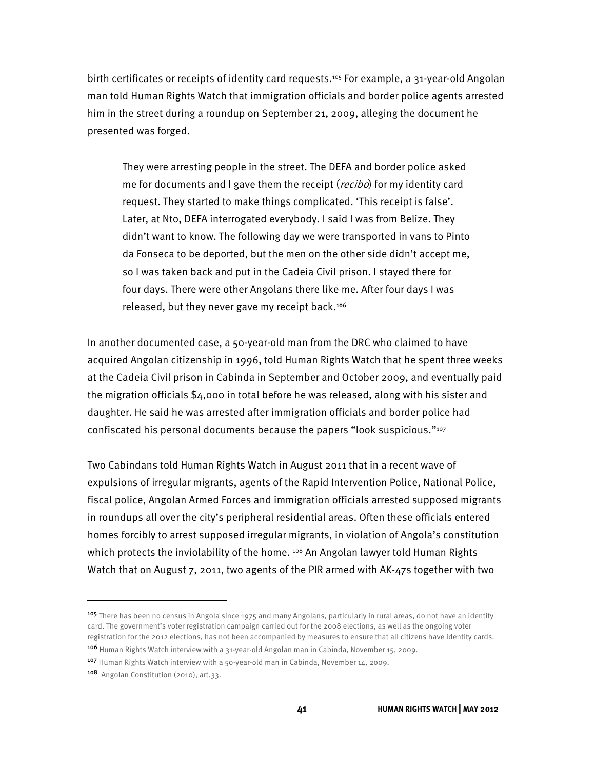birth certificates or receipts of identity card requests.[105] For example, a 31-year-old Angolan man told Human Rights Watch that immigration officials and border police agents arrested him in the street during a roundup on September 21, 2009, alleging the document he presented was forged.

> They were arresting people in the street. The DEFA and border police asked me for documents and I gave them the receipt (*recibo*) for my identity card request. They started to make things complicated. 'This receipt is false'. Later, at Nto, DEFA interrogated everybody. I said I was from Belize. They didn't want to know. The following day we were transported in vans to Pinto da Fonseca to be deported, but the men on the other side didn't accept me, so I was taken back and put in the Cadeia Civil prison. I stayed there for four days. There were other Angolans there like me. After four days I was released, but they never gave my receipt back.[106]

In another documented case, a 50-year-old man from the DRC who claimed to have acquired Angolan citizenship in 1996, told Human Rights Watch that he spent three weeks at the Cadeia Civil prison in Cabinda in September and October 2009, and eventually paid the migration officials $4,000 in total before he was released, along with his sister and daughter. He said he was arrested after immigration officials and border police had confiscated his personal documents because the papers "look suspicious."[107]

Two Cabindans told Human Rights Watch in August 2011 that in a recent wave of expulsions of irregular migrants, agents of the Rapid Intervention Police, National Police, fiscal police, Angolan Armed Forces and immigration officials arrested supposed migrants in roundups all over the city's peripheral residential areas. Often these officials entered homes forcibly to arrest supposed irregular migrants, in violation of Angola's constitution which protects the inviolability of the home. [108] An Angolan lawyer told Human Rights Watch that on August 7, 2011, two agents of the PIR armed with AK-47s together with two

---

[105] There has been no census in Angola since 1975 and many Angolans, particularly in rural areas, do not have an identity card. The government's voter registration campaign carried out for the 2008 elections, as well as the ongoing voter registration for the 2012 elections, has not been accompanied by measures to ensure that all citizens have identity cards.

[106] Human Rights Watch interview with a 31-year-old Angolan man in Cabinda, November 15, 2009.

[107] Human Rights Watch interview with a 50-year-old man in Cabinda, November 14, 2009.

[108] Angolan Constitution (2010), art.33.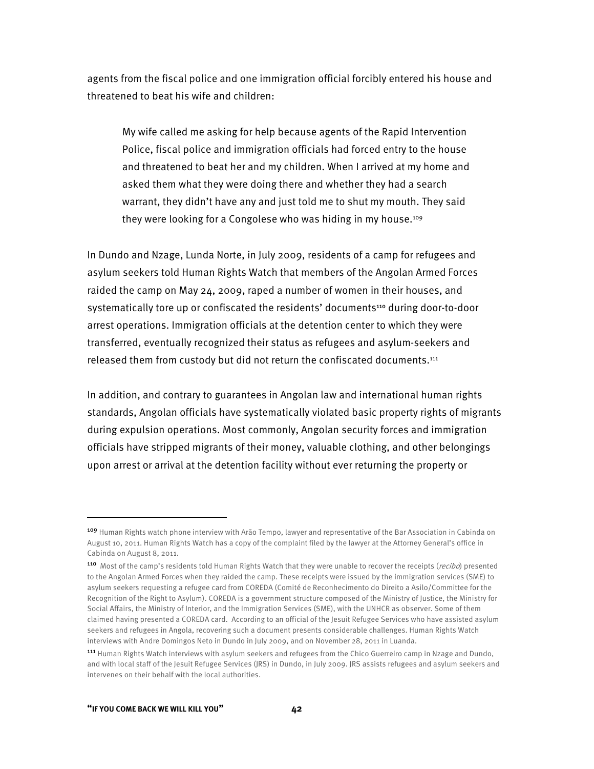agents from the fiscal police and one immigration official forcibly entered his house and threatened to beat his wife and children:

> My wife called me asking for help because agents of the Rapid Intervention Police, fiscal police and immigration officials had forced entry to the house and threatened to beat her and my children. When I arrived at my home and asked them what they were doing there and whether they had a search warrant, they didn't have any and just told me to shut my mouth. They said they were looking for a Congolese who was hiding in my house.[109]

In Dundo and Nzage, Lunda Norte, in July 2009, residents of a camp for refugees and asylum seekers told Human Rights Watch that members of the Angolan Armed Forces raided the camp on May 24, 2009, raped a number of women in their houses, and systematically tore up or confiscated the residents' documents[110] during door-to-door arrest operations. Immigration officials at the detention center to which they were transferred, eventually recognized their status as refugees and asylum-seekers and released them from custody but did not return the confiscated documents.[111]

In addition, and contrary to guarantees in Angolan law and international human rights standards, Angolan officials have systematically violated basic property rights of migrants during expulsion operations. Most commonly, Angolan security forces and immigration officials have stripped migrants of their money, valuable clothing, and other belongings upon arrest or arrival at the detention facility without ever returning the property or

---

[109] Human Rights watch phone interview with Arão Tempo, lawyer and representative of the Bar Association in Cabinda on August 10, 2011. Human Rights Watch has a copy of the complaint filed by the lawyer at the Attorney General's office in Cabinda on August 8, 2011.

[110] Most of the camp's residents told Human Rights Watch that they were unable to recover the receipts (*recibo*) presented to the Angolan Armed Forces when they raided the camp. These receipts were issued by the immigration services (SME) to asylum seekers requesting a refugee card from COREDA (Comité de Reconhecimento do Direito a Asilo/Committee for the Recognition of the Right to Asylum). COREDA is a government structure composed of the Ministry of Justice, the Ministry for Social Affairs, the Ministry of Interior, and the Immigration Services (SME), with the UNHCR as observer. Some of them claimed having presented a COREDA card. According to an official of the Jesuit Refugee Services who have assisted asylum seekers and refugees in Angola, recovering such a document presents considerable challenges. Human Rights Watch interviews with Andre Domingos Neto in Dundo in July 2009, and on November 28, 2011 in Luanda.

[111] Human Rights Watch interviews with asylum seekers and refugees from the Chico Guerreiro camp in Nzage and Dundo, and with local staff of the Jesuit Refugee Services (JRS) in Dundo, in July 2009. JRS assists refugees and asylum seekers and intervenes on their behalf with the local authorities.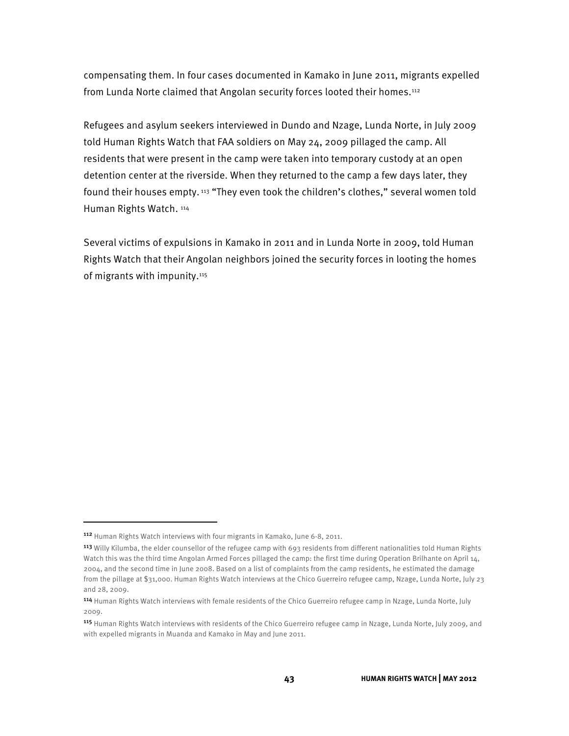compensating them. In four cases documented in Kamako in June 2011, migrants expelled from Lunda Norte claimed that Angolan security forces looted their homes.[112]

Refugees and asylum seekers interviewed in Dundo and Nzage, Lunda Norte, in July 2009 told Human Rights Watch that FAA soldiers on May 24, 2009 pillaged the camp. All residents that were present in the camp were taken into temporary custody at an open detention center at the riverside. When they returned to the camp a few days later, they found their houses empty.[113] "They even took the children's clothes," several women told Human Rights Watch.[114]

Several victims of expulsions in Kamako in 2011 and in Lunda Norte in 2009, told Human Rights Watch that their Angolan neighbors joined the security forces in looting the homes of migrants with impunity.[115]

---

[112] Human Rights Watch interviews with four migrants in Kamako, June 6-8, 2011.

[113] Willy Kilumba, the elder counsellor of the refugee camp with 693 residents from different nationalities told Human Rights Watch this was the third time Angolan Armed Forces pillaged the camp: the first time during Operation Brilhante on April 14, 2004, and the second time in June 2008. Based on a list of complaints from the camp residents, he estimated the damage from the pillage at $31,000. Human Rights Watch interviews at the Chico Guerreiro refugee camp, Nzage, Lunda Norte, July 23 and 28, 2009.

[114] Human Rights Watch interviews with female residents of the Chico Guerreiro refugee camp in Nzage, Lunda Norte, July 2009.

[115] Human Rights Watch interviews with residents of the Chico Guerreiro refugee camp in Nzage, Lunda Norte, July 2009, and with expelled migrants in Muanda and Kamako in May and June 2011.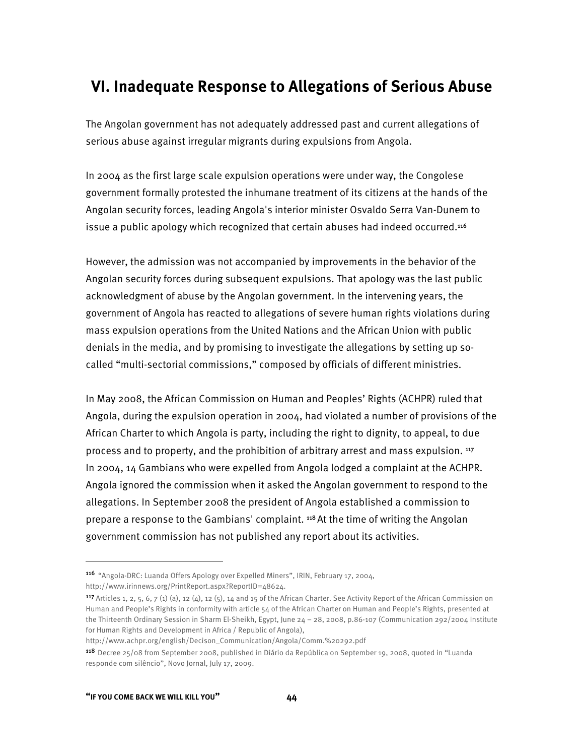## VI. Inadequate Response to Allegations of Serious Abuse

The Angolan government has not adequately addressed past and current allegations of serious abuse against irregular migrants during expulsions from Angola.

In 2004 as the first large scale expulsion operations were under way, the Congolese government formally protested the inhumane treatment of its citizens at the hands of the Angolan security forces, leading Angola's interior minister Osvaldo Serra Van-Dunem to issue a public apology which recognized that certain abuses had indeed occurred.[116]

However, the admission was not accompanied by improvements in the behavior of the Angolan security forces during subsequent expulsions. That apology was the last public acknowledgment of abuse by the Angolan government. In the intervening years, the government of Angola has reacted to allegations of severe human rights violations during mass expulsion operations from the United Nations and the African Union with public denials in the media, and by promising to investigate the allegations by setting up so-called "multi-sectorial commissions," composed by officials of different ministries.

In May 2008, the African Commission on Human and Peoples' Rights (ACHPR) ruled that Angola, during the expulsion operation in 2004, had violated a number of provisions of the African Charter to which Angola is party, including the right to dignity, to appeal, to due process and to property, and the prohibition of arbitrary arrest and mass expulsion. [117] In 2004, 14 Gambians who were expelled from Angola lodged a complaint at the ACHPR. Angola ignored the commission when it asked the Angolan government to respond to the allegations. In September 2008 the president of Angola established a commission to prepare a response to the Gambians' complaint. [118] At the time of writing the Angolan government commission has not published any report about its activities.

---

[116] "Angola-DRC: Luanda Offers Apology over Expelled Miners", IRIN, February 17, 2004, http://www.irinnews.org/PrintReport.aspx?ReportID=48624.

[117] Articles 1, 2, 5, 6, 7 (1) (a), 12 (4), 12 (5), 14 and 15 of the African Charter. See Activity Report of the African Commission on Human and People's Rights in conformity with article 54 of the African Charter on Human and People's Rights, presented at the Thirteenth Ordinary Session in Sharm El-Sheikh, Egypt, June 24 – 28, 2008, p.86-107 (Communication 292/2004 Institute for Human Rights and Development in Africa / Republic of Angola), http://www.achpr.org/english/Decison_Communication/Angola/Comm.%20292.pdf

[118] Decree 25/08 from September 2008, published in Diário da República on September 19, 2008, quoted in "Luanda responde com silêncio", Novo Jornal, July 17, 2009.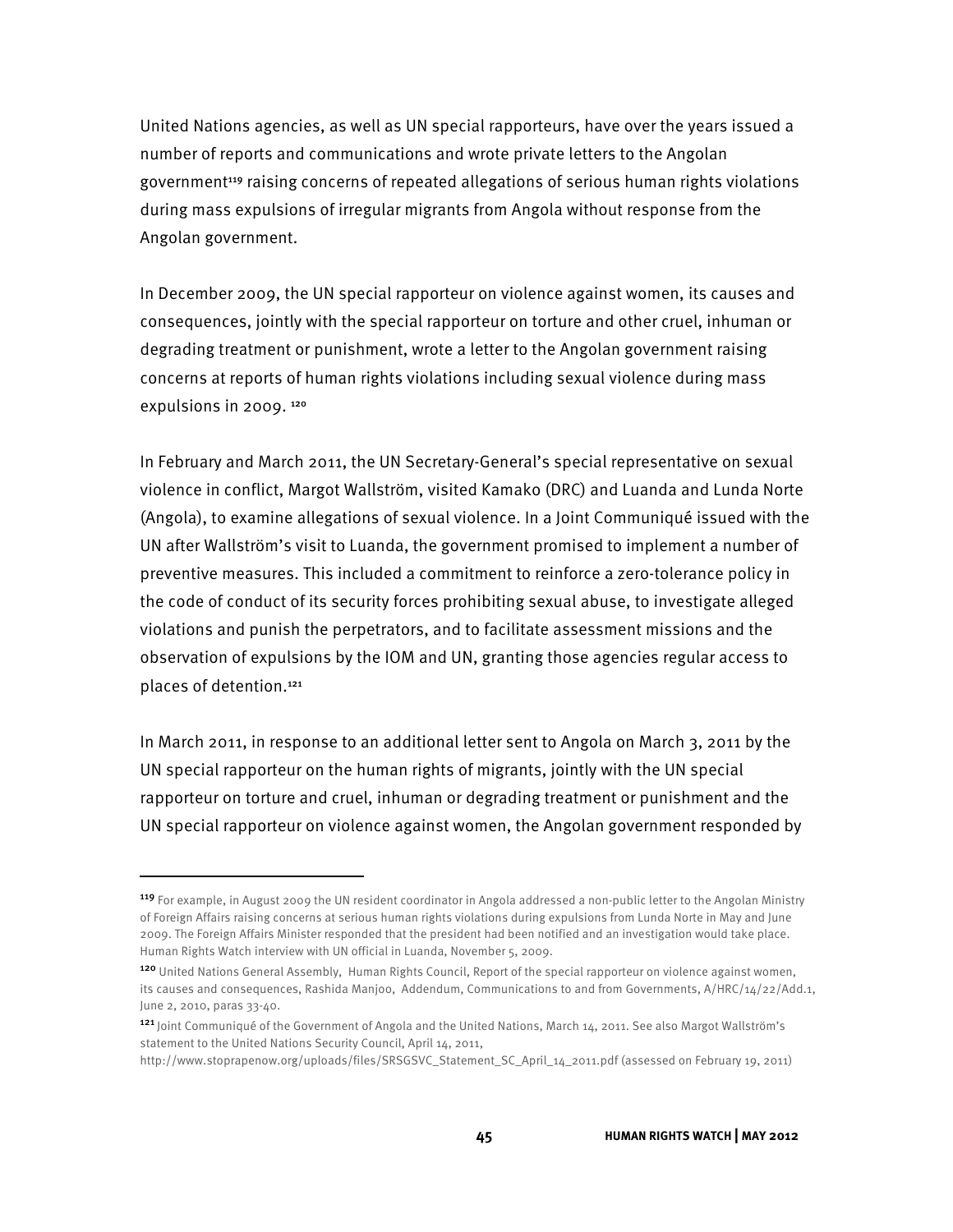United Nations agencies, as well as UN special rapporteurs, have over the years issued a number of reports and communications and wrote private letters to the Angolan government[119] raising concerns of repeated allegations of serious human rights violations during mass expulsions of irregular migrants from Angola without response from the Angolan government.

In December 2009, the UN special rapporteur on violence against women, its causes and consequences, jointly with the special rapporteur on torture and other cruel, inhuman or degrading treatment or punishment, wrote a letter to the Angolan government raising concerns at reports of human rights violations including sexual violence during mass expulsions in 2009. [120]

In February and March 2011, the UN Secretary-General's special representative on sexual violence in conflict, Margot Wallström, visited Kamako (DRC) and Luanda and Lunda Norte (Angola), to examine allegations of sexual violence. In a Joint Communiqué issued with the UN after Wallström's visit to Luanda, the government promised to implement a number of preventive measures. This included a commitment to reinforce a zero-tolerance policy in the code of conduct of its security forces prohibiting sexual abuse, to investigate alleged violations and punish the perpetrators, and to facilitate assessment missions and the observation of expulsions by the IOM and UN, granting those agencies regular access to places of detention.[121]

In March 2011, in response to an additional letter sent to Angola on March 3, 2011 by the UN special rapporteur on the human rights of migrants, jointly with the UN special rapporteur on torture and cruel, inhuman or degrading treatment or punishment and the UN special rapporteur on violence against women, the Angolan government responded by

---

[119] For example, in August 2009 the UN resident coordinator in Angola addressed a non-public letter to the Angolan Ministry of Foreign Affairs raising concerns at serious human rights violations during expulsions from Lunda Norte in May and June 2009. The Foreign Affairs Minister responded that the president had been notified and an investigation would take place. Human Rights Watch interview with UN official in Luanda, November 5, 2009.

[120] United Nations General Assembly, Human Rights Council, Report of the special rapporteur on violence against women, its causes and consequences, Rashida Manjoo, Addendum, Communications to and from Governments, A/HRC/14/22/Add.1, June 2, 2010, paras 33-40.

[121] Joint Communiqué of the Government of Angola and the United Nations, March 14, 2011. See also Margot Wallström's statement to the United Nations Security Council, April 14, 2011, http://www.stoprapenow.org/uploads/files/SRSGSVC_Statement_SC_April_14_2011.pdf (assessed on February 19, 2011)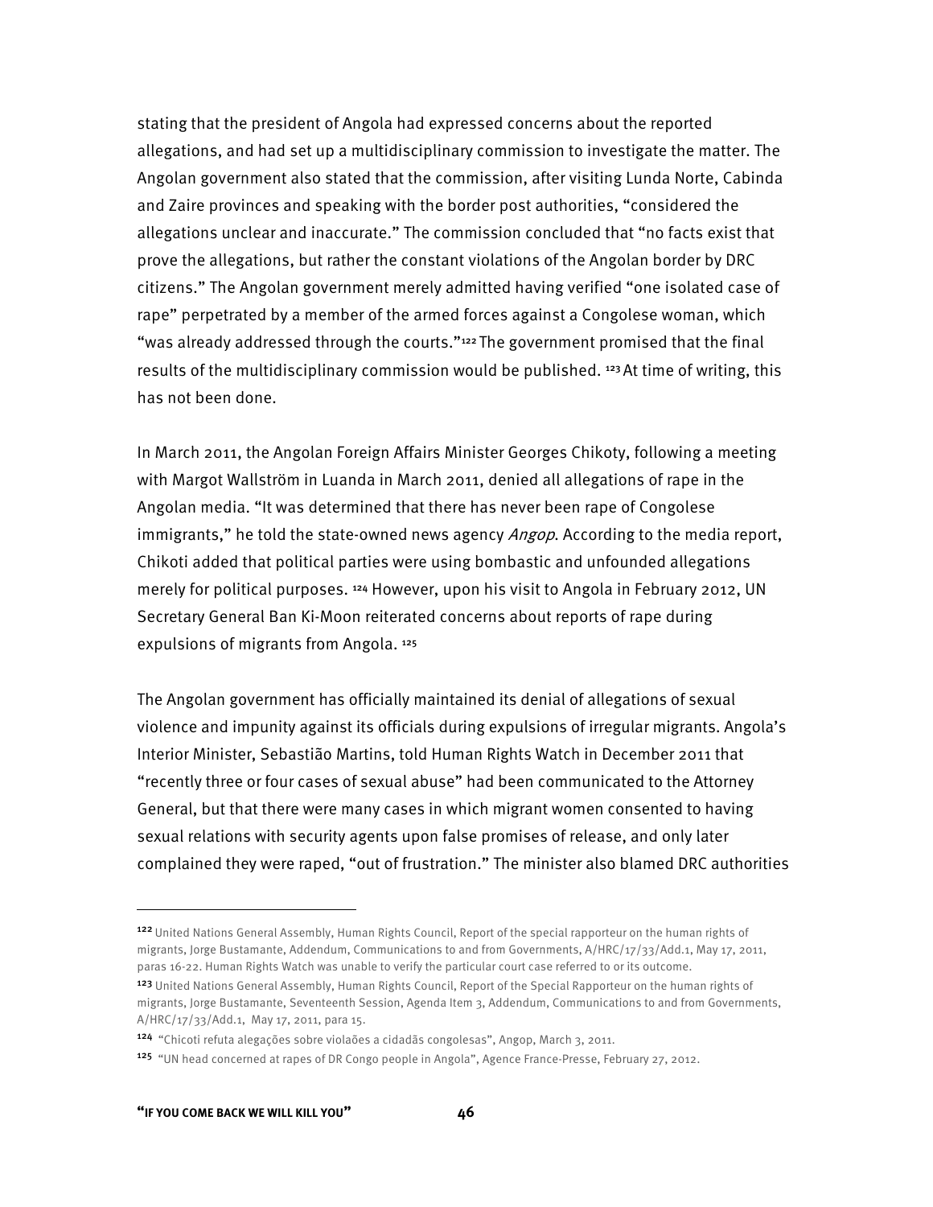stating that the president of Angola had expressed concerns about the reported allegations, and had set up a multidisciplinary commission to investigate the matter. The Angolan government also stated that the commission, after visiting Lunda Norte, Cabinda and Zaire provinces and speaking with the border post authorities, "considered the allegations unclear and inaccurate." The commission concluded that "no facts exist that prove the allegations, but rather the constant violations of the Angolan border by DRC citizens." The Angolan government merely admitted having verified "one isolated case of rape" perpetrated by a member of the armed forces against a Congolese woman, which "was already addressed through the courts."[122] The government promised that the final results of the multidisciplinary commission would be published. [123] At time of writing, this has not been done.

In March 2011, the Angolan Foreign Affairs Minister Georges Chikoty, following a meeting with Margot Wallström in Luanda in March 2011, denied all allegations of rape in the Angolan media. "It was determined that there has never been rape of Congolese immigrants," he told the state-owned news agency *Angop*. According to the media report, Chikoti added that political parties were using bombastic and unfounded allegations merely for political purposes. [124] However, upon his visit to Angola in February 2012, UN Secretary General Ban Ki-Moon reiterated concerns about reports of rape during expulsions of migrants from Angola. [125]

The Angolan government has officially maintained its denial of allegations of sexual violence and impunity against its officials during expulsions of irregular migrants. Angola's Interior Minister, Sebastião Martins, told Human Rights Watch in December 2011 that "recently three or four cases of sexual abuse" had been communicated to the Attorney General, but that there were many cases in which migrant women consented to having sexual relations with security agents upon false promises of release, and only later complained they were raped, "out of frustration." The minister also blamed DRC authorities

---

[122] United Nations General Assembly, Human Rights Council, Report of the special rapporteur on the human rights of migrants, Jorge Bustamante, Addendum, Communications to and from Governments, A/HRC/17/33/Add.1, May 17, 2011, paras 16-22. Human Rights Watch was unable to verify the particular court case referred to or its outcome.

[123] United Nations General Assembly, Human Rights Council, Report of the Special Rapporteur on the human rights of migrants, Jorge Bustamante, Seventeenth Session, Agenda Item 3, Addendum, Communications to and from Governments, A/HRC/17/33/Add.1, May 17, 2011, para 15.

[124] "Chicoti refuta alegações sobre violaões a cidadãs congolesas", Angop, March 3, 2011.

[125] "UN head concerned at rapes of DR Congo people in Angola", Agence France-Presse, February 27, 2012.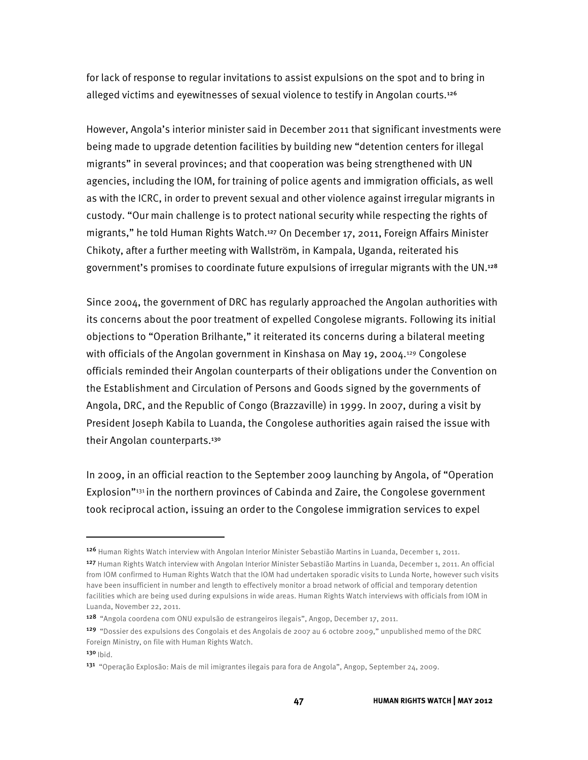for lack of response to regular invitations to assist expulsions on the spot and to bring in alleged victims and eyewitnesses of sexual violence to testify in Angolan courts.[126]

However, Angola's interior minister said in December 2011 that significant investments were being made to upgrade detention facilities by building new "detention centers for illegal migrants" in several provinces; and that cooperation was being strengthened with UN agencies, including the IOM, for training of police agents and immigration officials, as well as with the ICRC, in order to prevent sexual and other violence against irregular migrants in custody. "Our main challenge is to protect national security while respecting the rights of migrants," he told Human Rights Watch.[127] On December 17, 2011, Foreign Affairs Minister Chikoty, after a further meeting with Wallström, in Kampala, Uganda, reiterated his government's promises to coordinate future expulsions of irregular migrants with the UN.[128]

Since 2004, the government of DRC has regularly approached the Angolan authorities with its concerns about the poor treatment of expelled Congolese migrants. Following its initial objections to "Operation Brilhante," it reiterated its concerns during a bilateral meeting with officials of the Angolan government in Kinshasa on May 19, 2004.[129] Congolese officials reminded their Angolan counterparts of their obligations under the Convention on the Establishment and Circulation of Persons and Goods signed by the governments of Angola, DRC, and the Republic of Congo (Brazzaville) in 1999. In 2007, during a visit by President Joseph Kabila to Luanda, the Congolese authorities again raised the issue with their Angolan counterparts.[130]

In 2009, in an official reaction to the September 2009 launching by Angola, of "Operation Explosion"[131] in the northern provinces of Cabinda and Zaire, the Congolese government took reciprocal action, issuing an order to the Congolese immigration services to expel

---

[126] Human Rights Watch interview with Angolan Interior Minister Sebastião Martins in Luanda, December 1, 2011.

[127] Human Rights Watch interview with Angolan Interior Minister Sebastião Martins in Luanda, December 1, 2011. An official from IOM confirmed to Human Rights Watch that the IOM had undertaken sporadic visits to Lunda Norte, however such visits have been insufficient in number and length to effectively monitor a broad network of official and temporary detention facilities which are being used during expulsions in wide areas. Human Rights Watch interviews with officials from IOM in Luanda, November 22, 2011.

[128] "Angola coordena com ONU expulsão de estrangeiros ilegais", Angop, December 17, 2011.

[129] "Dossier des expulsions des Congolais et des Angolais de 2007 au 6 octobre 2009," unpublished memo of the DRC Foreign Ministry, on file with Human Rights Watch.

[130] Ibid.

[131] "Operação Explosão: Mais de mil imigrantes ilegais para fora de Angola", Angop, September 24, 2009.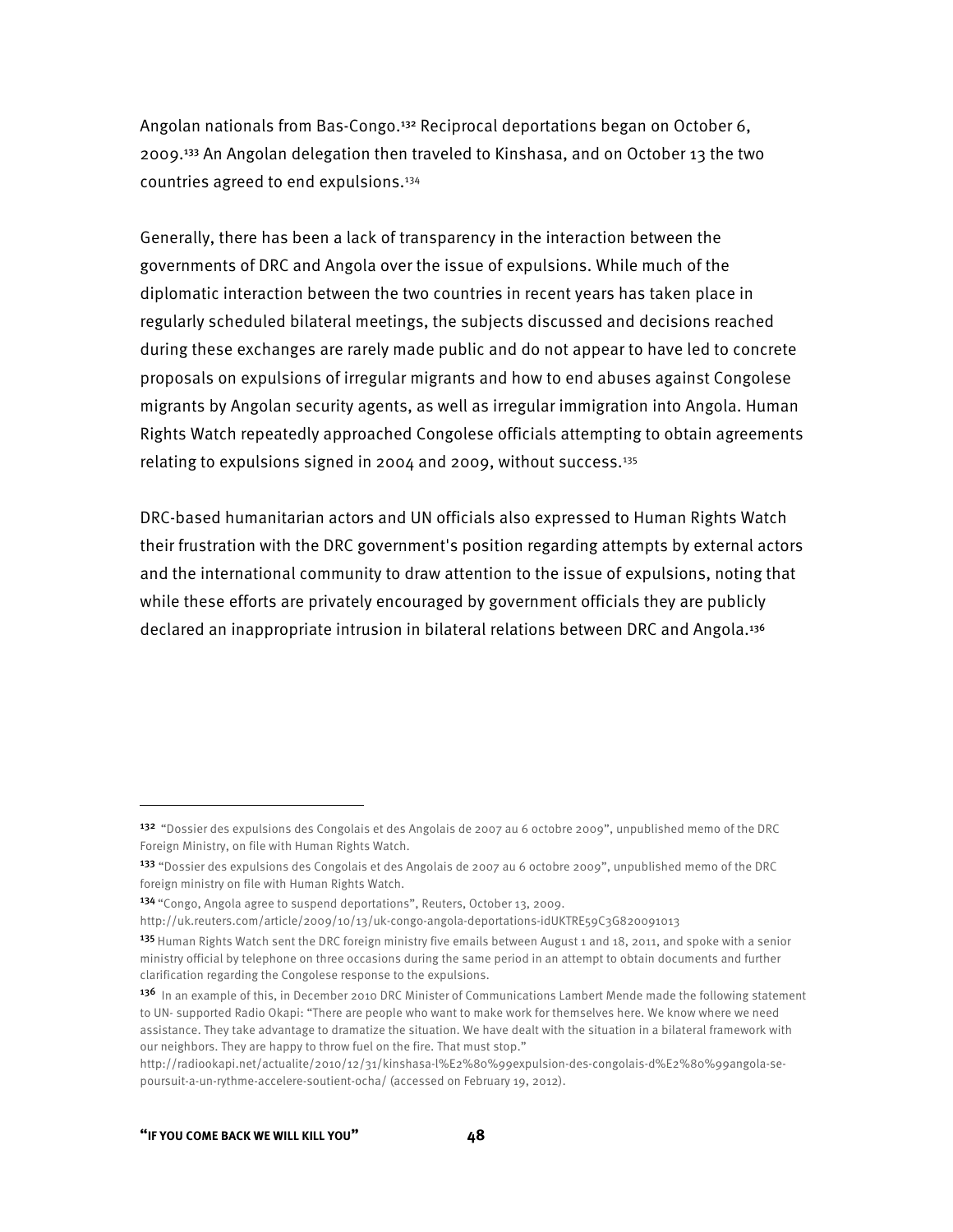Angolan nationals from Bas-Congo.[132] Reciprocal deportations began on October 6, 2009.[133] An Angolan delegation then traveled to Kinshasa, and on October 13 the two countries agreed to end expulsions.[134]

Generally, there has been a lack of transparency in the interaction between the governments of DRC and Angola over the issue of expulsions. While much of the diplomatic interaction between the two countries in recent years has taken place in regularly scheduled bilateral meetings, the subjects discussed and decisions reached during these exchanges are rarely made public and do not appear to have led to concrete proposals on expulsions of irregular migrants and how to end abuses against Congolese migrants by Angolan security agents, as well as irregular immigration into Angola. Human Rights Watch repeatedly approached Congolese officials attempting to obtain agreements relating to expulsions signed in 2004 and 2009, without success.[135]

DRC-based humanitarian actors and UN officials also expressed to Human Rights Watch their frustration with the DRC government's position regarding attempts by external actors and the international community to draw attention to the issue of expulsions, noting that while these efforts are privately encouraged by government officials they are publicly declared an inappropriate intrusion in bilateral relations between DRC and Angola.[136]

---

[132] "Dossier des expulsions des Congolais et des Angolais de 2007 au 6 octobre 2009", unpublished memo of the DRC Foreign Ministry, on file with Human Rights Watch.

[133] "Dossier des expulsions des Congolais et des Angolais de 2007 au 6 octobre 2009", unpublished memo of the DRC foreign ministry on file with Human Rights Watch.

[134] "Congo, Angola agree to suspend deportations", Reuters, October 13, 2009. http://uk.reuters.com/article/2009/10/13/uk-congo-angola-deportations-idUKTRE59C3G820091013

[135] Human Rights Watch sent the DRC foreign ministry five emails between August 1 and 18, 2011, and spoke with a senior ministry official by telephone on three occasions during the same period in an attempt to obtain documents and further clarification regarding the Congolese response to the expulsions.

[136] In an example of this, in December 2010 DRC Minister of Communications Lambert Mende made the following statement to UN- supported Radio Okapi: "There are people who want to make work for themselves here. We know where we need assistance. They take advantage to dramatize the situation. We have dealt with the situation in a bilateral framework with our neighbors. They are happy to throw fuel on the fire. That must stop." http://radiookapi.net/actualite/2010/12/31/kinshasa-l%E2%80%99expulsion-des-congolais-d%E2%80%99angola-se-poursuit-a-un-rythme-accelere-soutient-ocha/ (accessed on February 19, 2012).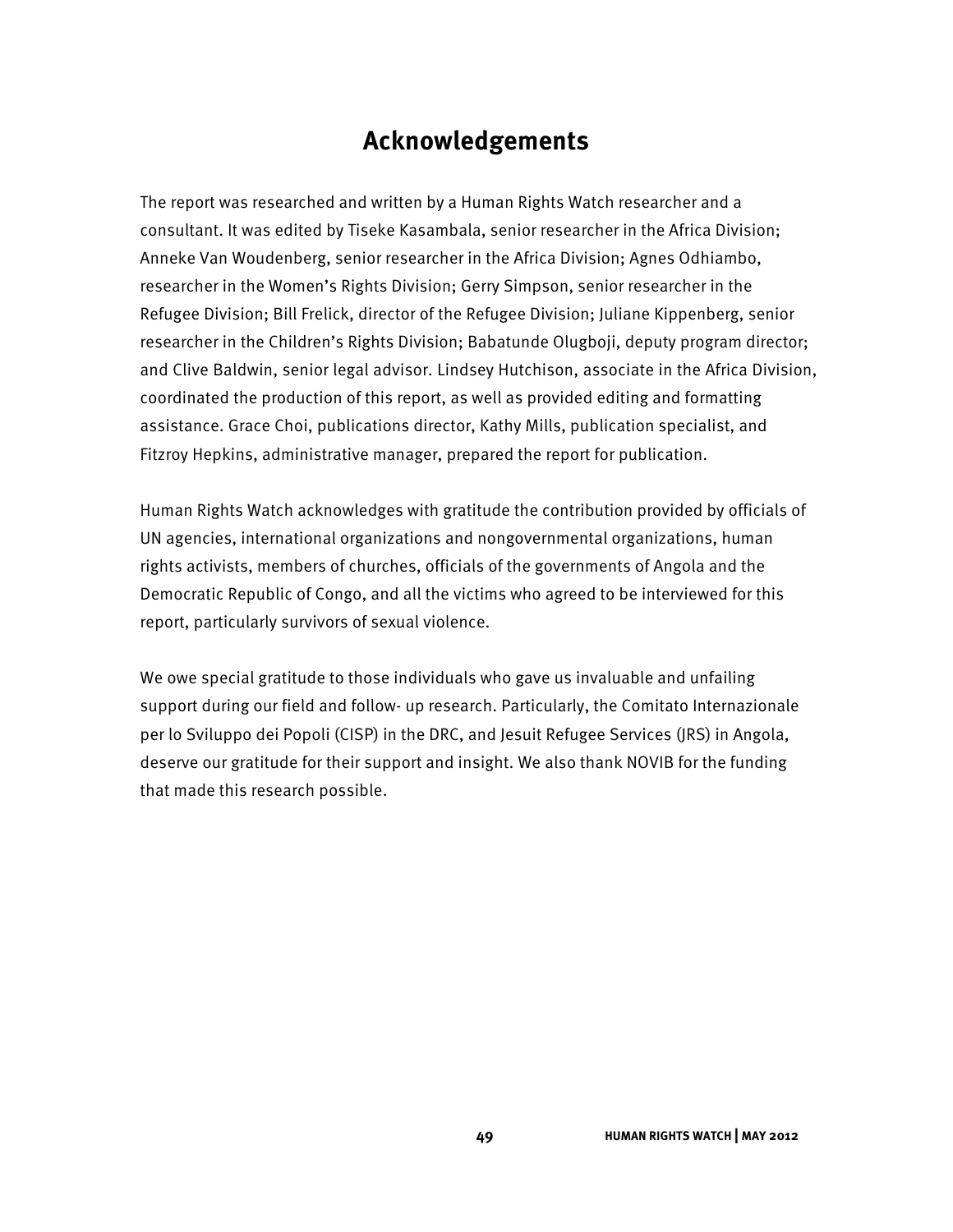# Acknowledgements

The report was researched and written by a Human Rights Watch researcher and a consultant. It was edited by Tiseke Kasambala, senior researcher in the Africa Division; Anneke Van Woudenberg, senior researcher in the Africa Division; Agnes Odhiambo, researcher in the Women's Rights Division; Gerry Simpson, senior researcher in the Refugee Division; Bill Frelick, director of the Refugee Division; Juliane Kippenberg, senior researcher in the Children's Rights Division; Babatunde Olugboji, deputy program director; and Clive Baldwin, senior legal advisor. Lindsey Hutchison, associate in the Africa Division, coordinated the production of this report, as well as provided editing and formatting assistance. Grace Choi, publications director, Kathy Mills, publication specialist, and Fitzroy Hepkins, administrative manager, prepared the report for publication.

Human Rights Watch acknowledges with gratitude the contribution provided by officials of UN agencies, international organizations and nongovernmental organizations, human rights activists, members of churches, officials of the governments of Angola and the Democratic Republic of Congo, and all the victims who agreed to be interviewed for this report, particularly survivors of sexual violence.

We owe special gratitude to those individuals who gave us invaluable and unfailing support during our field and follow- up research. Particularly, the Comitato Internazionale per lo Sviluppo dei Popoli (CISP) in the DRC, and Jesuit Refugee Services (JRS) in Angola, deserve our gratitude for their support and insight. We also thank NOVIB for the funding that made this research possible.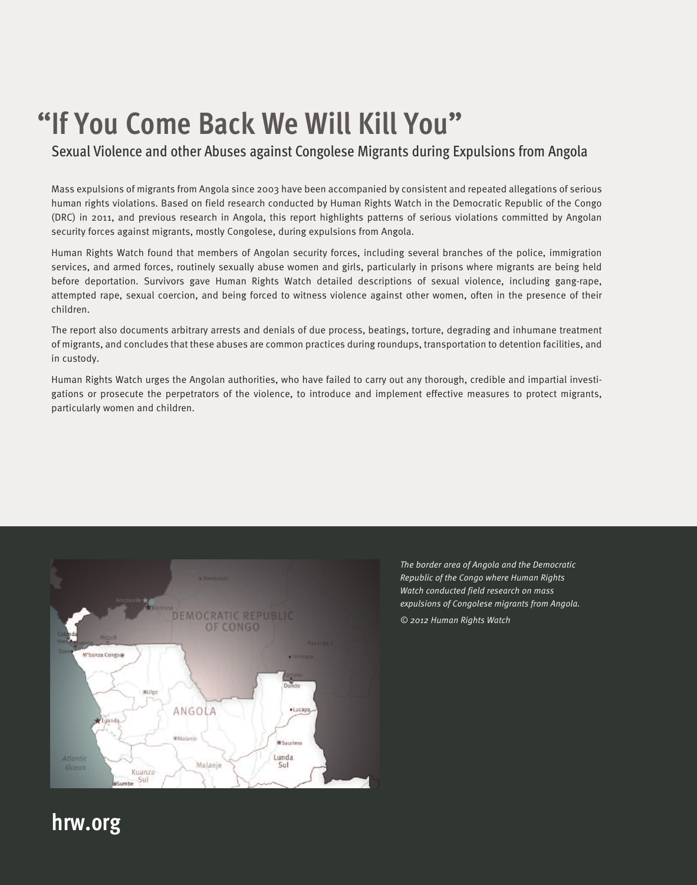# "If You Come Back We Will Kill You"

## Sexual Violence and other Abuses against Congolese Migrants during Expulsions from Angola

Mass expulsions of migrants from Angola since 2003 have been accompanied by consistent and repeated allegations of serious human rights violations. Based on field research conducted by Human Rights Watch in the Democratic Republic of the Congo (DRC) in 2011, and previous research in Angola, this report highlights patterns of serious violations committed by Angolan security forces against migrants, mostly Congolese, during expulsions from Angola.

Human Rights Watch found that members of Angolan security forces, including several branches of the police, immigration services, and armed forces, routinely sexually abuse women and girls, particularly in prisons where migrants are being held before deportation. Survivors gave Human Rights Watch detailed descriptions of sexual violence, including gang-rape, attempted rape, sexual coercion, and being forced to witness violence against other women, often in the presence of their children.

The report also documents arbitrary arrests and denials of due process, beatings, torture, degrading and inhumane treatment of migrants, and concludes that these abuses are common practices during roundups, transportation to detention facilities, and in custody.

Human Rights Watch urges the Angolan authorities, who have failed to carry out any thorough, credible and impartial investigations or prosecute the perpetrators of the violence, to introduce and implement effective measures to protect migrants, particularly women and children.

*The border area of Angola and the Democratic Republic of the Congo where Human Rights Watch conducted field research on mass expulsions of Congolese migrants from Angola.*

*© 2012 Human Rights Watch*

**hrw.org**